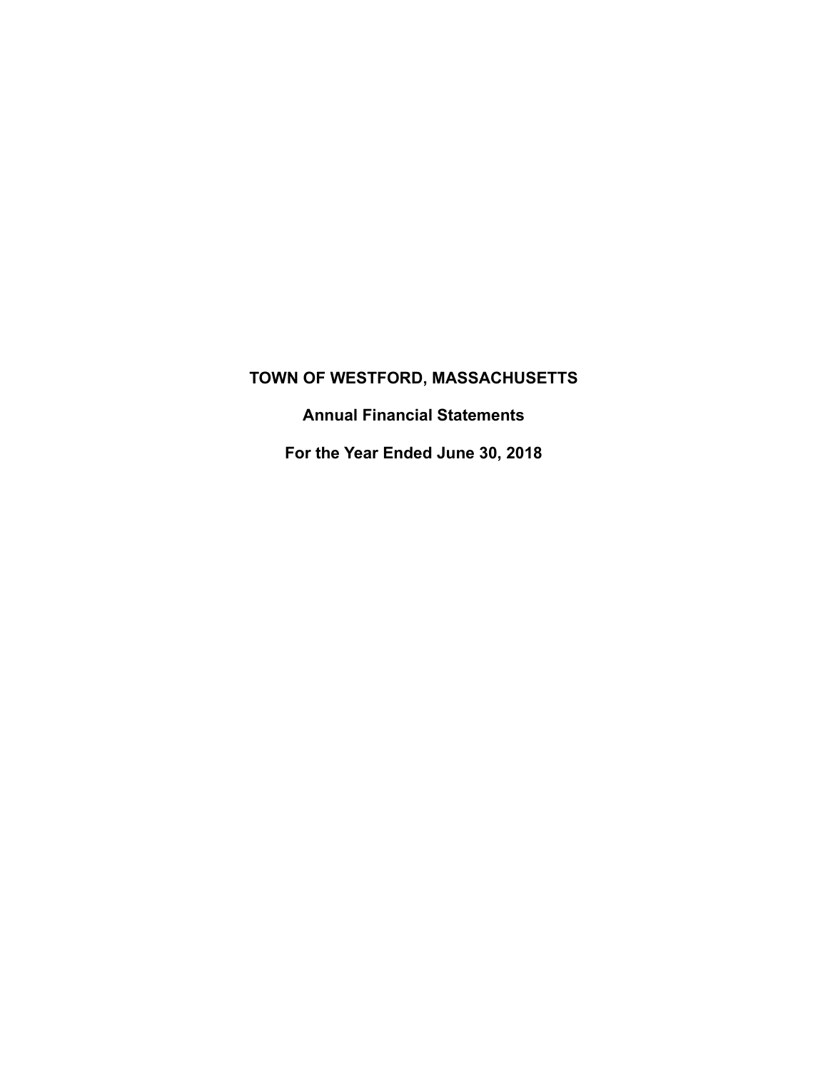# TOWN OF WESTFORD, MASSACHUSETTS

## Annual Financial Statements

## For the Year Ended June 30, 2018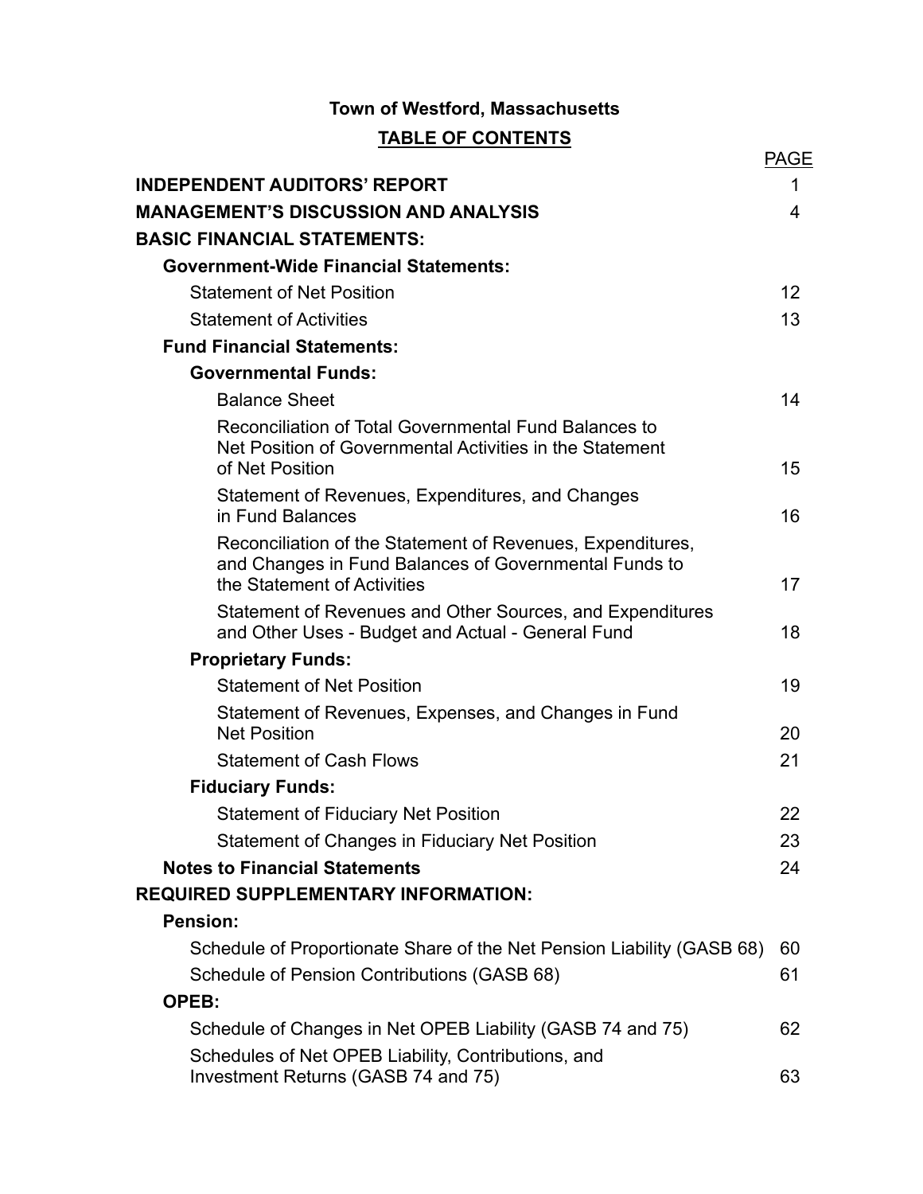**Town of Westford, Massachusetts**

**TABLE OF CONTENTS**

| | PAGE |
|---|---|
| **INDEPENDENT AUDITORS' REPORT** | 1 |
| **MANAGEMENT'S DISCUSSION AND ANALYSIS** | 4 |
| **BASIC FINANCIAL STATEMENTS:** | |
| **Government-Wide Financial Statements:** | |
| Statement of Net Position | 12 |
| Statement of Activities | 13 |
| **Fund Financial Statements:** | |
| **Governmental Funds:** | |
| Balance Sheet | 14 |
| Reconciliation of Total Governmental Fund Balances to Net Position of Governmental Activities in the Statement of Net Position | 15 |
| Statement of Revenues, Expenditures, and Changes in Fund Balances | 16 |
| Reconciliation of the Statement of Revenues, Expenditures, and Changes in Fund Balances of Governmental Funds to the Statement of Activities | 17 |
| Statement of Revenues and Other Sources, and Expenditures and Other Uses - Budget and Actual - General Fund | 18 |
| **Proprietary Funds:** | |
| Statement of Net Position | 19 |
| Statement of Revenues, Expenses, and Changes in Fund Net Position | 20 |
| Statement of Cash Flows | 21 |
| **Fiduciary Funds:** | |
| Statement of Fiduciary Net Position | 22 |
| Statement of Changes in Fiduciary Net Position | 23 |
| **Notes to Financial Statements** | 24 |
| **REQUIRED SUPPLEMENTARY INFORMATION:** | |
| **Pension:** | |
| Schedule of Proportionate Share of the Net Pension Liability (GASB 68) | 60 |
| Schedule of Pension Contributions (GASB 68) | 61 |
| **OPEB:** | |
| Schedule of Changes in Net OPEB Liability (GASB 74 and 75) | 62 |
| Schedules of Net OPEB Liability, Contributions, and Investment Returns (GASB 74 and 75) | 63 |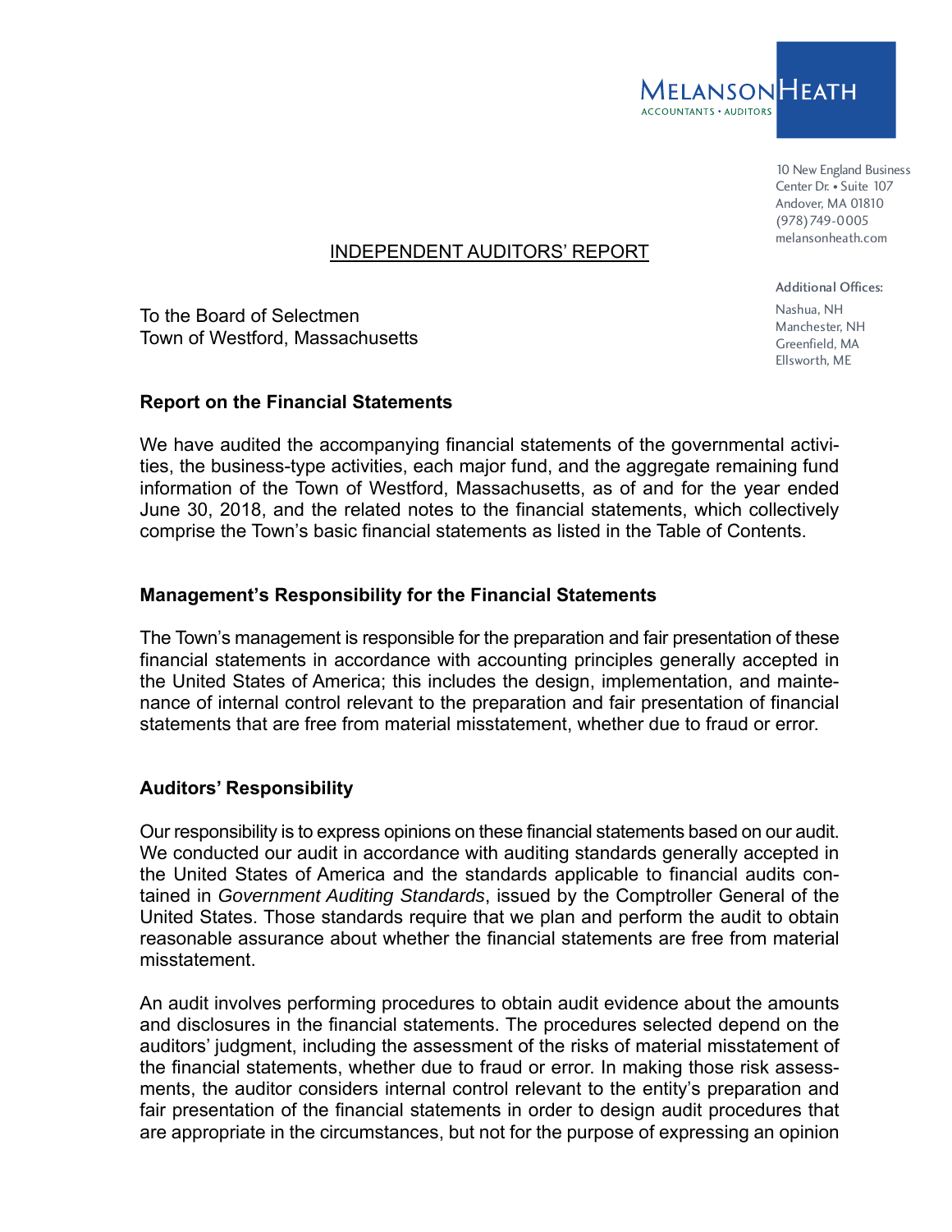MELANSON HEATH
ACCOUNTANTS • AUDITORS

10 New England Business Center Dr. • Suite 107
Andover, MA 01810
(978) 749-0005
melansonheath.com

Additional Offices:
Nashua, NH
Manchester, NH
Greenfield, MA
Ellsworth, ME

# INDEPENDENT AUDITORS' REPORT

To the Board of Selectmen
Town of Westford, Massachusetts

## Report on the Financial Statements

We have audited the accompanying financial statements of the governmental activities, the business-type activities, each major fund, and the aggregate remaining fund information of the Town of Westford, Massachusetts, as of and for the year ended June 30, 2018, and the related notes to the financial statements, which collectively comprise the Town's basic financial statements as listed in the Table of Contents.

## Management's Responsibility for the Financial Statements

The Town's management is responsible for the preparation and fair presentation of these financial statements in accordance with accounting principles generally accepted in the United States of America; this includes the design, implementation, and maintenance of internal control relevant to the preparation and fair presentation of financial statements that are free from material misstatement, whether due to fraud or error.

## Auditors' Responsibility

Our responsibility is to express opinions on these financial statements based on our audit. We conducted our audit in accordance with auditing standards generally accepted in the United States of America and the standards applicable to financial audits contained in *Government Auditing Standards*, issued by the Comptroller General of the United States. Those standards require that we plan and perform the audit to obtain reasonable assurance about whether the financial statements are free from material misstatement.

An audit involves performing procedures to obtain audit evidence about the amounts and disclosures in the financial statements. The procedures selected depend on the auditors' judgment, including the assessment of the risks of material misstatement of the financial statements, whether due to fraud or error. In making those risk assessments, the auditor considers internal control relevant to the entity's preparation and fair presentation of the financial statements in order to design audit procedures that are appropriate in the circumstances, but not for the purpose of expressing an opinion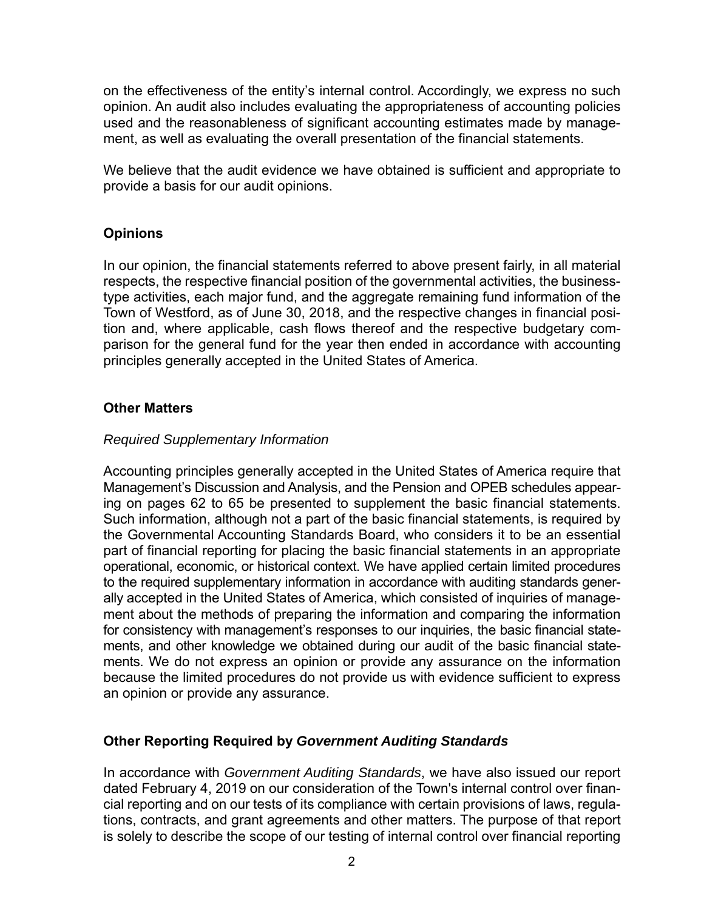on the effectiveness of the entity's internal control. Accordingly, we express no such opinion. An audit also includes evaluating the appropriateness of accounting policies used and the reasonableness of significant accounting estimates made by management, as well as evaluating the overall presentation of the financial statements.

We believe that the audit evidence we have obtained is sufficient and appropriate to provide a basis for our audit opinions.

## Opinions

In our opinion, the financial statements referred to above present fairly, in all material respects, the respective financial position of the governmental activities, the business-type activities, each major fund, and the aggregate remaining fund information of the Town of Westford, as of June 30, 2018, and the respective changes in financial position and, where applicable, cash flows thereof and the respective budgetary comparison for the general fund for the year then ended in accordance with accounting principles generally accepted in the United States of America.

## Other Matters

### *Required Supplementary Information*

Accounting principles generally accepted in the United States of America require that Management's Discussion and Analysis, and the Pension and OPEB schedules appearing on pages 62 to 65 be presented to supplement the basic financial statements. Such information, although not a part of the basic financial statements, is required by the Governmental Accounting Standards Board, who considers it to be an essential part of financial reporting for placing the basic financial statements in an appropriate operational, economic, or historical context. We have applied certain limited procedures to the required supplementary information in accordance with auditing standards generally accepted in the United States of America, which consisted of inquiries of management about the methods of preparing the information and comparing the information for consistency with management's responses to our inquiries, the basic financial statements, and other knowledge we obtained during our audit of the basic financial statements. We do not express an opinion or provide any assurance on the information because the limited procedures do not provide us with evidence sufficient to express an opinion or provide any assurance.

## Other Reporting Required by *Government Auditing Standards*

In accordance with *Government Auditing Standards*, we have also issued our report dated February 4, 2019 on our consideration of the Town's internal control over financial reporting and on our tests of its compliance with certain provisions of laws, regulations, contracts, and grant agreements and other matters. The purpose of that report is solely to describe the scope of our testing of internal control over financial reporting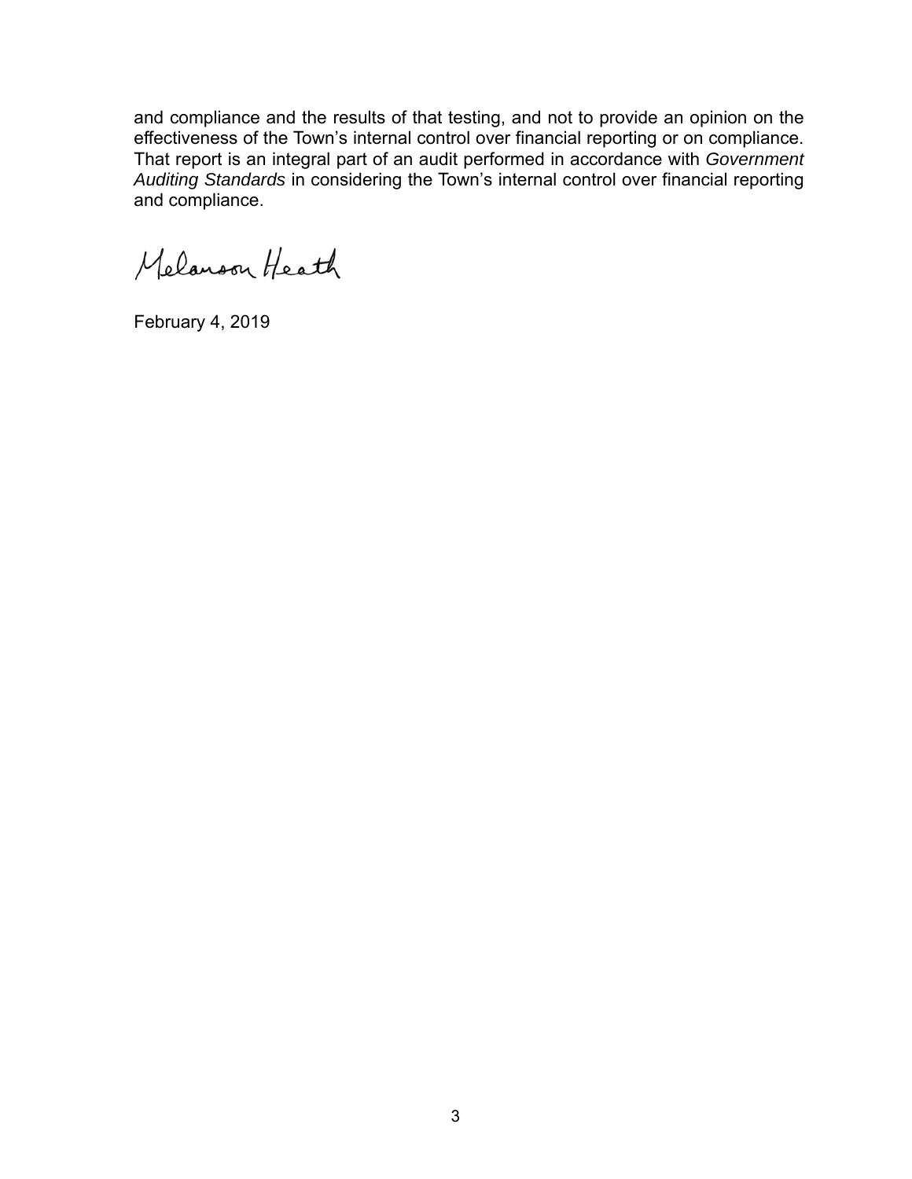and compliance and the results of that testing, and not to provide an opinion on the effectiveness of the Town's internal control over financial reporting or on compliance. That report is an integral part of an audit performed in accordance with *Government Auditing Standards* in considering the Town's internal control over financial reporting and compliance.

Melanson Heath

February 4, 2019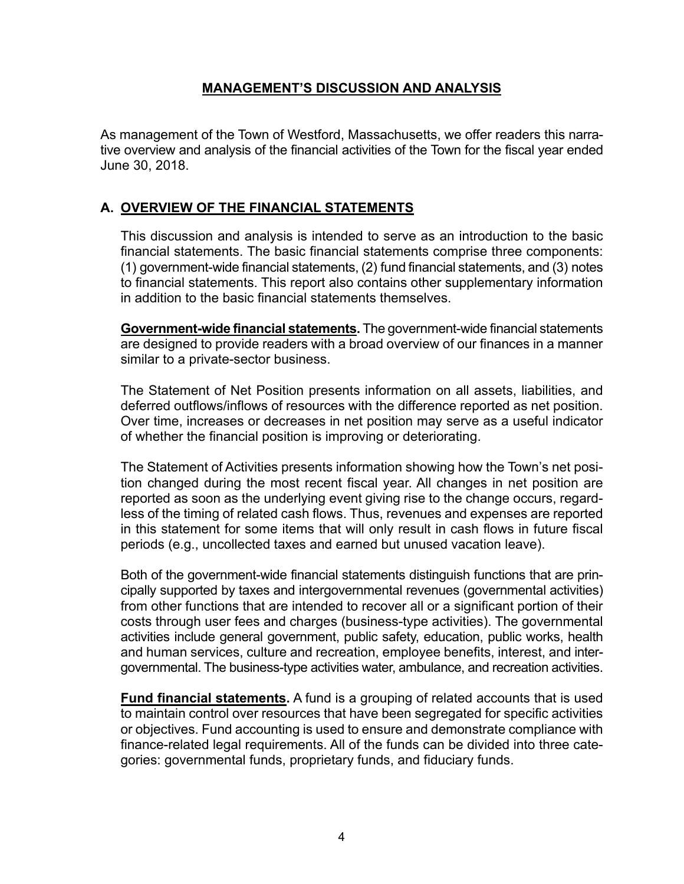# MANAGEMENT'S DISCUSSION AND ANALYSIS

As management of the Town of Westford, Massachusetts, we offer readers this narrative overview and analysis of the financial activities of the Town for the fiscal year ended June 30, 2018.

## A. OVERVIEW OF THE FINANCIAL STATEMENTS

This discussion and analysis is intended to serve as an introduction to the basic financial statements. The basic financial statements comprise three components: (1) government-wide financial statements, (2) fund financial statements, and (3) notes to financial statements. This report also contains other supplementary information in addition to the basic financial statements themselves.

**Government-wide financial statements.** The government-wide financial statements are designed to provide readers with a broad overview of our finances in a manner similar to a private-sector business.

The Statement of Net Position presents information on all assets, liabilities, and deferred outflows/inflows of resources with the difference reported as net position. Over time, increases or decreases in net position may serve as a useful indicator of whether the financial position is improving or deteriorating.

The Statement of Activities presents information showing how the Town's net position changed during the most recent fiscal year. All changes in net position are reported as soon as the underlying event giving rise to the change occurs, regardless of the timing of related cash flows. Thus, revenues and expenses are reported in this statement for some items that will only result in cash flows in future fiscal periods (e.g., uncollected taxes and earned but unused vacation leave).

Both of the government-wide financial statements distinguish functions that are principally supported by taxes and intergovernmental revenues (governmental activities) from other functions that are intended to recover all or a significant portion of their costs through user fees and charges (business-type activities). The governmental activities include general government, public safety, education, public works, health and human services, culture and recreation, employee benefits, interest, and intergovernmental. The business-type activities water, ambulance, and recreation activities.

**Fund financial statements.** A fund is a grouping of related accounts that is used to maintain control over resources that have been segregated for specific activities or objectives. Fund accounting is used to ensure and demonstrate compliance with finance-related legal requirements. All of the funds can be divided into three categories: governmental funds, proprietary funds, and fiduciary funds.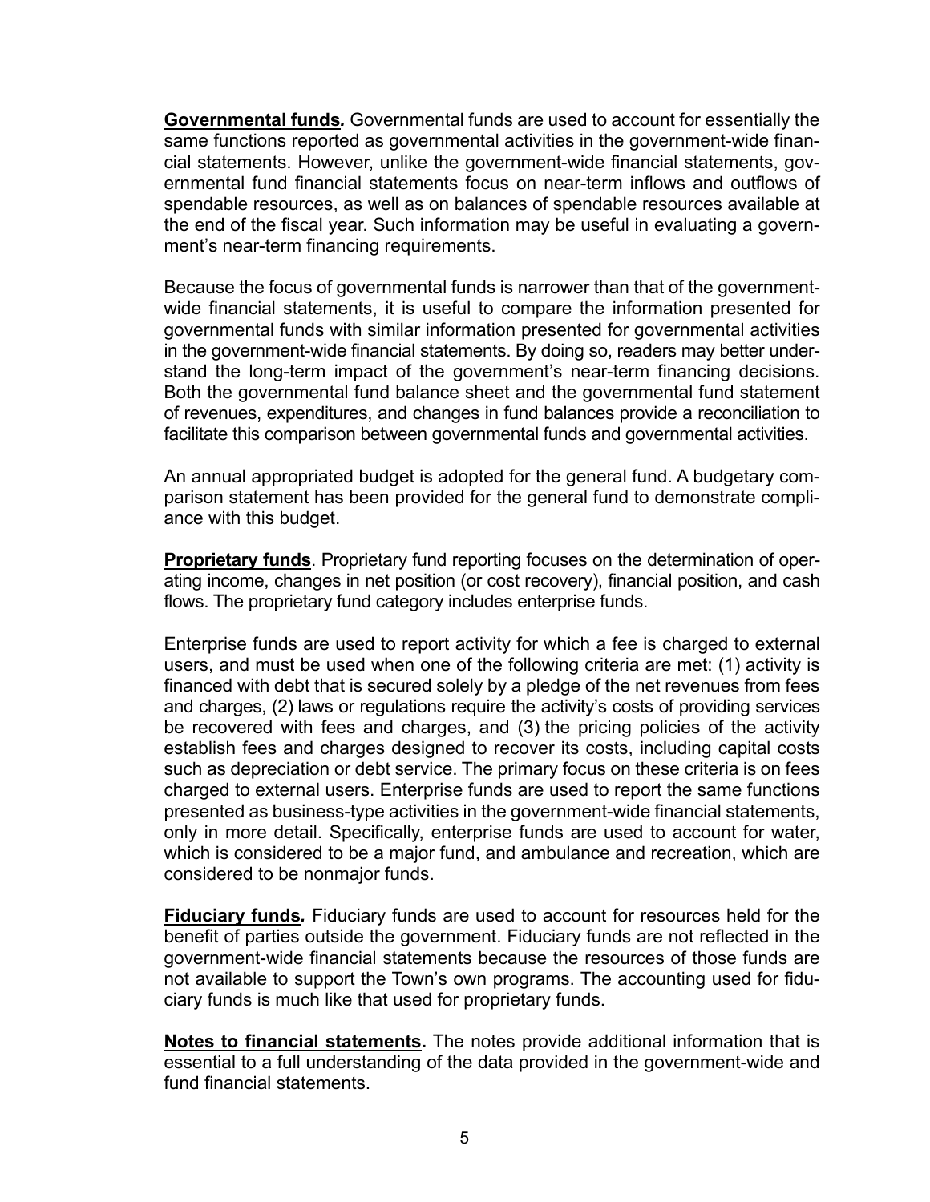**Governmental funds.** Governmental funds are used to account for essentially the same functions reported as governmental activities in the government-wide financial statements. However, unlike the government-wide financial statements, governmental fund financial statements focus on near-term inflows and outflows of spendable resources, as well as on balances of spendable resources available at the end of the fiscal year. Such information may be useful in evaluating a government's near-term financing requirements.

Because the focus of governmental funds is narrower than that of the government-wide financial statements, it is useful to compare the information presented for governmental funds with similar information presented for governmental activities in the government-wide financial statements. By doing so, readers may better understand the long-term impact of the government's near-term financing decisions. Both the governmental fund balance sheet and the governmental fund statement of revenues, expenditures, and changes in fund balances provide a reconciliation to facilitate this comparison between governmental funds and governmental activities.

An annual appropriated budget is adopted for the general fund. A budgetary comparison statement has been provided for the general fund to demonstrate compliance with this budget.

**Proprietary funds**. Proprietary fund reporting focuses on the determination of operating income, changes in net position (or cost recovery), financial position, and cash flows. The proprietary fund category includes enterprise funds.

Enterprise funds are used to report activity for which a fee is charged to external users, and must be used when one of the following criteria are met: (1) activity is financed with debt that is secured solely by a pledge of the net revenues from fees and charges, (2) laws or regulations require the activity's costs of providing services be recovered with fees and charges, and (3) the pricing policies of the activity establish fees and charges designed to recover its costs, including capital costs such as depreciation or debt service. The primary focus on these criteria is on fees charged to external users. Enterprise funds are used to report the same functions presented as business-type activities in the government-wide financial statements, only in more detail. Specifically, enterprise funds are used to account for water, which is considered to be a major fund, and ambulance and recreation, which are considered to be nonmajor funds.

**Fiduciary funds.** Fiduciary funds are used to account for resources held for the benefit of parties outside the government. Fiduciary funds are not reflected in the government-wide financial statements because the resources of those funds are not available to support the Town's own programs. The accounting used for fiduciary funds is much like that used for proprietary funds.

**Notes to financial statements.** The notes provide additional information that is essential to a full understanding of the data provided in the government-wide and fund financial statements.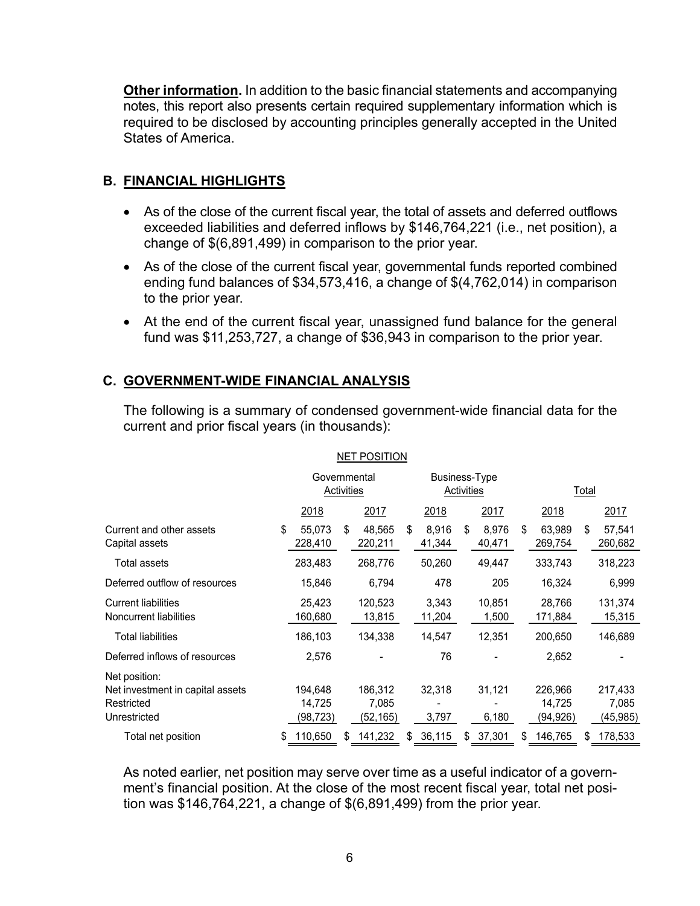**Other information.** In addition to the basic financial statements and accompanying notes, this report also presents certain required supplementary information which is required to be disclosed by accounting principles generally accepted in the United States of America.

## B. FINANCIAL HIGHLIGHTS

- As of the close of the current fiscal year, the total of assets and deferred outflows exceeded liabilities and deferred inflows by $146,764,221 (i.e., net position), a change of $(6,891,499) in comparison to the prior year.
- As of the close of the current fiscal year, governmental funds reported combined ending fund balances of $34,573,416, a change of $(4,762,014) in comparison to the prior year.
- At the end of the current fiscal year, unassigned fund balance for the general fund was $11,253,727, a change of $36,943 in comparison to the prior year.

## C. GOVERNMENT-WIDE FINANCIAL ANALYSIS

The following is a summary of condensed government-wide financial data for the current and prior fiscal years (in thousands):

NET POSITION

| | Governmental Activities | | Business-Type Activities | | Total | |
|---|---|---|---|---|---|---|
| | 2018 | 2017 | 2018 | 2017 | 2018 | 2017 |
| Current and other assets | $ 55,073 | $ 48,565 | $ 8,916 | $ 8,976 | $ 63,989 | $ 57,541 |
| Capital assets | 228,410 | 220,211 | 41,344 | 40,471 | 269,754 | 260,682 |
| Total assets | 283,483 | 268,776 | 50,260 | 49,447 | 333,743 | 318,223 |
| Deferred outflow of resources | 15,846 | 6,794 | 478 | 205 | 16,324 | 6,999 |
| Current liabilities | 25,423 | 120,523 | 3,343 | 10,851 | 28,766 | 131,374 |
| Noncurrent liabilities | 160,680 | 13,815 | 11,204 | 1,500 | 171,884 | 15,315 |
| Total liabilities | 186,103 | 134,338 | 14,547 | 12,351 | 200,650 | 146,689 |
| Deferred inflows of resources | 2,576 | - | 76 | - | 2,652 | - |
| Net position: | | | | | | |
| Net investment in capital assets | 194,648 | 186,312 | 32,318 | 31,121 | 226,966 | 217,433 |
| Restricted | 14,725 | 7,085 | - | - | 14,725 | 7,085 |
| Unrestricted | (98,723) | (52,165) | 3,797 | 6,180 | (94,926) | (45,985) |
| Total net position | $ 110,650 | $ 141,232 | $ 36,115 | $ 37,301 | $ 146,765 | $ 178,533 |

As noted earlier, net position may serve over time as a useful indicator of a government's financial position. At the close of the most recent fiscal year, total net position was $146,764,221, a change of $(6,891,499) from the prior year.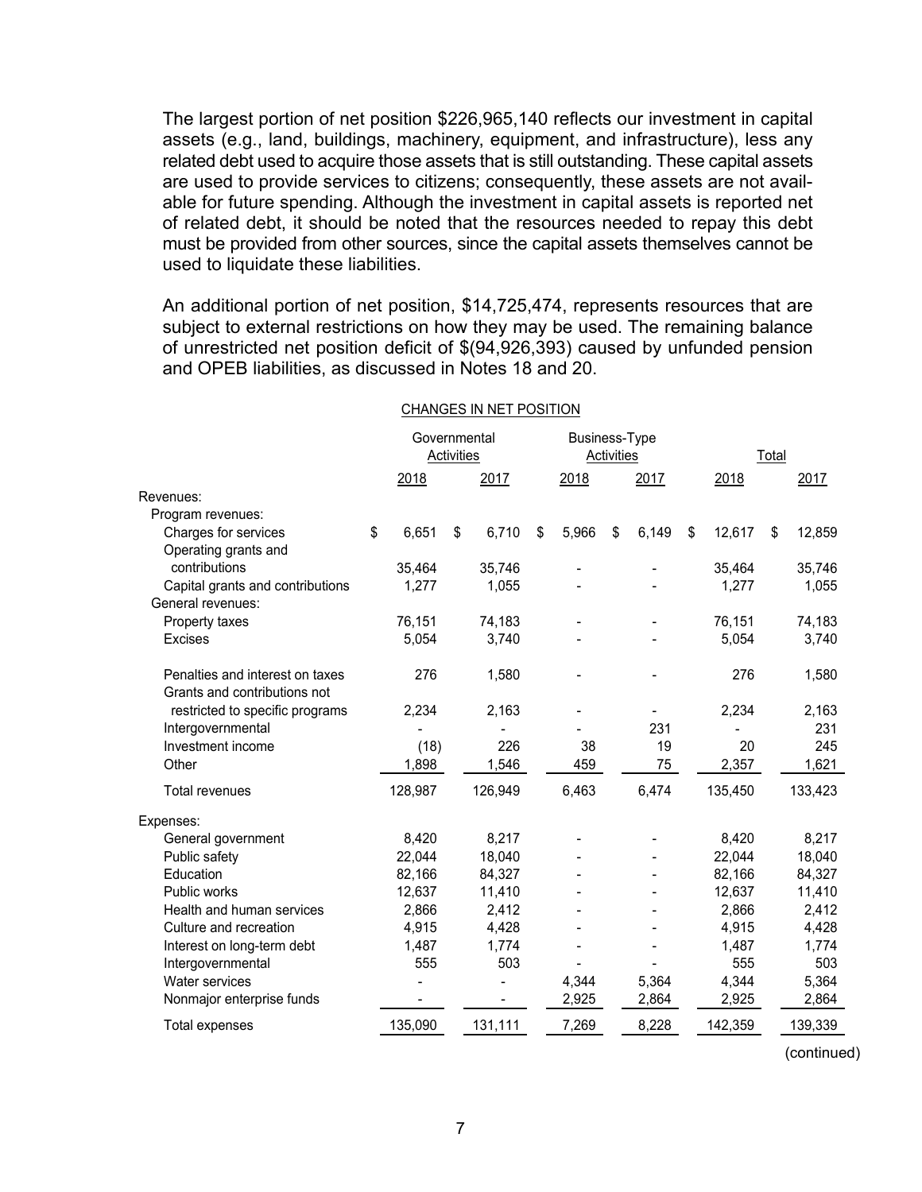The largest portion of net position $226,965,140 reflects our investment in capital assets (e.g., land, buildings, machinery, equipment, and infrastructure), less any related debt used to acquire those assets that is still outstanding. These capital assets are used to provide services to citizens; consequently, these assets are not available for future spending. Although the investment in capital assets is reported net of related debt, it should be noted that the resources needed to repay this debt must be provided from other sources, since the capital assets themselves cannot be used to liquidate these liabilities.

An additional portion of net position, $14,725,474, represents resources that are subject to external restrictions on how they may be used. The remaining balance of unrestricted net position deficit of $(94,926,393) caused by unfunded pension and OPEB liabilities, as discussed in Notes 18 and 20.

CHANGES IN NET POSITION

| | Governmental Activities | | Business-Type Activities | | Total | |
|---|---|---|---|---|---|---|
| | 2018 | 2017 | 2018 | 2017 | 2018 | 2017 |
| Revenues: | | | | | | |
| Program revenues: | | | | | | |
| Charges for services | $ 6,651 | $ 6,710 | $ 5,966 | $ 6,149 | $ 12,617 | $ 12,859 |
| Operating grants and contributions | 35,464 | 35,746 | - | - | 35,464 | 35,746 |
| Capital grants and contributions | 1,277 | 1,055 | - | - | 1,277 | 1,055 |
| General revenues: | | | | | | |
| Property taxes | 76,151 | 74,183 | - | - | 76,151 | 74,183 |
| Excises | 5,054 | 3,740 | - | - | 5,054 | 3,740 |
| Penalties and interest on taxes | 276 | 1,580 | - | - | 276 | 1,580 |
| Grants and contributions not restricted to specific programs | 2,234 | 2,163 | - | - | 2,234 | 2,163 |
| Intergovernmental | - | - | - | 231 | - | 231 |
| Investment income | (18) | 226 | 38 | 19 | 20 | 245 |
| Other | 1,898 | 1,546 | 459 | 75 | 2,357 | 1,621 |
| Total revenues | 128,987 | 126,949 | 6,463 | 6,474 | 135,450 | 133,423 |
| Expenses: | | | | | | |
| General government | 8,420 | 8,217 | - | - | 8,420 | 8,217 |
| Public safety | 22,044 | 18,040 | - | - | 22,044 | 18,040 |
| Education | 82,166 | 84,327 | - | - | 82,166 | 84,327 |
| Public works | 12,637 | 11,410 | - | - | 12,637 | 11,410 |
| Health and human services | 2,866 | 2,412 | - | - | 2,866 | 2,412 |
| Culture and recreation | 4,915 | 4,428 | - | - | 4,915 | 4,428 |
| Interest on long-term debt | 1,487 | 1,774 | - | - | 1,487 | 1,774 |
| Intergovernmental | 555 | 503 | - | - | 555 | 503 |
| Water services | - | - | 4,344 | 5,364 | 4,344 | 5,364 |
| Nonmajor enterprise funds | - | - | 2,925 | 2,864 | 2,925 | 2,864 |
| Total expenses | 135,090 | 131,111 | 7,269 | 8,228 | 142,359 | 139,339 |

(continued)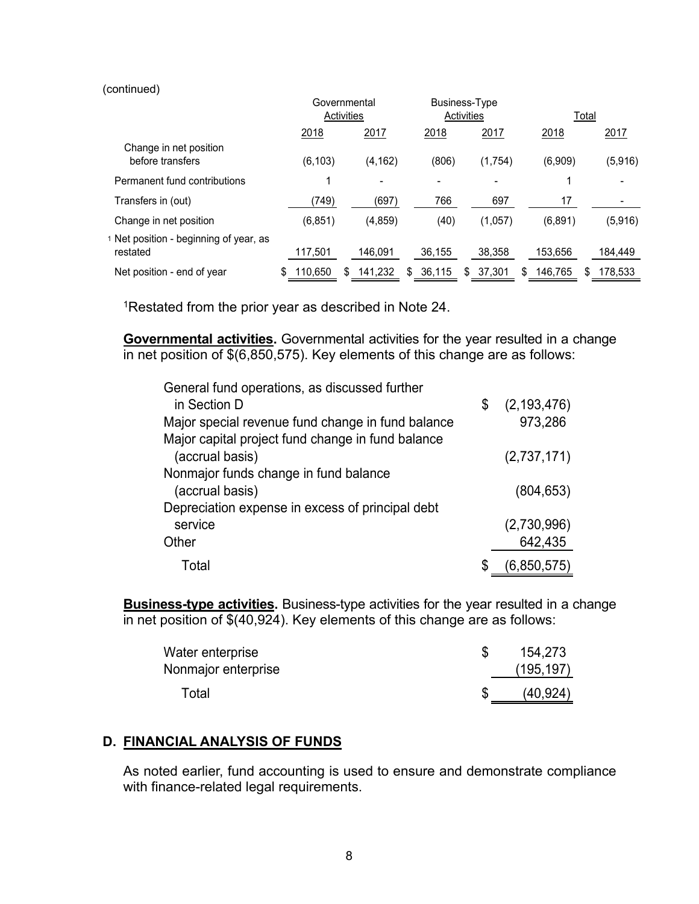(continued)

| | Governmental Activities | | Business-Type Activities | | Total | |
|---|---|---|---|---|---|---|
| | 2018 | 2017 | 2018 | 2017 | 2018 | 2017 |
| Change in net position before transfers | (6,103) | (4,162) | (806) | (1,754) | (6,909) | (5,916) |
| Permanent fund contributions | 1 | - | - | - | 1 | - |
| Transfers in (out) | (749) | (697) | 766 | 697 | 17 | - |
| Change in net position | (6,851) | (4,859) | (40) | (1,057) | (6,891) | (5,916) |
| [1] Net position - beginning of year, as restated | 117,501 | 146,091 | 36,155 | 38,358 | 153,656 | 184,449 |
| Net position - end of year | $ 110,650 | $ 141,232 | $ 36,115 | $ 37,301 | $ 146,765 | $ 178,533 |

[1]Restated from the prior year as described in Note 24.

**Governmental activities.** Governmental activities for the year resulted in a change in net position of $(6,850,575). Key elements of this change are as follows:

| | |
|---|---|
| General fund operations, as discussed further in Section D | $ (2,193,476) |
| Major special revenue fund change in fund balance | 973,286 |
| Major capital project fund change in fund balance (accrual basis) | (2,737,171) |
| Nonmajor funds change in fund balance (accrual basis) | (804,653) |
| Depreciation expense in excess of principal debt service | (2,730,996) |
| Other | 642,435 |
| Total | $ (6,850,575) |

**Business-type activities.** Business-type activities for the year resulted in a change in net position of $(40,924). Key elements of this change are as follows:

| | |
|---|---|
| Water enterprise | $ 154,273 |
| Nonmajor enterprise | (195,197) |
| Total | $ (40,924) |

## D. FINANCIAL ANALYSIS OF FUNDS

As noted earlier, fund accounting is used to ensure and demonstrate compliance with finance-related legal requirements.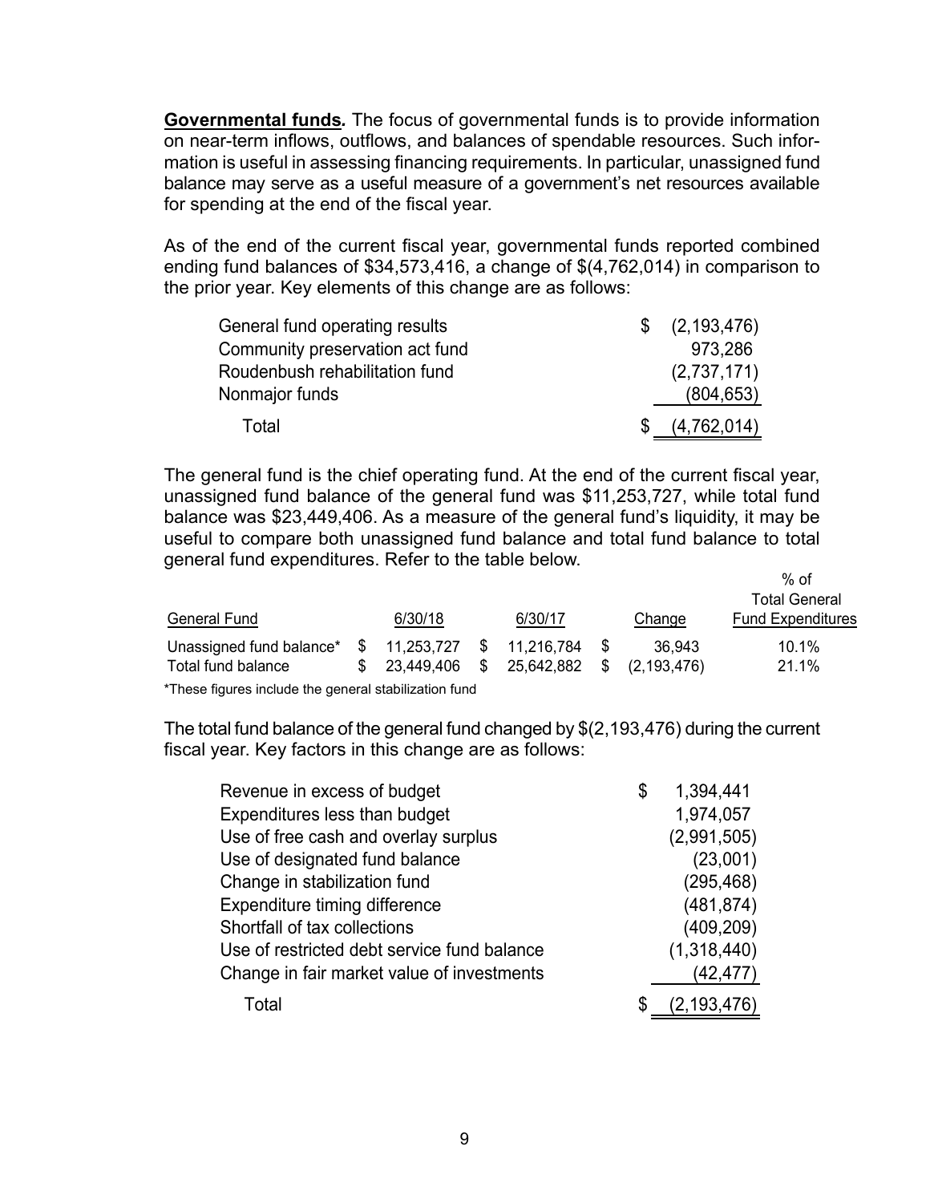**Governmental funds.** The focus of governmental funds is to provide information on near-term inflows, outflows, and balances of spendable resources. Such information is useful in assessing financing requirements. In particular, unassigned fund balance may serve as a useful measure of a government's net resources available for spending at the end of the fiscal year.

As of the end of the current fiscal year, governmental funds reported combined ending fund balances of $34,573,416, a change of $(4,762,014) in comparison to the prior year. Key elements of this change are as follows:

| | |
|---|---|
| General fund operating results | $ (2,193,476) |
| Community preservation act fund | 973,286 |
| Roudenbush rehabilitation fund | (2,737,171) |
| Nonmajor funds | (804,653) |
| Total | $ (4,762,014) |

The general fund is the chief operating fund. At the end of the current fiscal year, unassigned fund balance of the general fund was $11,253,727, while total fund balance was $23,449,406. As a measure of the general fund's liquidity, it may be useful to compare both unassigned fund balance and total fund balance to total general fund expenditures. Refer to the table below.

| General Fund | 6/30/18 | 6/30/17 | Change | % of Total General Fund Expenditures |
|---|---|---|---|---|
| Unassigned fund balance* | $ 11,253,727 | $ 11,216,784 | $ 36,943 | 10.1% |
| Total fund balance | $ 23,449,406 | $ 25,642,882 | $ (2,193,476) | 21.1% |

*These figures include the general stabilization fund

The total fund balance of the general fund changed by $(2,193,476) during the current fiscal year. Key factors in this change are as follows:

| | |
|---|---|
| Revenue in excess of budget | $ 1,394,441 |
| Expenditures less than budget | 1,974,057 |
| Use of free cash and overlay surplus | (2,991,505) |
| Use of designated fund balance | (23,001) |
| Change in stabilization fund | (295,468) |
| Expenditure timing difference | (481,874) |
| Shortfall of tax collections | (409,209) |
| Use of restricted debt service fund balance | (1,318,440) |
| Change in fair market value of investments | (42,477) |
| Total | $ (2,193,476) |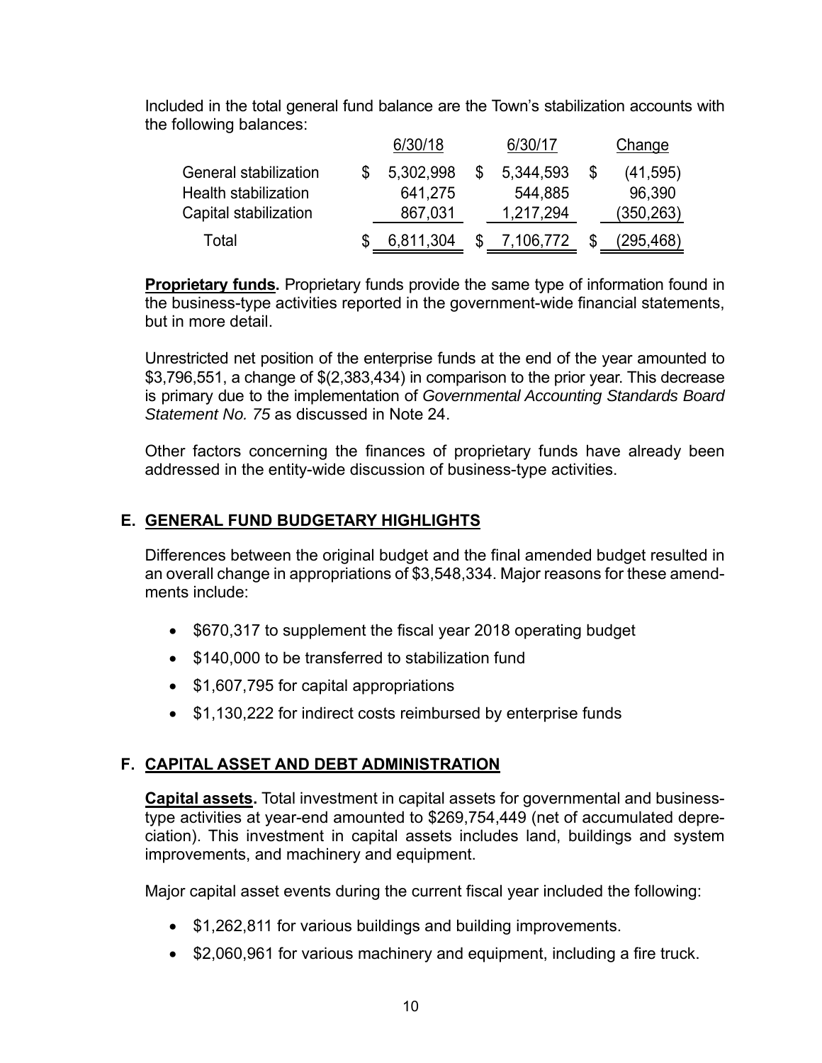Included in the total general fund balance are the Town's stabilization accounts with the following balances:

| | 6/30/18 | 6/30/17 | Change |
|---|---|---|---|
| General stabilization | $ 5,302,998 | $ 5,344,593 | $ (41,595) |
| Health stabilization | 641,275 | 544,885 | 96,390 |
| Capital stabilization | 867,031 | 1,217,294 | (350,263) |
| Total | $ 6,811,304 | $ 7,106,772 | $ (295,468) |

**Proprietary funds.** Proprietary funds provide the same type of information found in the business-type activities reported in the government-wide financial statements, but in more detail.

Unrestricted net position of the enterprise funds at the end of the year amounted to $3,796,551, a change of $(2,383,434) in comparison to the prior year. This decrease is primary due to the implementation of *Governmental Accounting Standards Board Statement No. 75* as discussed in Note 24.

Other factors concerning the finances of proprietary funds have already been addressed in the entity-wide discussion of business-type activities.

## E. GENERAL FUND BUDGETARY HIGHLIGHTS

Differences between the original budget and the final amended budget resulted in an overall change in appropriations of $3,548,334. Major reasons for these amendments include:

- $670,317 to supplement the fiscal year 2018 operating budget
- $140,000 to be transferred to stabilization fund
- $1,607,795 for capital appropriations
- $1,130,222 for indirect costs reimbursed by enterprise funds

## F. CAPITAL ASSET AND DEBT ADMINISTRATION

**Capital assets.** Total investment in capital assets for governmental and business-type activities at year-end amounted to $269,754,449 (net of accumulated depreciation). This investment in capital assets includes land, buildings and system improvements, and machinery and equipment.

Major capital asset events during the current fiscal year included the following:

- $1,262,811 for various buildings and building improvements.
- $2,060,961 for various machinery and equipment, including a fire truck.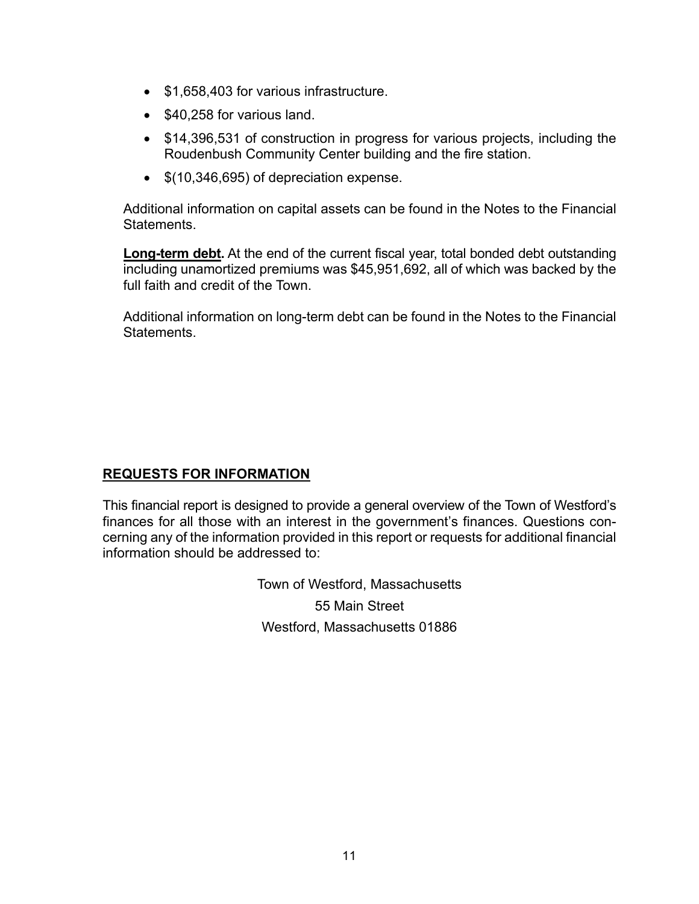- $1,658,403 for various infrastructure.
- $40,258 for various land.
- $14,396,531 of construction in progress for various projects, including the Roudenbush Community Center building and the fire station.
- $(10,346,695) of depreciation expense.

Additional information on capital assets can be found in the Notes to the Financial Statements.

**Long-term debt.** At the end of the current fiscal year, total bonded debt outstanding including unamortized premiums was $45,951,692, all of which was backed by the full faith and credit of the Town.

Additional information on long-term debt can be found in the Notes to the Financial Statements.

## REQUESTS FOR INFORMATION

This financial report is designed to provide a general overview of the Town of Westford's finances for all those with an interest in the government's finances. Questions concerning any of the information provided in this report or requests for additional financial information should be addressed to:

Town of Westford, Massachusetts
55 Main Street
Westford, Massachusetts 01886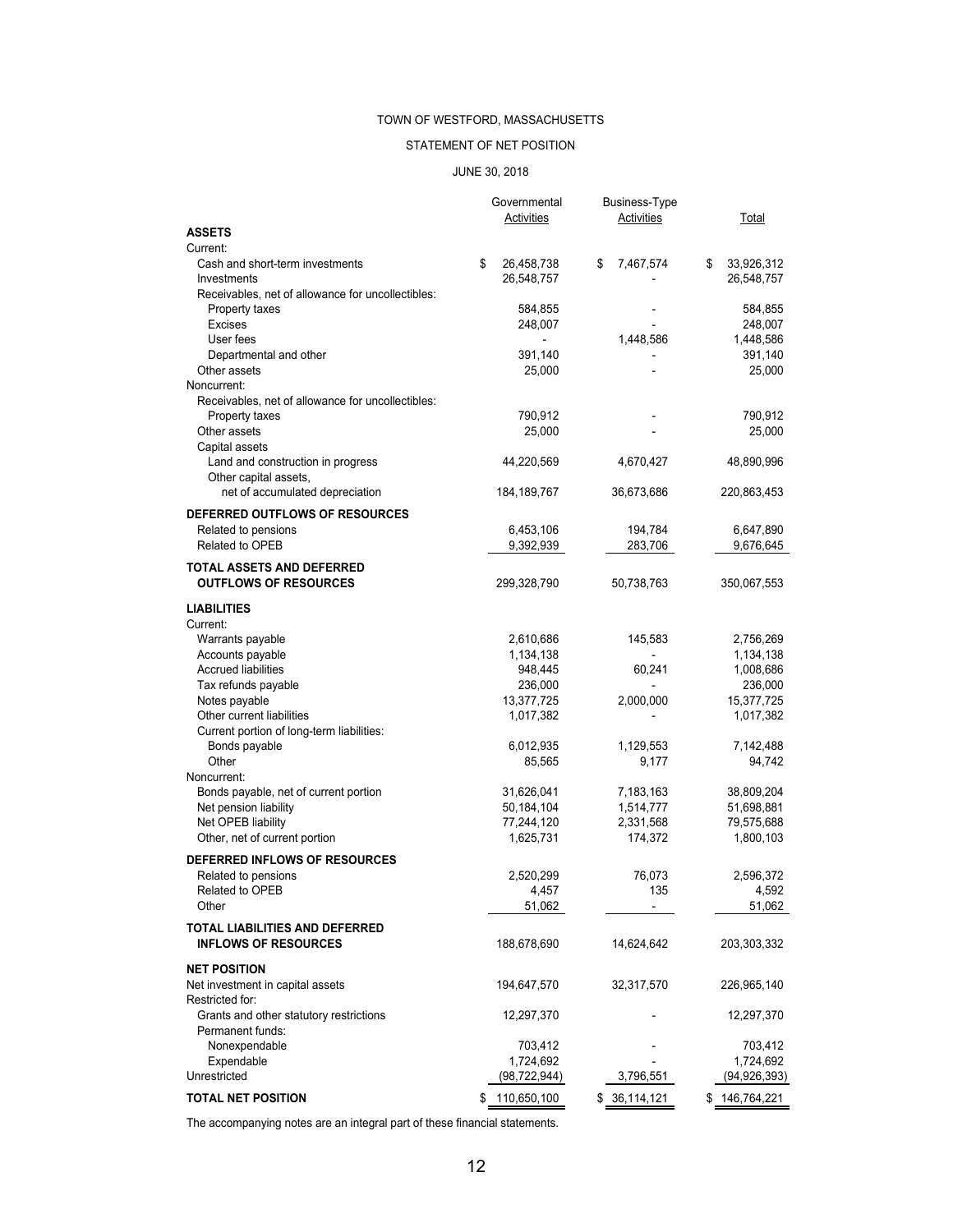TOWN OF WESTFORD, MASSACHUSETTS

STATEMENT OF NET POSITION

JUNE 30, 2018

| | Governmental Activities | Business-Type Activities | Total |
|---|---|---|---|
| **ASSETS** | | | |
| Current: | | | |
| Cash and short-term investments | $ 26,458,738 | $ 7,467,574 | $ 33,926,312 |
| Investments | 26,548,757 | - | 26,548,757 |
| Receivables, net of allowance for uncollectibles: | | | |
| Property taxes | 584,855 | - | 584,855 |
| Excises | 248,007 | - | 248,007 |
| User fees | - | 1,448,586 | 1,448,586 |
| Departmental and other | 391,140 | - | 391,140 |
| Other assets | 25,000 | - | 25,000 |
| Noncurrent: | | | |
| Receivables, net of allowance for uncollectibles: | | | |
| Property taxes | 790,912 | - | 790,912 |
| Other assets | 25,000 | - | 25,000 |
| Capital assets | | | |
| Land and construction in progress | 44,220,569 | 4,670,427 | 48,890,996 |
| Other capital assets, net of accumulated depreciation | 184,189,767 | 36,673,686 | 220,863,453 |
| **DEFERRED OUTFLOWS OF RESOURCES** | | | |
| Related to pensions | 6,453,106 | 194,784 | 6,647,890 |
| Related to OPEB | 9,392,939 | 283,706 | 9,676,645 |
| **TOTAL ASSETS AND DEFERRED OUTFLOWS OF RESOURCES** | 299,328,790 | 50,738,763 | 350,067,553 |
| **LIABILITIES** | | | |
| Current: | | | |
| Warrants payable | 2,610,686 | 145,583 | 2,756,269 |
| Accounts payable | 1,134,138 | - | 1,134,138 |
| Accrued liabilities | 948,445 | 60,241 | 1,008,686 |
| Tax refunds payable | 236,000 | - | 236,000 |
| Notes payable | 13,377,725 | 2,000,000 | 15,377,725 |
| Other current liabilities | 1,017,382 | - | 1,017,382 |
| Current portion of long-term liabilities: | | | |
| Bonds payable | 6,012,935 | 1,129,553 | 7,142,488 |
| Other | 85,565 | 9,177 | 94,742 |
| Noncurrent: | | | |
| Bonds payable, net of current portion | 31,626,041 | 7,183,163 | 38,809,204 |
| Net pension liability | 50,184,104 | 1,514,777 | 51,698,881 |
| Net OPEB liability | 77,244,120 | 2,331,568 | 79,575,688 |
| Other, net of current portion | 1,625,731 | 174,372 | 1,800,103 |
| **DEFERRED INFLOWS OF RESOURCES** | | | |
| Related to pensions | 2,520,299 | 76,073 | 2,596,372 |
| Related to OPEB | 4,457 | 135 | 4,592 |
| Other | 51,062 | - | 51,062 |
| **TOTAL LIABILITIES AND DEFERRED INFLOWS OF RESOURCES** | 188,678,690 | 14,624,642 | 203,303,332 |
| **NET POSITION** | | | |
| Net investment in capital assets | 194,647,570 | 32,317,570 | 226,965,140 |
| Restricted for: | | | |
| Grants and other statutory restrictions | 12,297,370 | - | 12,297,370 |
| Permanent funds: | | | |
| Nonexpendable | 703,412 | - | 703,412 |
| Expendable | 1,724,692 | - | 1,724,692 |
| Unrestricted | (98,722,944) | 3,796,551 | (94,926,393) |
| **TOTAL NET POSITION** | $ 110,650,100 | $ 36,114,121 | $ 146,764,221 |

The accompanying notes are an integral part of these financial statements.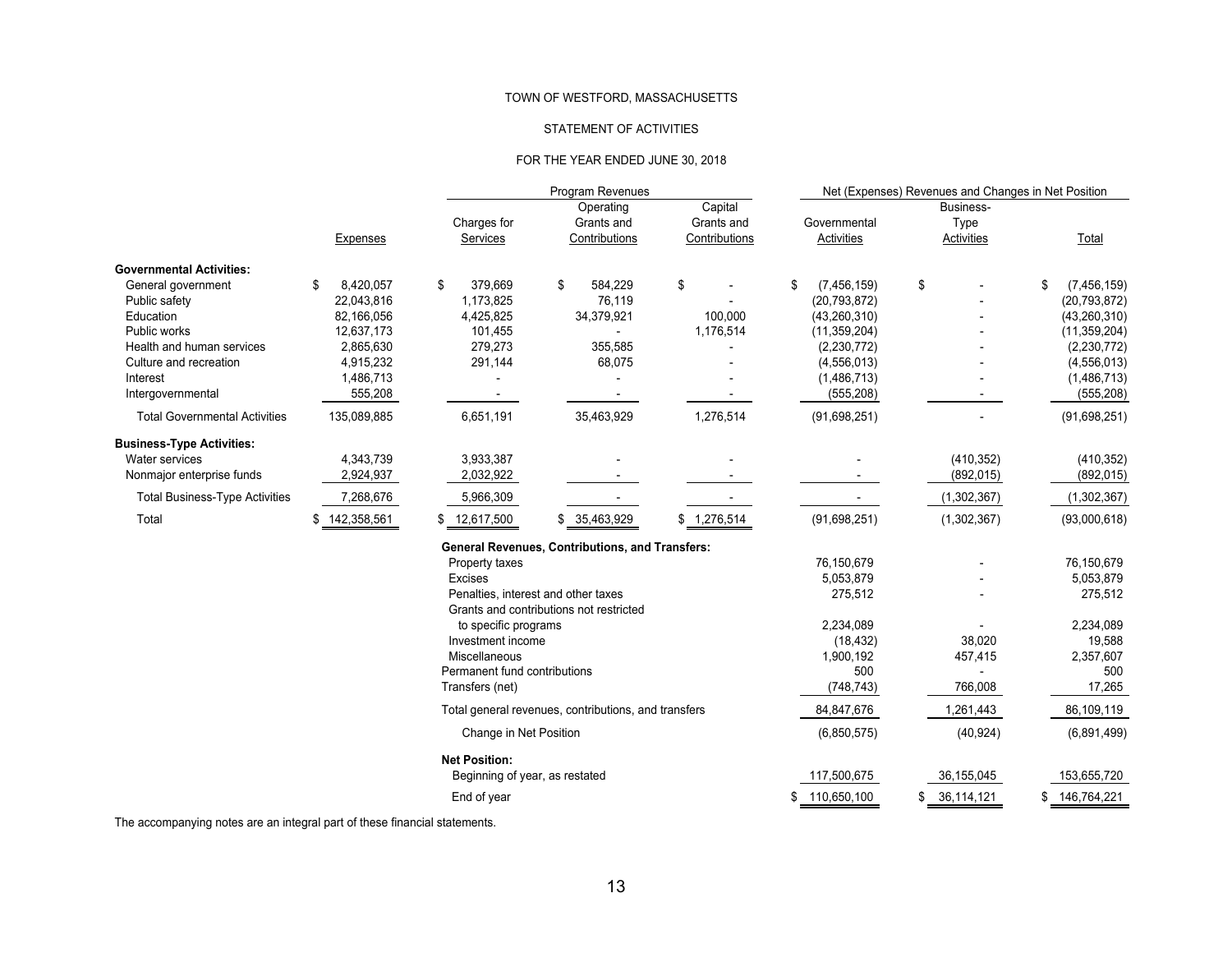TOWN OF WESTFORD, MASSACHUSETTS

STATEMENT OF ACTIVITIES

FOR THE YEAR ENDED JUNE 30, 2018

| | | Program Revenues | | | Net (Expenses) Revenues and Changes in Net Position | | |
|---|---|---|---|---|---|---|---|
| | Expenses | Charges for Services | Operating Grants and Contributions | Capital Grants and Contributions | Governmental Activities | Business-Type Activities | Total |
| **Governmental Activities:** | | | | | | | |
| General government | $ 8,420,057 | $ 379,669 | $ 584,229 | $ - | $ (7,456,159) | $ - | $ (7,456,159) |
| Public safety | 22,043,816 | 1,173,825 | 76,119 | - | (20,793,872) | - | (20,793,872) |
| Education | 82,166,056 | 4,425,825 | 34,379,921 | 100,000 | (43,260,310) | - | (43,260,310) |
| Public works | 12,637,173 | 101,455 | - | 1,176,514 | (11,359,204) | - | (11,359,204) |
| Health and human services | 2,865,630 | 279,273 | 355,585 | - | (2,230,772) | - | (2,230,772) |
| Culture and recreation | 4,915,232 | 291,144 | 68,075 | - | (4,556,013) | - | (4,556,013) |
| Interest | 1,486,713 | - | - | - | (1,486,713) | - | (1,486,713) |
| Intergovernmental | 555,208 | - | - | - | (555,208) | - | (555,208) |
| Total Governmental Activities | 135,089,885 | 6,651,191 | 35,463,929 | 1,276,514 | (91,698,251) | - | (91,698,251) |
| **Business-Type Activities:** | | | | | | | |
| Water services | 4,343,739 | 3,933,387 | - | - | - | (410,352) | (410,352) |
| Nonmajor enterprise funds | 2,924,937 | 2,032,922 | - | - | - | (892,015) | (892,015) |
| Total Business-Type Activities | 7,268,676 | 5,966,309 | - | - | - | (1,302,367) | (1,302,367) |
| Total | $ 142,358,561 | $ 12,617,500 | $ 35,463,929 | $ 1,276,514 | (91,698,251) | (1,302,367) | (93,000,618) |
| | | **General Revenues, Contributions, and Transfers:** | | | | | |
| | | Property taxes | | | 76,150,679 | - | 76,150,679 |
| | | Excises | | | 5,053,879 | - | 5,053,879 |
| | | Penalties, interest and other taxes | | | 275,512 | - | 275,512 |
| | | Grants and contributions not restricted to specific programs | | | 2,234,089 | - | 2,234,089 |
| | | Investment income | | | (18,432) | 38,020 | 19,588 |
| | | Miscellaneous | | | 1,900,192 | 457,415 | 2,357,607 |
| | | Permanent fund contributions | | | 500 | - | 500 |
| | | Transfers (net) | | | (748,743) | 766,008 | 17,265 |
| | | Total general revenues, contributions, and transfers | | | 84,847,676 | 1,261,443 | 86,109,119 |
| | | Change in Net Position | | | (6,850,575) | (40,924) | (6,891,499) |
| | | **Net Position:** | | | | | |
| | | Beginning of year, as restated | | | 117,500,675 | 36,155,045 | 153,655,720 |
| | | End of year | | | $ 110,650,100 | $ 36,114,121 | $ 146,764,221 |

The accompanying notes are an integral part of these financial statements.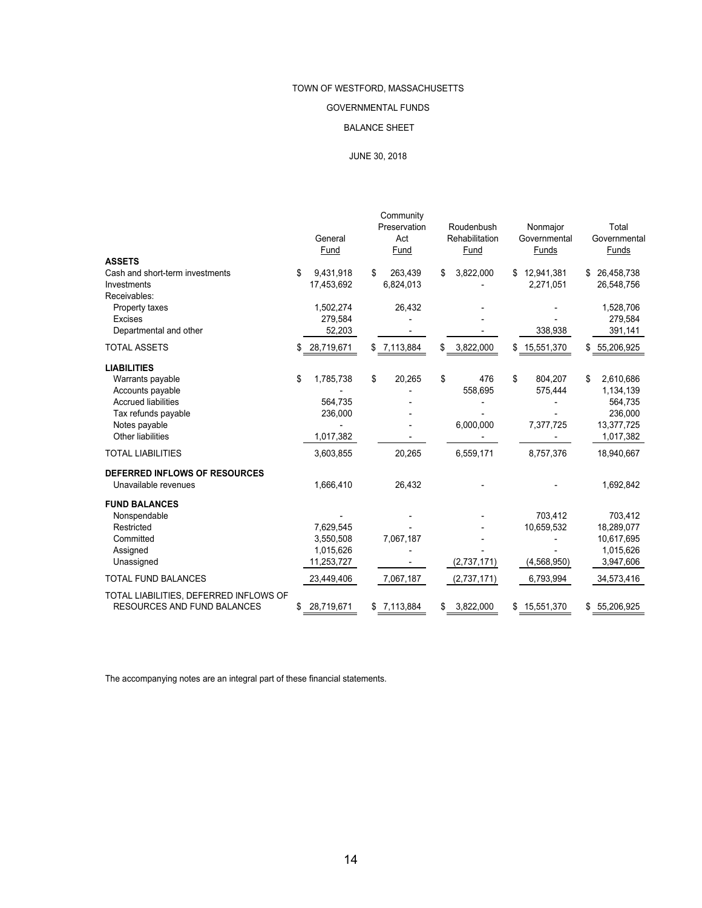# TOWN OF WESTFORD, MASSACHUSETTS

## GOVERNMENTAL FUNDS

## BALANCE SHEET

JUNE 30, 2018

| | General Fund | Community Preservation Act Fund | Roudenbush Rehabilitation Fund | Nonmajor Governmental Funds | Total Governmental Funds |
|---|---|---|---|---|---|
| **ASSETS** | | | | | |
| Cash and short-term investments | $ 9,431,918 | $ 263,439 | $ 3,822,000 | $ 12,941,381 | $ 26,458,738 |
| Investments | 17,453,692 | 6,824,013 | - | 2,271,051 | 26,548,756 |
| Receivables: | | | | | |
| Property taxes | 1,502,274 | 26,432 | - | - | 1,528,706 |
| Excises | 279,584 | - | - | - | 279,584 |
| Departmental and other | 52,203 | - | - | 338,938 | 391,141 |
| TOTAL ASSETS | $ 28,719,671 | $ 7,113,884 | $ 3,822,000 | $ 15,551,370 | $ 55,206,925 |
| **LIABILITIES** | | | | | |
| Warrants payable | $ 1,785,738 | $ 20,265 | $ 476 | $ 804,207 | $ 2,610,686 |
| Accounts payable | - | - | 558,695 | 575,444 | 1,134,139 |
| Accrued liabilities | 564,735 | - | - | - | 564,735 |
| Tax refunds payable | 236,000 | - | - | - | 236,000 |
| Notes payable | - | - | 6,000,000 | 7,377,725 | 13,377,725 |
| Other liabilities | 1,017,382 | - | - | - | 1,017,382 |
| TOTAL LIABILITIES | 3,603,855 | 20,265 | 6,559,171 | 8,757,376 | 18,940,667 |
| **DEFERRED INFLOWS OF RESOURCES** | | | | | |
| Unavailable revenues | 1,666,410 | 26,432 | - | - | 1,692,842 |
| **FUND BALANCES** | | | | | |
| Nonspendable | - | - | - | 703,412 | 703,412 |
| Restricted | 7,629,545 | - | - | 10,659,532 | 18,289,077 |
| Committed | 3,550,508 | 7,067,187 | - | - | 10,617,695 |
| Assigned | 1,015,626 | - | - | - | 1,015,626 |
| Unassigned | 11,253,727 | - | (2,737,171) | (4,568,950) | 3,947,606 |
| TOTAL FUND BALANCES | 23,449,406 | 7,067,187 | (2,737,171) | 6,793,994 | 34,573,416 |
| TOTAL LIABILITIES, DEFERRED INFLOWS OF RESOURCES AND FUND BALANCES | $ 28,719,671 | $ 7,113,884 | $ 3,822,000 | $ 15,551,370 | $ 55,206,925 |

The accompanying notes are an integral part of these financial statements.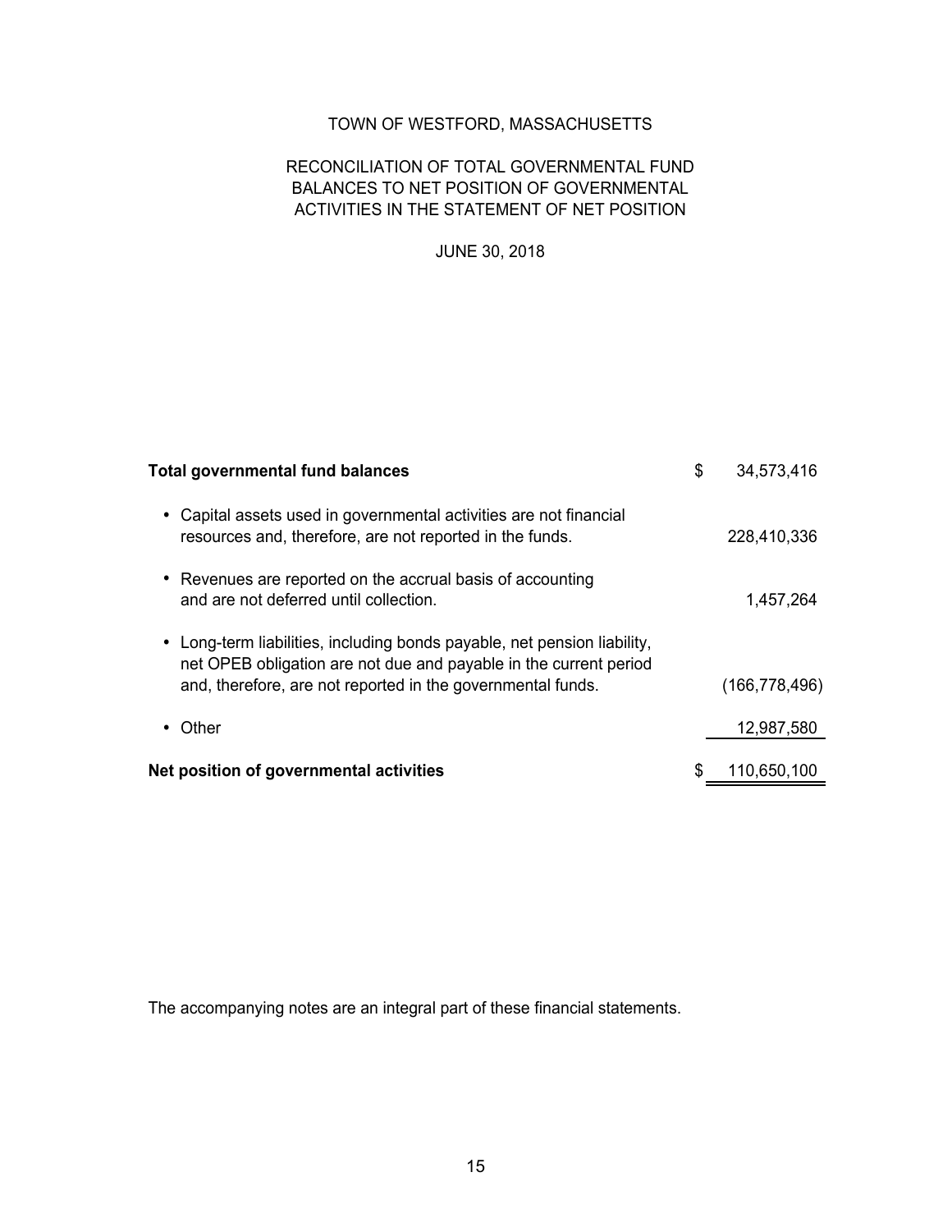# TOWN OF WESTFORD, MASSACHUSETTS

## RECONCILIATION OF TOTAL GOVERNMENTAL FUND BALANCES TO NET POSITION OF GOVERNMENTAL ACTIVITIES IN THE STATEMENT OF NET POSITION

### JUNE 30, 2018

| | |
|---|---|
| **Total governmental fund balances** | $ 34,573,416 |
| • Capital assets used in governmental activities are not financial resources and, therefore, are not reported in the funds. | 228,410,336 |
| • Revenues are reported on the accrual basis of accounting and are not deferred until collection. | 1,457,264 |
| • Long-term liabilities, including bonds payable, net pension liability, net OPEB obligation are not due and payable in the current period and, therefore, are not reported in the governmental funds. | (166,778,496) |
| • Other | 12,987,580 |
| **Net position of governmental activities** | $ 110,650,100 |

The accompanying notes are an integral part of these financial statements.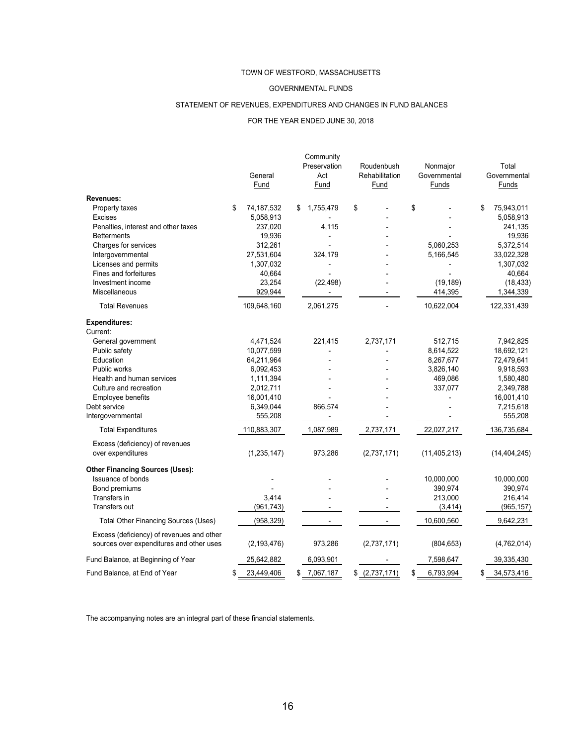TOWN OF WESTFORD, MASSACHUSETTS

GOVERNMENTAL FUNDS

STATEMENT OF REVENUES, EXPENDITURES AND CHANGES IN FUND BALANCES

FOR THE YEAR ENDED JUNE 30, 2018

| | General Fund | Community Preservation Act Fund | Roudenbush Rehabilitation Fund | Nonmajor Governmental Funds | Total Governmental Funds |
|---|---|---|---|---|---|
| **Revenues:** | | | | | |
| Property taxes | $ 74,187,532 | $ 1,755,479 | $ - | $ - | $ 75,943,011 |
| Excises | 5,058,913 | - | - | - | 5,058,913 |
| Penalties, interest and other taxes | 237,020 | 4,115 | - | - | 241,135 |
| Betterments | 19,936 | - | - | - | 19,936 |
| Charges for services | 312,261 | - | - | 5,060,253 | 5,372,514 |
| Intergovernmental | 27,531,604 | 324,179 | - | 5,166,545 | 33,022,328 |
| Licenses and permits | 1,307,032 | - | - | - | 1,307,032 |
| Fines and forfeitures | 40,664 | - | - | - | 40,664 |
| Investment income | 23,254 | (22,498) | - | (19,189) | (18,433) |
| Miscellaneous | 929,944 | - | - | 414,395 | 1,344,339 |
| Total Revenues | 109,648,160 | 2,061,275 | - | 10,622,004 | 122,331,439 |
| **Expenditures:** | | | | | |
| Current: | | | | | |
| General government | 4,471,524 | 221,415 | 2,737,171 | 512,715 | 7,942,825 |
| Public safety | 10,077,599 | - | - | 8,614,522 | 18,692,121 |
| Education | 64,211,964 | - | - | 8,267,677 | 72,479,641 |
| Public works | 6,092,453 | - | - | 3,826,140 | 9,918,593 |
| Health and human services | 1,111,394 | - | - | 469,086 | 1,580,480 |
| Culture and recreation | 2,012,711 | - | - | 337,077 | 2,349,788 |
| Employee benefits | 16,001,410 | - | - | - | 16,001,410 |
| Debt service | 6,349,044 | 866,574 | - | - | 7,215,618 |
| Intergovernmental | 555,208 | - | - | - | 555,208 |
| Total Expenditures | 110,883,307 | 1,087,989 | 2,737,171 | 22,027,217 | 136,735,684 |
| Excess (deficiency) of revenues over expenditures | (1,235,147) | 973,286 | (2,737,171) | (11,405,213) | (14,404,245) |
| **Other Financing Sources (Uses):** | | | | | |
| Issuance of bonds | - | - | - | 10,000,000 | 10,000,000 |
| Bond premiums | - | - | - | 390,974 | 390,974 |
| Transfers in | 3,414 | - | - | 213,000 | 216,414 |
| Transfers out | (961,743) | - | - | (3,414) | (965,157) |
| Total Other Financing Sources (Uses) | (958,329) | - | - | 10,600,560 | 9,642,231 |
| Excess (deficiency) of revenues and other sources over expenditures and other uses | (2,193,476) | 973,286 | (2,737,171) | (804,653) | (4,762,014) |
| Fund Balance, at Beginning of Year | 25,642,882 | 6,093,901 | - | 7,598,647 | 39,335,430 |
| Fund Balance, at End of Year | $ 23,449,406 | $ 7,067,187 | $ (2,737,171) | $ 6,793,994 | $ 34,573,416 |

The accompanying notes are an integral part of these financial statements.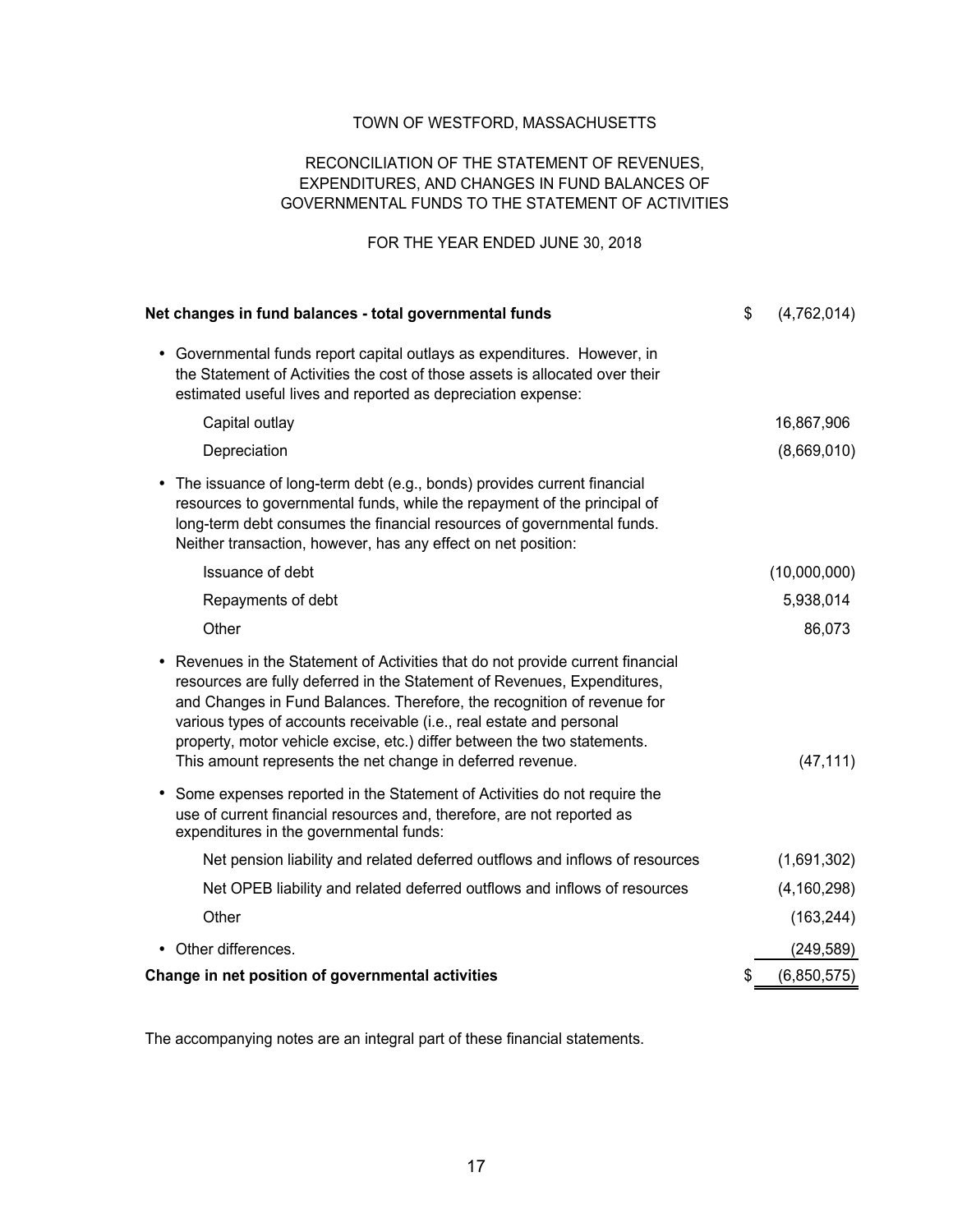TOWN OF WESTFORD, MASSACHUSETTS

RECONCILIATION OF THE STATEMENT OF REVENUES, EXPENDITURES, AND CHANGES IN FUND BALANCES OF GOVERNMENTAL FUNDS TO THE STATEMENT OF ACTIVITIES

FOR THE YEAR ENDED JUNE 30, 2018

| | |
|---|---|
| **Net changes in fund balances - total governmental funds** | $ (4,762,014) |
| • Governmental funds report capital outlays as expenditures. However, in the Statement of Activities the cost of those assets is allocated over their estimated useful lives and reported as depreciation expense: | |
| Capital outlay | 16,867,906 |
| Depreciation | (8,669,010) |
| • The issuance of long-term debt (e.g., bonds) provides current financial resources to governmental funds, while the repayment of the principal of long-term debt consumes the financial resources of governmental funds. Neither transaction, however, has any effect on net position: | |
| Issuance of debt | (10,000,000) |
| Repayments of debt | 5,938,014 |
| Other | 86,073 |
| • Revenues in the Statement of Activities that do not provide current financial resources are fully deferred in the Statement of Revenues, Expenditures, and Changes in Fund Balances. Therefore, the recognition of revenue for various types of accounts receivable (i.e., real estate and personal property, motor vehicle excise, etc.) differ between the two statements. This amount represents the net change in deferred revenue. | (47,111) |
| • Some expenses reported in the Statement of Activities do not require the use of current financial resources and, therefore, are not reported as expenditures in the governmental funds: | |
| Net pension liability and related deferred outflows and inflows of resources | (1,691,302) |
| Net OPEB liability and related deferred outflows and inflows of resources | (4,160,298) |
| Other | (163,244) |
| • Other differences. | (249,589) |
| **Change in net position of governmental activities** | $ (6,850,575) |

The accompanying notes are an integral part of these financial statements.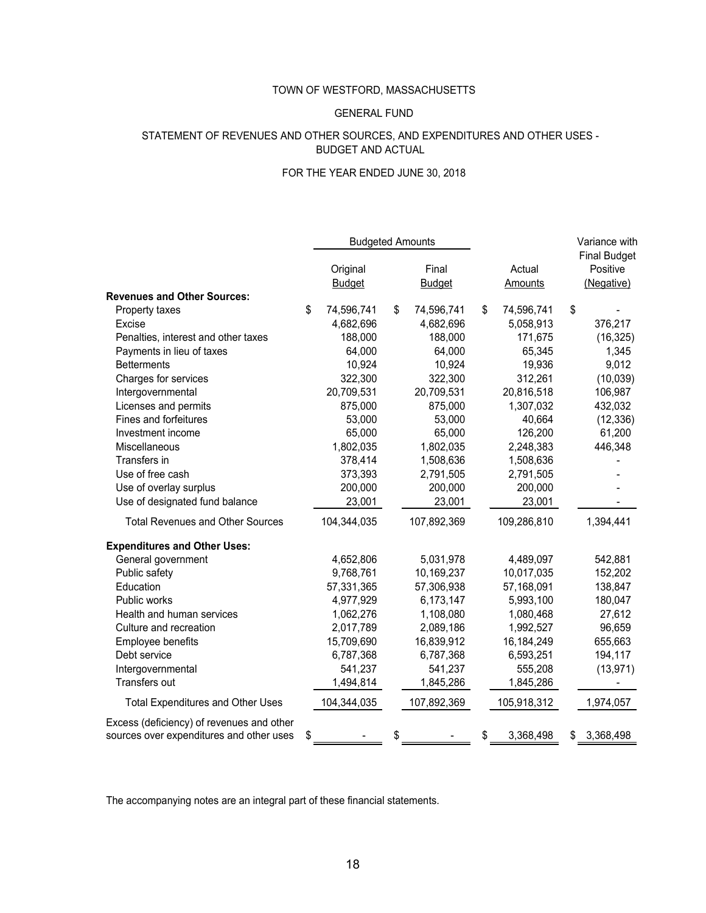TOWN OF WESTFORD, MASSACHUSETTS

GENERAL FUND

STATEMENT OF REVENUES AND OTHER SOURCES, AND EXPENDITURES AND OTHER USES - BUDGET AND ACTUAL

FOR THE YEAR ENDED JUNE 30, 2018

| | Budgeted Amounts | | | Variance with |
|---|---|---|---|---|
| | Original Budget | Final Budget | Actual Amounts | Final Budget Positive (Negative) |
| **Revenues and Other Sources:** | | | | |
| Property taxes | $ 74,596,741 | $ 74,596,741 | $ 74,596,741 | $ - |
| Excise | 4,682,696 | 4,682,696 | 5,058,913 | 376,217 |
| Penalties, interest and other taxes | 188,000 | 188,000 | 171,675 | (16,325) |
| Payments in lieu of taxes | 64,000 | 64,000 | 65,345 | 1,345 |
| Betterments | 10,924 | 10,924 | 19,936 | 9,012 |
| Charges for services | 322,300 | 322,300 | 312,261 | (10,039) |
| Intergovernmental | 20,709,531 | 20,709,531 | 20,816,518 | 106,987 |
| Licenses and permits | 875,000 | 875,000 | 1,307,032 | 432,032 |
| Fines and forfeitures | 53,000 | 53,000 | 40,664 | (12,336) |
| Investment income | 65,000 | 65,000 | 126,200 | 61,200 |
| Miscellaneous | 1,802,035 | 1,802,035 | 2,248,383 | 446,348 |
| Transfers in | 378,414 | 1,508,636 | 1,508,636 | - |
| Use of free cash | 373,393 | 2,791,505 | 2,791,505 | - |
| Use of overlay surplus | 200,000 | 200,000 | 200,000 | - |
| Use of designated fund balance | 23,001 | 23,001 | 23,001 | - |
| Total Revenues and Other Sources | 104,344,035 | 107,892,369 | 109,286,810 | 1,394,441 |
| **Expenditures and Other Uses:** | | | | |
| General government | 4,652,806 | 5,031,978 | 4,489,097 | 542,881 |
| Public safety | 9,768,761 | 10,169,237 | 10,017,035 | 152,202 |
| Education | 57,331,365 | 57,306,938 | 57,168,091 | 138,847 |
| Public works | 4,977,929 | 6,173,147 | 5,993,100 | 180,047 |
| Health and human services | 1,062,276 | 1,108,080 | 1,080,468 | 27,612 |
| Culture and recreation | 2,017,789 | 2,089,186 | 1,992,527 | 96,659 |
| Employee benefits | 15,709,690 | 16,839,912 | 16,184,249 | 655,663 |
| Debt service | 6,787,368 | 6,787,368 | 6,593,251 | 194,117 |
| Intergovernmental | 541,237 | 541,237 | 555,208 | (13,971) |
| Transfers out | 1,494,814 | 1,845,286 | 1,845,286 | - |
| Total Expenditures and Other Uses | 104,344,035 | 107,892,369 | 105,918,312 | 1,974,057 |
| Excess (deficiency) of revenues and other sources over expenditures and other uses | $ - | $ - | $ 3,368,498 | $ 3,368,498 |

The accompanying notes are an integral part of these financial statements.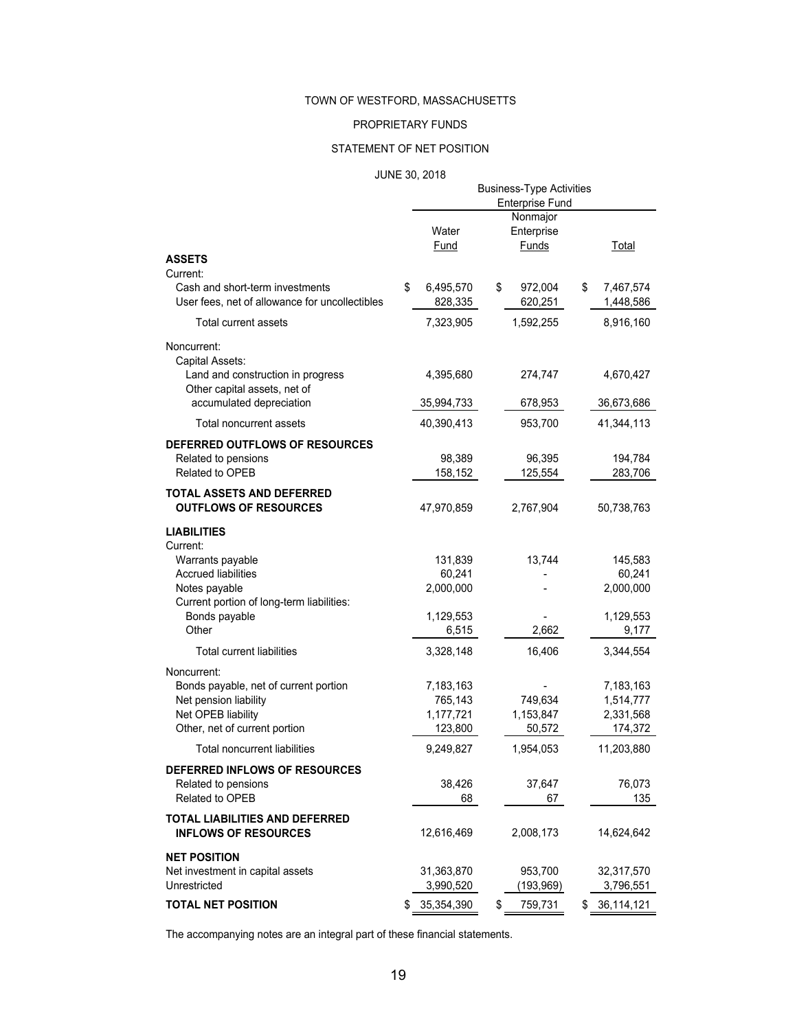# TOWN OF WESTFORD, MASSACHUSETTS

## PROPRIETARY FUNDS

## STATEMENT OF NET POSITION

JUNE 30, 2018

| | Business-Type Activities Enterprise Fund | | |
|---|---|---|---|
| | Water Fund | Nonmajor Enterprise Funds | Total |
| **ASSETS** | | | |
| Current: | | | |
| Cash and short-term investments | $ 6,495,570 | $ 972,004 | $ 7,467,574 |
| User fees, net of allowance for uncollectibles | 828,335 | 620,251 | 1,448,586 |
| Total current assets | 7,323,905 | 1,592,255 | 8,916,160 |
| Noncurrent: | | | |
| Capital Assets: | | | |
| Land and construction in progress | 4,395,680 | 274,747 | 4,670,427 |
| Other capital assets, net of accumulated depreciation | 35,994,733 | 678,953 | 36,673,686 |
| Total noncurrent assets | 40,390,413 | 953,700 | 41,344,113 |
| **DEFERRED OUTFLOWS OF RESOURCES** | | | |
| Related to pensions | 98,389 | 96,395 | 194,784 |
| Related to OPEB | 158,152 | 125,554 | 283,706 |
| **TOTAL ASSETS AND DEFERRED OUTFLOWS OF RESOURCES** | 47,970,859 | 2,767,904 | 50,738,763 |
| **LIABILITIES** | | | |
| Current: | | | |
| Warrants payable | 131,839 | 13,744 | 145,583 |
| Accrued liabilities | 60,241 | - | 60,241 |
| Notes payable | 2,000,000 | - | 2,000,000 |
| Current portion of long-term liabilities: | | | |
| Bonds payable | 1,129,553 | - | 1,129,553 |
| Other | 6,515 | 2,662 | 9,177 |
| Total current liabilities | 3,328,148 | 16,406 | 3,344,554 |
| Noncurrent: | | | |
| Bonds payable, net of current portion | 7,183,163 | - | 7,183,163 |
| Net pension liability | 765,143 | 749,634 | 1,514,777 |
| Net OPEB liability | 1,177,721 | 1,153,847 | 2,331,568 |
| Other, net of current portion | 123,800 | 50,572 | 174,372 |
| Total noncurrent liabilities | 9,249,827 | 1,954,053 | 11,203,880 |
| **DEFERRED INFLOWS OF RESOURCES** | | | |
| Related to pensions | 38,426 | 37,647 | 76,073 |
| Related to OPEB | 68 | 67 | 135 |
| **TOTAL LIABILITIES AND DEFERRED INFLOWS OF RESOURCES** | 12,616,469 | 2,008,173 | 14,624,642 |
| **NET POSITION** | | | |
| Net investment in capital assets | 31,363,870 | 953,700 | 32,317,570 |
| Unrestricted | 3,990,520 | (193,969) | 3,796,551 |
| **TOTAL NET POSITION** | $ 35,354,390 | $ 759,731 | $ 36,114,121 |

The accompanying notes are an integral part of these financial statements.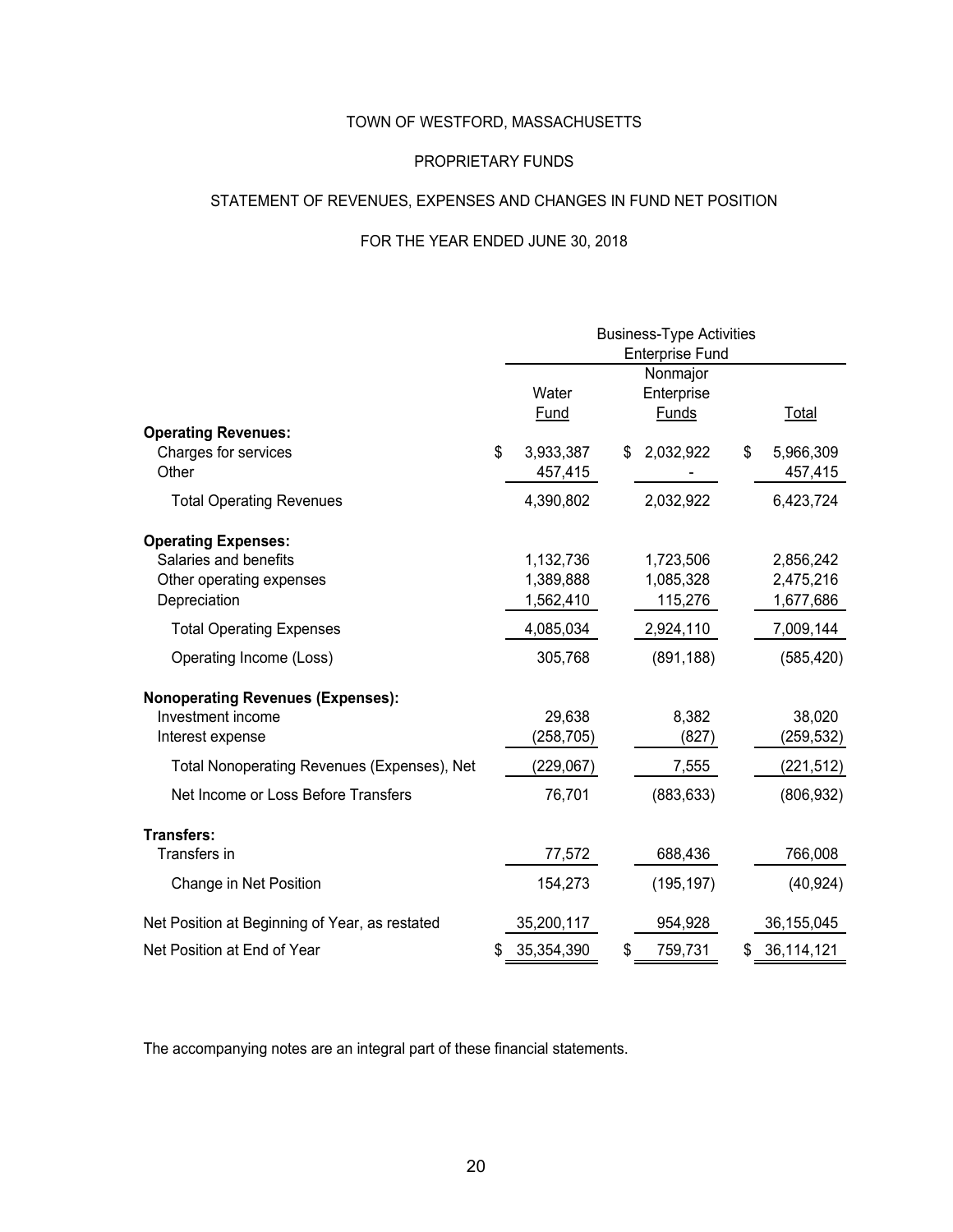# TOWN OF WESTFORD, MASSACHUSETTS

## PROPRIETARY FUNDS

## STATEMENT OF REVENUES, EXPENSES AND CHANGES IN FUND NET POSITION

## FOR THE YEAR ENDED JUNE 30, 2018

| | Business-Type Activities Enterprise Fund | | |
|---|---|---|---|
| | Water Fund | Nonmajor Enterprise Funds | Total |
| **Operating Revenues:** | | | |
| Charges for services | $ 3,933,387 | $ 2,032,922 | $ 5,966,309 |
| Other | 457,415 | - | 457,415 |
| Total Operating Revenues | 4,390,802 | 2,032,922 | 6,423,724 |
| **Operating Expenses:** | | | |
| Salaries and benefits | 1,132,736 | 1,723,506 | 2,856,242 |
| Other operating expenses | 1,389,888 | 1,085,328 | 2,475,216 |
| Depreciation | 1,562,410 | 115,276 | 1,677,686 |
| Total Operating Expenses | 4,085,034 | 2,924,110 | 7,009,144 |
| Operating Income (Loss) | 305,768 | (891,188) | (585,420) |
| **Nonoperating Revenues (Expenses):** | | | |
| Investment income | 29,638 | 8,382 | 38,020 |
| Interest expense | (258,705) | (827) | (259,532) |
| Total Nonoperating Revenues (Expenses), Net | (229,067) | 7,555 | (221,512) |
| Net Income or Loss Before Transfers | 76,701 | (883,633) | (806,932) |
| **Transfers:** | | | |
| Transfers in | 77,572 | 688,436 | 766,008 |
| Change in Net Position | 154,273 | (195,197) | (40,924) |
| Net Position at Beginning of Year, as restated | 35,200,117 | 954,928 | 36,155,045 |
| Net Position at End of Year | $ 35,354,390 | $ 759,731 | $ 36,114,121 |

The accompanying notes are an integral part of these financial statements.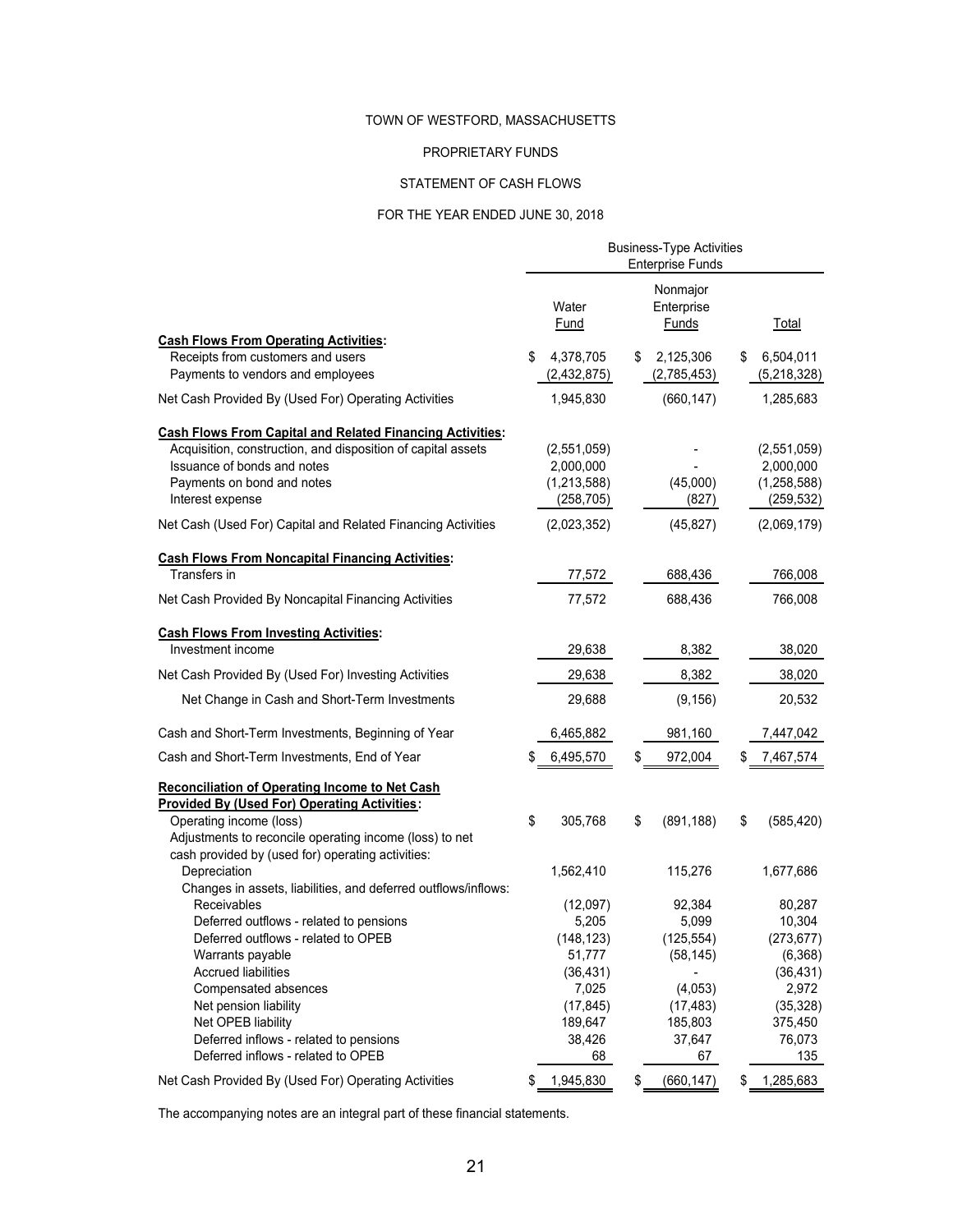TOWN OF WESTFORD, MASSACHUSETTS

PROPRIETARY FUNDS

STATEMENT OF CASH FLOWS

FOR THE YEAR ENDED JUNE 30, 2018

| | Business-Type Activities Enterprise Funds | | |
|---|---|---|---|
| | Water Fund | Nonmajor Enterprise Funds | Total |
| **Cash Flows From Operating Activities:** | | | |
| Receipts from customers and users | $ 4,378,705 | $ 2,125,306 | $ 6,504,011 |
| Payments to vendors and employees | (2,432,875) | (2,785,453) | (5,218,328) |
| Net Cash Provided By (Used For) Operating Activities | 1,945,830 | (660,147) | 1,285,683 |
| **Cash Flows From Capital and Related Financing Activities:** | | | |
| Acquisition, construction, and disposition of capital assets | (2,551,059) | - | (2,551,059) |
| Issuance of bonds and notes | 2,000,000 | - | 2,000,000 |
| Payments on bond and notes | (1,213,588) | (45,000) | (1,258,588) |
| Interest expense | (258,705) | (827) | (259,532) |
| Net Cash (Used For) Capital and Related Financing Activities | (2,023,352) | (45,827) | (2,069,179) |
| **Cash Flows From Noncapital Financing Activities:** | | | |
| Transfers in | 77,572 | 688,436 | 766,008 |
| Net Cash Provided By Noncapital Financing Activities | 77,572 | 688,436 | 766,008 |
| **Cash Flows From Investing Activities:** | | | |
| Investment income | 29,638 | 8,382 | 38,020 |
| Net Cash Provided By (Used For) Investing Activities | 29,638 | 8,382 | 38,020 |
| Net Change in Cash and Short-Term Investments | 29,688 | (9,156) | 20,532 |
| Cash and Short-Term Investments, Beginning of Year | 6,465,882 | 981,160 | 7,447,042 |
| Cash and Short-Term Investments, End of Year | $ 6,495,570 | $ 972,004 | $ 7,467,574 |
| **Reconciliation of Operating Income to Net Cash Provided By (Used For) Operating Activities:** | | | |
| Operating income (loss) | $ 305,768 | $ (891,188) | $ (585,420) |
| Adjustments to reconcile operating income (loss) to net cash provided by (used for) operating activities: | | | |
| Depreciation | 1,562,410 | 115,276 | 1,677,686 |
| Changes in assets, liabilities, and deferred outflows/inflows: | | | |
| Receivables | (12,097) | 92,384 | 80,287 |
| Deferred outflows - related to pensions | 5,205 | 5,099 | 10,304 |
| Deferred outflows - related to OPEB | (148,123) | (125,554) | (273,677) |
| Warrants payable | 51,777 | (58,145) | (6,368) |
| Accrued liabilities | (36,431) | - | (36,431) |
| Compensated absences | 7,025 | (4,053) | 2,972 |
| Net pension liability | (17,845) | (17,483) | (35,328) |
| Net OPEB liability | 189,647 | 185,803 | 375,450 |
| Deferred inflows - related to pensions | 38,426 | 37,647 | 76,073 |
| Deferred inflows - related to OPEB | 68 | 67 | 135 |
| Net Cash Provided By (Used For) Operating Activities | $ 1,945,830 | $ (660,147) | $ 1,285,683 |

The accompanying notes are an integral part of these financial statements.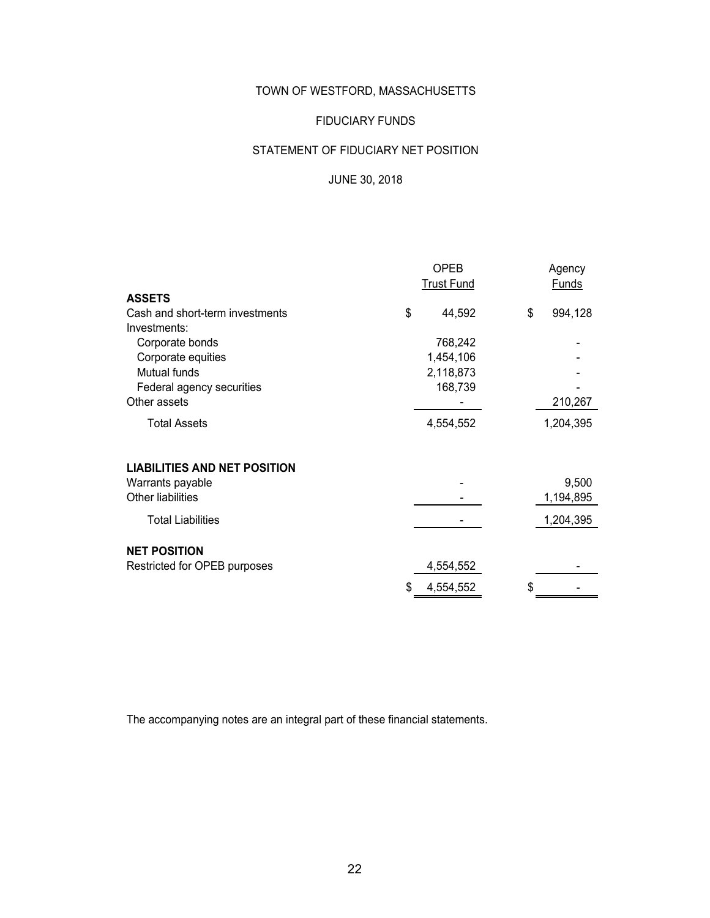# TOWN OF WESTFORD, MASSACHUSETTS

## FIDUCIARY FUNDS

## STATEMENT OF FIDUCIARY NET POSITION

## JUNE 30, 2018

| | OPEB Trust Fund | Agency Funds |
|---|---|---|
| **ASSETS** | | |
| Cash and short-term investments | $ 44,592 | $ 994,128 |
| Investments: | | |
| Corporate bonds | 768,242 | - |
| Corporate equities | 1,454,106 | - |
| Mutual funds | 2,118,873 | - |
| Federal agency securities | 168,739 | - |
| Other assets | - | 210,267 |
| Total Assets | 4,554,552 | 1,204,395 |
| **LIABILITIES AND NET POSITION** | | |
| Warrants payable | - | 9,500 |
| Other liabilities | - | 1,194,895 |
| Total Liabilities | - | 1,204,395 |
| **NET POSITION** | | |
| Restricted for OPEB purposes | 4,554,552 | - |
| | $ 4,554,552 | $ - |

The accompanying notes are an integral part of these financial statements.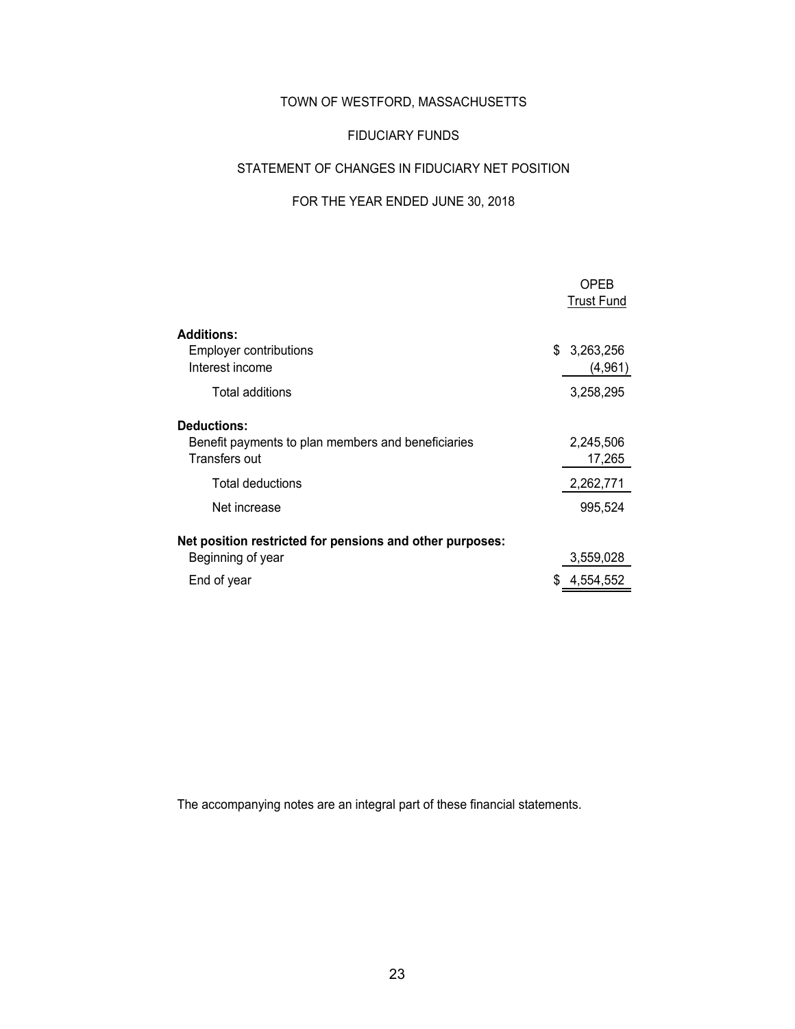# TOWN OF WESTFORD, MASSACHUSETTS

## FIDUCIARY FUNDS

## STATEMENT OF CHANGES IN FIDUCIARY NET POSITION

## FOR THE YEAR ENDED JUNE 30, 2018

| | OPEB Trust Fund |
|---|---|
| **Additions:** | |
| Employer contributions | $ 3,263,256 |
| Interest income | (4,961) |
| Total additions | 3,258,295 |
| **Deductions:** | |
| Benefit payments to plan members and beneficiaries | 2,245,506 |
| Transfers out | 17,265 |
| Total deductions | 2,262,771 |
| Net increase | 995,524 |
| **Net position restricted for pensions and other purposes:** | |
| Beginning of year | 3,559,028 |
| End of year | $ 4,554,552 |

The accompanying notes are an integral part of these financial statements.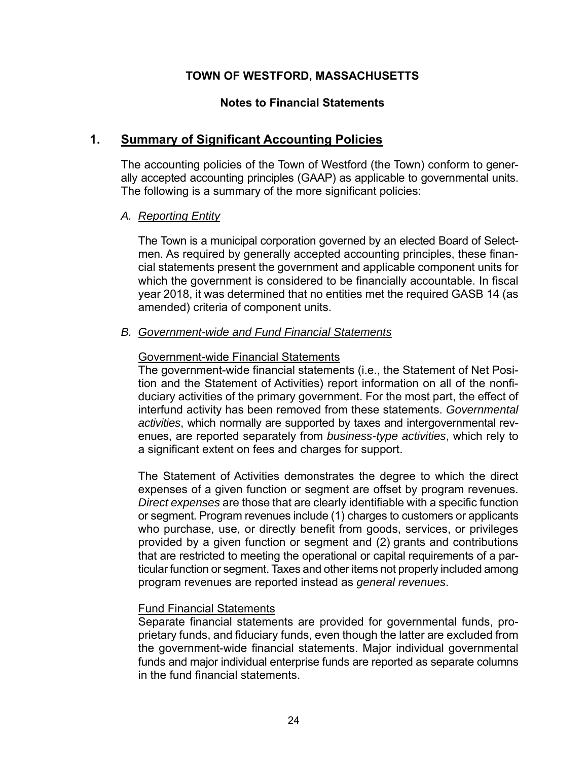# TOWN OF WESTFORD, MASSACHUSETTS

## Notes to Financial Statements

## 1. Summary of Significant Accounting Policies

The accounting policies of the Town of Westford (the Town) conform to generally accepted accounting principles (GAAP) as applicable to governmental units. The following is a summary of the more significant policies:

### A. Reporting Entity

The Town is a municipal corporation governed by an elected Board of Selectmen. As required by generally accepted accounting principles, these financial statements present the government and applicable component units for which the government is considered to be financially accountable. In fiscal year 2018, it was determined that no entities met the required GASB 14 (as amended) criteria of component units.

### B. Government-wide and Fund Financial Statements

Government-wide Financial Statements

The government-wide financial statements (i.e., the Statement of Net Position and the Statement of Activities) report information on all of the nonfiduciary activities of the primary government. For the most part, the effect of interfund activity has been removed from these statements. *Governmental activities*, which normally are supported by taxes and intergovernmental revenues, are reported separately from *business-type activities*, which rely to a significant extent on fees and charges for support.

The Statement of Activities demonstrates the degree to which the direct expenses of a given function or segment are offset by program revenues. *Direct expenses* are those that are clearly identifiable with a specific function or segment. Program revenues include (1) charges to customers or applicants who purchase, use, or directly benefit from goods, services, or privileges provided by a given function or segment and (2) grants and contributions that are restricted to meeting the operational or capital requirements of a particular function or segment. Taxes and other items not properly included among program revenues are reported instead as *general revenues*.

Fund Financial Statements

Separate financial statements are provided for governmental funds, proprietary funds, and fiduciary funds, even though the latter are excluded from the government-wide financial statements. Major individual governmental funds and major individual enterprise funds are reported as separate columns in the fund financial statements.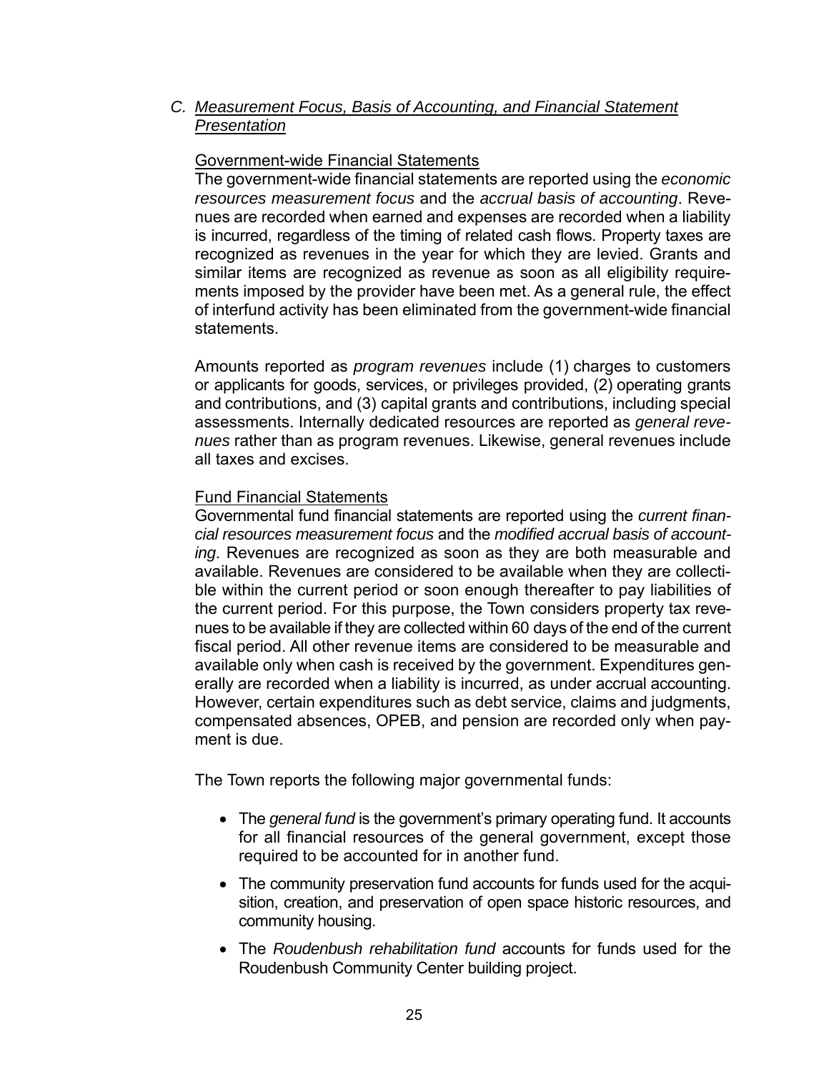### C. *Measurement Focus, Basis of Accounting, and Financial Statement Presentation*

Government-wide Financial Statements

The government-wide financial statements are reported using the *economic resources measurement focus* and the *accrual basis of accounting*. Revenues are recorded when earned and expenses are recorded when a liability is incurred, regardless of the timing of related cash flows. Property taxes are recognized as revenues in the year for which they are levied. Grants and similar items are recognized as revenue as soon as all eligibility requirements imposed by the provider have been met. As a general rule, the effect of interfund activity has been eliminated from the government-wide financial statements.

Amounts reported as *program revenues* include (1) charges to customers or applicants for goods, services, or privileges provided, (2) operating grants and contributions, and (3) capital grants and contributions, including special assessments. Internally dedicated resources are reported as *general revenues* rather than as program revenues. Likewise, general revenues include all taxes and excises.

Fund Financial Statements

Governmental fund financial statements are reported using the *current financial resources measurement focus* and the *modified accrual basis of accounting*. Revenues are recognized as soon as they are both measurable and available. Revenues are considered to be available when they are collectible within the current period or soon enough thereafter to pay liabilities of the current period. For this purpose, the Town considers property tax revenues to be available if they are collected within 60 days of the end of the current fiscal period. All other revenue items are considered to be measurable and available only when cash is received by the government. Expenditures generally are recorded when a liability is incurred, as under accrual accounting. However, certain expenditures such as debt service, claims and judgments, compensated absences, OPEB, and pension are recorded only when payment is due.

The Town reports the following major governmental funds:

- The *general fund* is the government's primary operating fund. It accounts for all financial resources of the general government, except those required to be accounted for in another fund.
- The community preservation fund accounts for funds used for the acquisition, creation, and preservation of open space historic resources, and community housing.
- The *Roudenbush rehabilitation fund* accounts for funds used for the Roudenbush Community Center building project.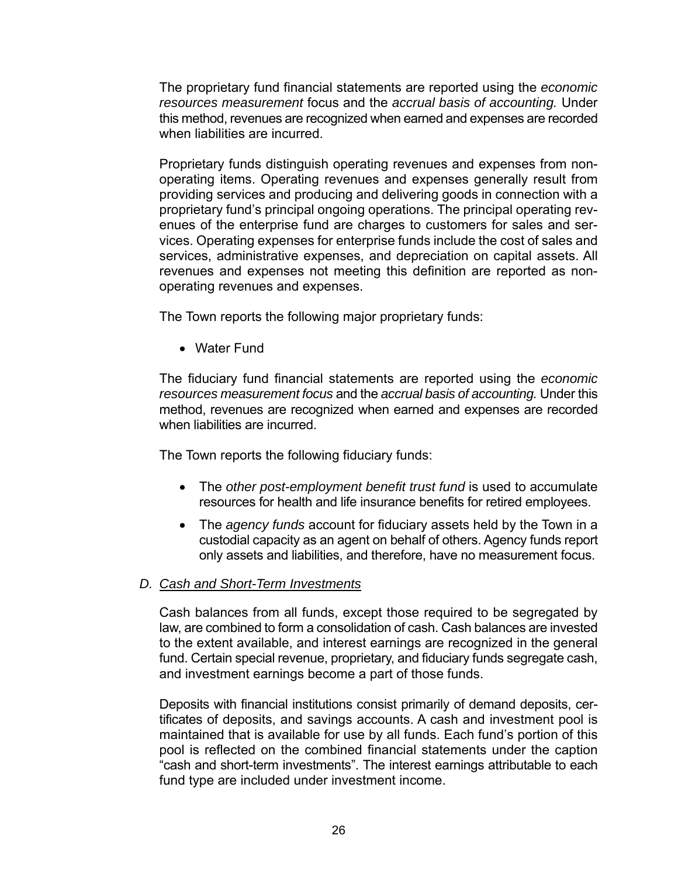The proprietary fund financial statements are reported using the *economic resources measurement* focus and the *accrual basis of accounting.* Under this method, revenues are recognized when earned and expenses are recorded when liabilities are incurred.

Proprietary funds distinguish operating revenues and expenses from non-operating items. Operating revenues and expenses generally result from providing services and producing and delivering goods in connection with a proprietary fund's principal ongoing operations. The principal operating revenues of the enterprise fund are charges to customers for sales and services. Operating expenses for enterprise funds include the cost of sales and services, administrative expenses, and depreciation on capital assets. All revenues and expenses not meeting this definition are reported as non-operating revenues and expenses.

The Town reports the following major proprietary funds:

- Water Fund

The fiduciary fund financial statements are reported using the *economic resources measurement focus* and the *accrual basis of accounting.* Under this method, revenues are recognized when earned and expenses are recorded when liabilities are incurred.

The Town reports the following fiduciary funds:

- The *other post-employment benefit trust fund* is used to accumulate resources for health and life insurance benefits for retired employees.
- The *agency funds* account for fiduciary assets held by the Town in a custodial capacity as an agent on behalf of others. Agency funds report only assets and liabilities, and therefore, have no measurement focus.

### *D. Cash and Short-Term Investments*

Cash balances from all funds, except those required to be segregated by law, are combined to form a consolidation of cash. Cash balances are invested to the extent available, and interest earnings are recognized in the general fund. Certain special revenue, proprietary, and fiduciary funds segregate cash, and investment earnings become a part of those funds.

Deposits with financial institutions consist primarily of demand deposits, certificates of deposits, and savings accounts. A cash and investment pool is maintained that is available for use by all funds. Each fund's portion of this pool is reflected on the combined financial statements under the caption "cash and short-term investments". The interest earnings attributable to each fund type are included under investment income.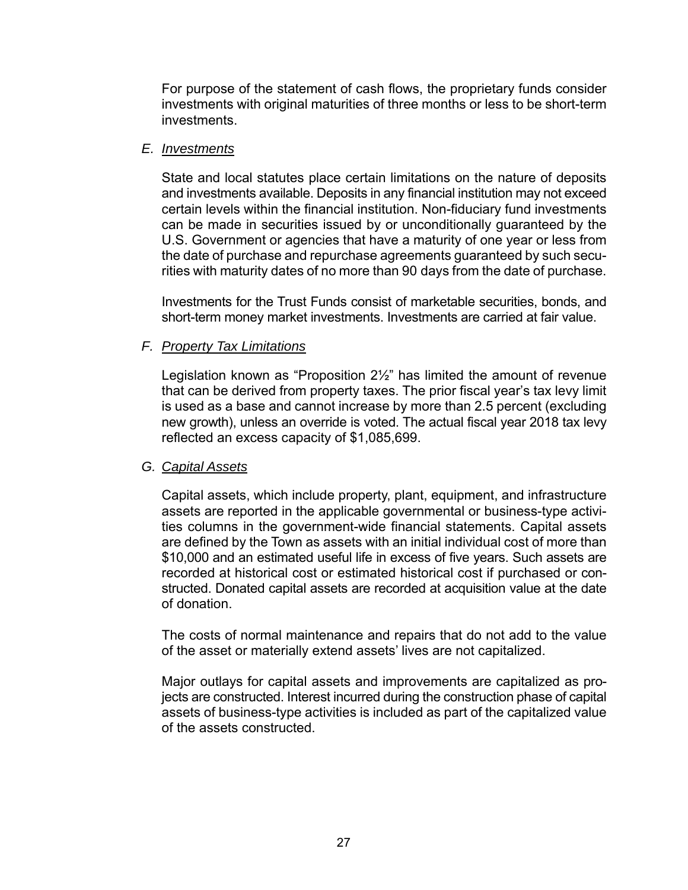For purpose of the statement of cash flows, the proprietary funds consider investments with original maturities of three months or less to be short-term investments.

### E. *Investments*

State and local statutes place certain limitations on the nature of deposits and investments available. Deposits in any financial institution may not exceed certain levels within the financial institution. Non-fiduciary fund investments can be made in securities issued by or unconditionally guaranteed by the U.S. Government or agencies that have a maturity of one year or less from the date of purchase and repurchase agreements guaranteed by such securities with maturity dates of no more than 90 days from the date of purchase.

Investments for the Trust Funds consist of marketable securities, bonds, and short-term money market investments. Investments are carried at fair value.

### F. *Property Tax Limitations*

Legislation known as "Proposition 2½" has limited the amount of revenue that can be derived from property taxes. The prior fiscal year's tax levy limit is used as a base and cannot increase by more than 2.5 percent (excluding new growth), unless an override is voted. The actual fiscal year 2018 tax levy reflected an excess capacity of $1,085,699.

### G. *Capital Assets*

Capital assets, which include property, plant, equipment, and infrastructure assets are reported in the applicable governmental or business-type activities columns in the government-wide financial statements. Capital assets are defined by the Town as assets with an initial individual cost of more than $10,000 and an estimated useful life in excess of five years. Such assets are recorded at historical cost or estimated historical cost if purchased or constructed. Donated capital assets are recorded at acquisition value at the date of donation.

The costs of normal maintenance and repairs that do not add to the value of the asset or materially extend assets' lives are not capitalized.

Major outlays for capital assets and improvements are capitalized as projects are constructed. Interest incurred during the construction phase of capital assets of business-type activities is included as part of the capitalized value of the assets constructed.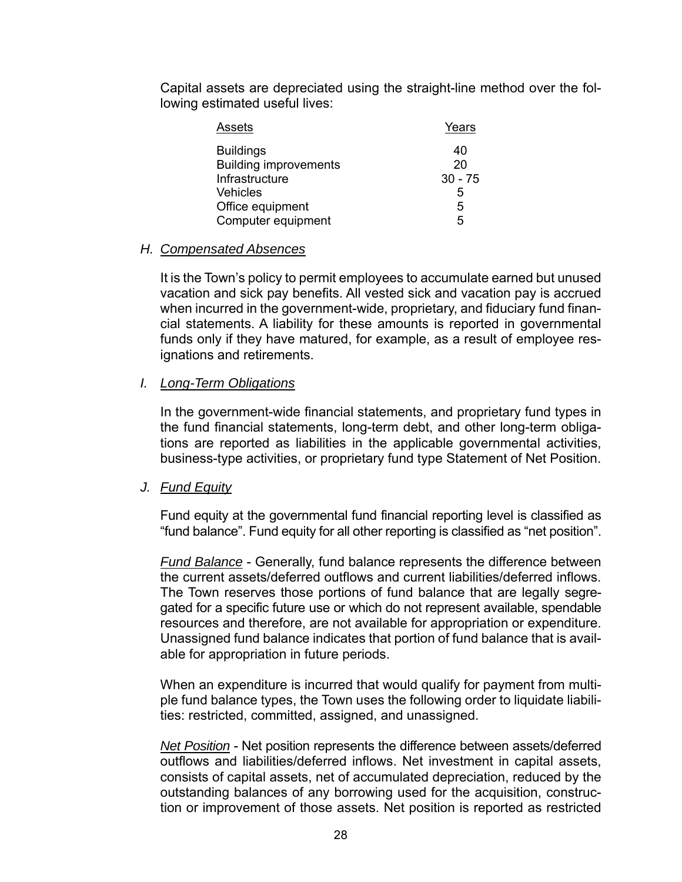Capital assets are depreciated using the straight-line method over the following estimated useful lives:

| Assets | Years |
|---|---|
| Buildings | 40 |
| Building improvements | 20 |
| Infrastructure | 30 - 75 |
| Vehicles | 5 |
| Office equipment | 5 |
| Computer equipment | 5 |

### H. *Compensated Absences*

It is the Town's policy to permit employees to accumulate earned but unused vacation and sick pay benefits. All vested sick and vacation pay is accrued when incurred in the government-wide, proprietary, and fiduciary fund financial statements. A liability for these amounts is reported in governmental funds only if they have matured, for example, as a result of employee resignations and retirements.

### I. *Long-Term Obligations*

In the government-wide financial statements, and proprietary fund types in the fund financial statements, long-term debt, and other long-term obligations are reported as liabilities in the applicable governmental activities, business-type activities, or proprietary fund type Statement of Net Position.

### J. *Fund Equity*

Fund equity at the governmental fund financial reporting level is classified as "fund balance". Fund equity for all other reporting is classified as "net position".

*Fund Balance* - Generally, fund balance represents the difference between the current assets/deferred outflows and current liabilities/deferred inflows. The Town reserves those portions of fund balance that are legally segregated for a specific future use or which do not represent available, spendable resources and therefore, are not available for appropriation or expenditure. Unassigned fund balance indicates that portion of fund balance that is available for appropriation in future periods.

When an expenditure is incurred that would qualify for payment from multiple fund balance types, the Town uses the following order to liquidate liabilities: restricted, committed, assigned, and unassigned.

*Net Position* - Net position represents the difference between assets/deferred outflows and liabilities/deferred inflows. Net investment in capital assets, consists of capital assets, net of accumulated depreciation, reduced by the outstanding balances of any borrowing used for the acquisition, construction or improvement of those assets. Net position is reported as restricted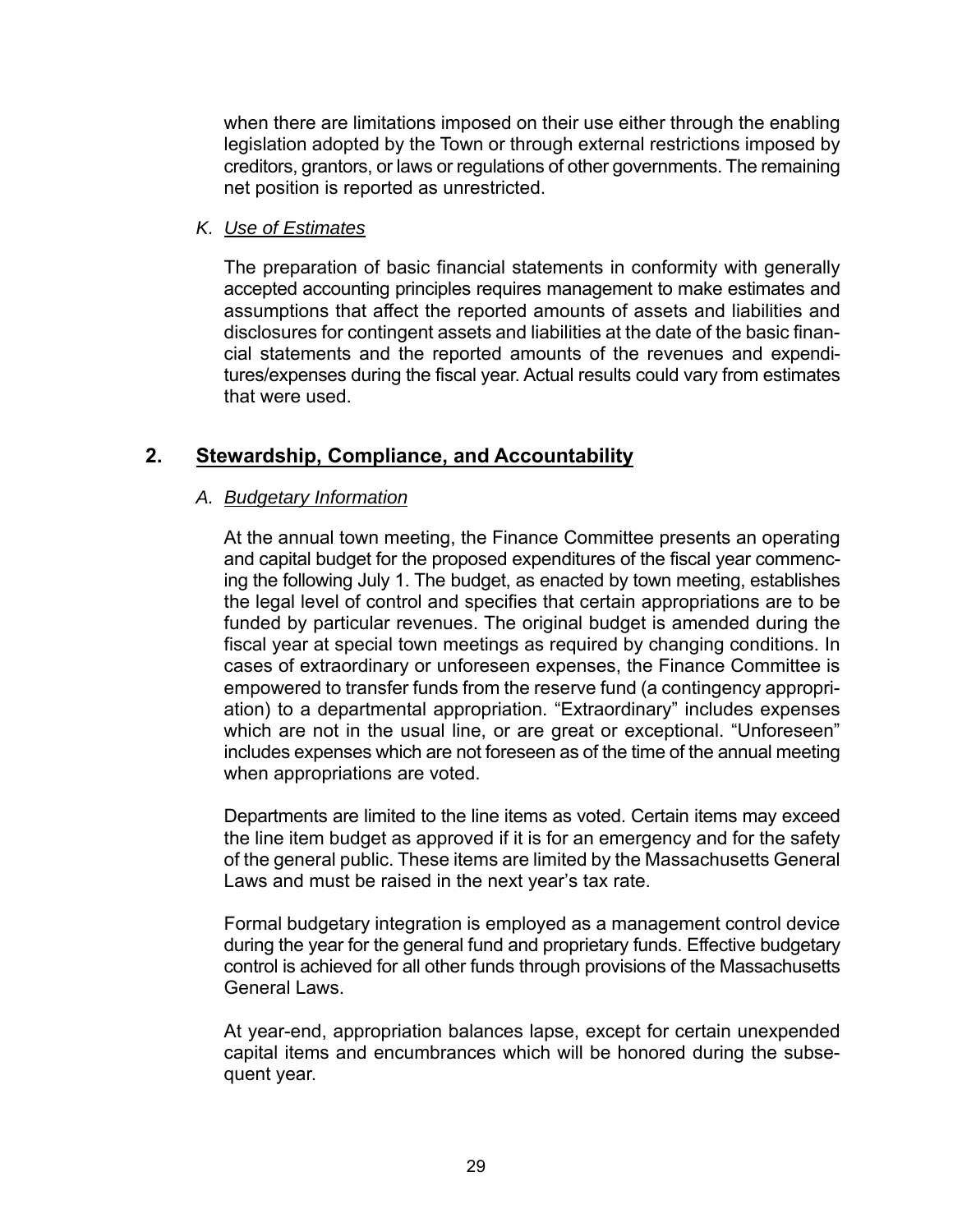when there are limitations imposed on their use either through the enabling legislation adopted by the Town or through external restrictions imposed by creditors, grantors, or laws or regulations of other governments. The remaining net position is reported as unrestricted.

*K. Use of Estimates*

The preparation of basic financial statements in conformity with generally accepted accounting principles requires management to make estimates and assumptions that affect the reported amounts of assets and liabilities and disclosures for contingent assets and liabilities at the date of the basic financial statements and the reported amounts of the revenues and expenditures/expenses during the fiscal year. Actual results could vary from estimates that were used.

## 2. Stewardship, Compliance, and Accountability

*A. Budgetary Information*

At the annual town meeting, the Finance Committee presents an operating and capital budget for the proposed expenditures of the fiscal year commencing the following July 1. The budget, as enacted by town meeting, establishes the legal level of control and specifies that certain appropriations are to be funded by particular revenues. The original budget is amended during the fiscal year at special town meetings as required by changing conditions. In cases of extraordinary or unforeseen expenses, the Finance Committee is empowered to transfer funds from the reserve fund (a contingency appropriation) to a departmental appropriation. "Extraordinary" includes expenses which are not in the usual line, or are great or exceptional. "Unforeseen" includes expenses which are not foreseen as of the time of the annual meeting when appropriations are voted.

Departments are limited to the line items as voted. Certain items may exceed the line item budget as approved if it is for an emergency and for the safety of the general public. These items are limited by the Massachusetts General Laws and must be raised in the next year's tax rate.

Formal budgetary integration is employed as a management control device during the year for the general fund and proprietary funds. Effective budgetary control is achieved for all other funds through provisions of the Massachusetts General Laws.

At year-end, appropriation balances lapse, except for certain unexpended capital items and encumbrances which will be honored during the subsequent year.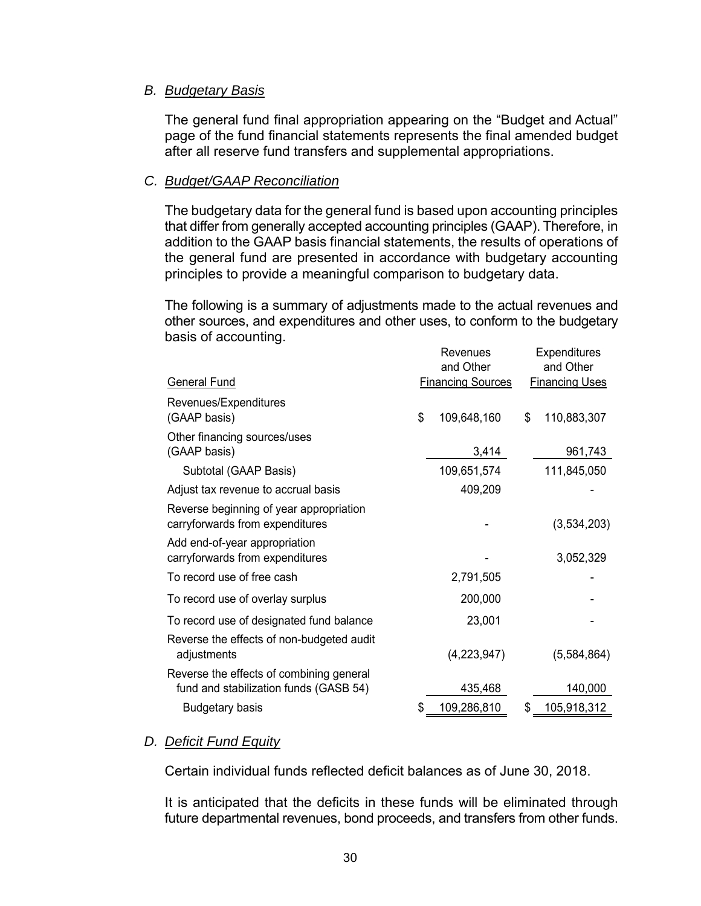*B. Budgetary Basis*

The general fund final appropriation appearing on the “Budget and Actual” page of the fund financial statements represents the final amended budget after all reserve fund transfers and supplemental appropriations.

*C. Budget/GAAP Reconciliation*

The budgetary data for the general fund is based upon accounting principles that differ from generally accepted accounting principles (GAAP). Therefore, in addition to the GAAP basis financial statements, the results of operations of the general fund are presented in accordance with budgetary accounting principles to provide a meaningful comparison to budgetary data.

The following is a summary of adjustments made to the actual revenues and other sources, and expenditures and other uses, to conform to the budgetary basis of accounting.

| General Fund | Revenues and Other Financing Sources | Expenditures and Other Financing Uses |
|---|---|---|
| Revenues/Expenditures (GAAP basis) | $ 109,648,160 | $ 110,883,307 |
| Other financing sources/uses (GAAP basis) | 3,414 | 961,743 |
| Subtotal (GAAP Basis) | 109,651,574 | 111,845,050 |
| Adjust tax revenue to accrual basis | 409,209 | - |
| Reverse beginning of year appropriation carryforwards from expenditures | - | (3,534,203) |
| Add end-of-year appropriation carryforwards from expenditures | - | 3,052,329 |
| To record use of free cash | 2,791,505 | - |
| To record use of overlay surplus | 200,000 | - |
| To record use of designated fund balance | 23,001 | - |
| Reverse the effects of non-budgeted audit adjustments | (4,223,947) | (5,584,864) |
| Reverse the effects of combining general fund and stabilization funds (GASB 54) | 435,468 | 140,000 |
| Budgetary basis | $ 109,286,810 | $ 105,918,312 |

*D. Deficit Fund Equity*

Certain individual funds reflected deficit balances as of June 30, 2018.

It is anticipated that the deficits in these funds will be eliminated through future departmental revenues, bond proceeds, and transfers from other funds.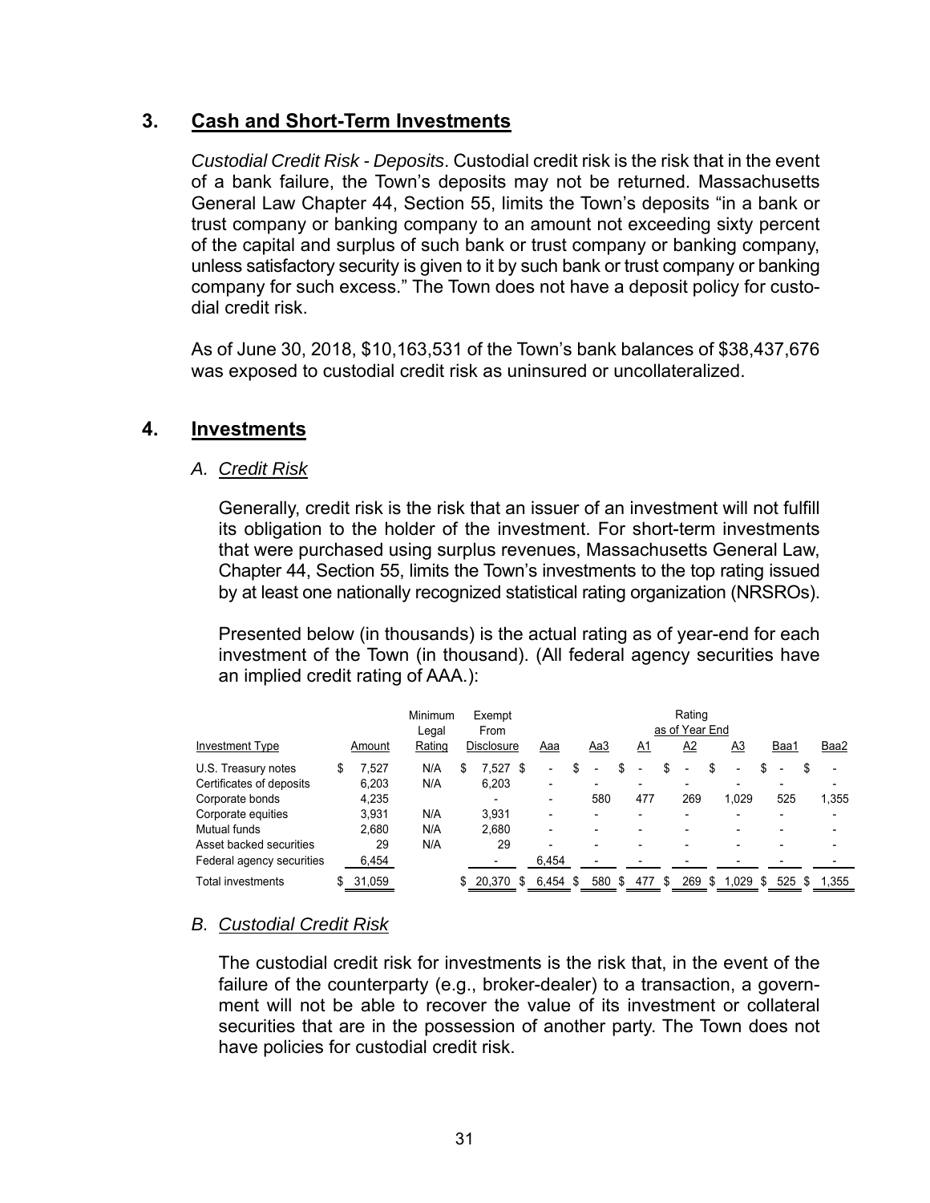## 3. Cash and Short-Term Investments

*Custodial Credit Risk - Deposits*. Custodial credit risk is the risk that in the event of a bank failure, the Town's deposits may not be returned. Massachusetts General Law Chapter 44, Section 55, limits the Town's deposits "in a bank or trust company or banking company to an amount not exceeding sixty percent of the capital and surplus of such bank or trust company or banking company, unless satisfactory security is given to it by such bank or trust company or banking company for such excess." The Town does not have a deposit policy for custodial credit risk.

As of June 30, 2018, $10,163,531 of the Town's bank balances of $38,437,676 was exposed to custodial credit risk as uninsured or uncollateralized.

## 4. Investments

### A. *Credit Risk*

Generally, credit risk is the risk that an issuer of an investment will not fulfill its obligation to the holder of the investment. For short-term investments that were purchased using surplus revenues, Massachusetts General Law, Chapter 44, Section 55, limits the Town's investments to the top rating issued by at least one nationally recognized statistical rating organization (NRSROs).

Presented below (in thousands) is the actual rating as of year-end for each investment of the Town (in thousand). (All federal agency securities have an implied credit rating of AAA.):

| | | Minimum | Exempt | Rating as of Year End | | | | | | | |
|---|---|---|---|---|---|---|---|---|---|---|---|
| Investment Type | Amount | Legal Rating | From Disclosure | Aaa | Aa3 | A1 | A2 | A3 | Baa1 | Baa2 |
| U.S. Treasury notes | $ 7,527 | N/A | $ 7,527 | $ - | $ - | $ - | $ - | $ - | $ - | $ - |
| Certificates of deposits | 6,203 | N/A | 6,203 | - | - | - | - | - | - | - |
| Corporate bonds | 4,235 | | - | - | 580 | 477 | 269 | 1,029 | 525 | 1,355 |
| Corporate equities | 3,931 | N/A | 3,931 | - | - | - | - | - | - | - |
| Mutual funds | 2,680 | N/A | 2,680 | - | - | - | - | - | - | - |
| Asset backed securities | 29 | N/A | 29 | - | - | - | - | - | - | - |
| Federal agency securities | 6,454 | | - | 6,454 | - | - | - | - | - | - |
| Total investments | $ 31,059 | | $ 20,370 | $ 6,454 | $ 580 | $ 477 | $ 269 | $ 1,029 | $ 525 | $ 1,355 |

### B. *Custodial Credit Risk*

The custodial credit risk for investments is the risk that, in the event of the failure of the counterparty (e.g., broker-dealer) to a transaction, a government will not be able to recover the value of its investment or collateral securities that are in the possession of another party. The Town does not have policies for custodial credit risk.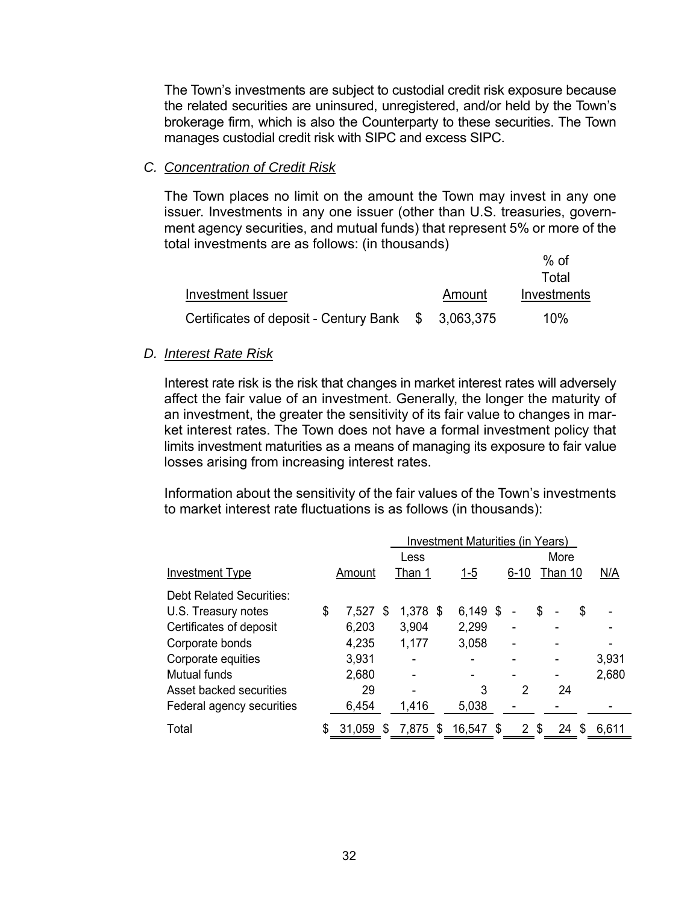The Town's investments are subject to custodial credit risk exposure because the related securities are uninsured, unregistered, and/or held by the Town's brokerage firm, which is also the Counterparty to these securities. The Town manages custodial credit risk with SIPC and excess SIPC.

### C. *Concentration of Credit Risk*

The Town places no limit on the amount the Town may invest in any one issuer. Investments in any one issuer (other than U.S. treasuries, government agency securities, and mutual funds) that represent 5% or more of the total investments are as follows: (in thousands)

| Investment Issuer | Amount | % of Total Investments |
|---|---|---|
| Certificates of deposit - Century Bank | $ 3,063,375 | 10% |

### D. *Interest Rate Risk*

Interest rate risk is the risk that changes in market interest rates will adversely affect the fair value of an investment. Generally, the longer the maturity of an investment, the greater the sensitivity of its fair value to changes in market interest rates. The Town does not have a formal investment policy that limits investment maturities as a means of managing its exposure to fair value losses arising from increasing interest rates.

Information about the sensitivity of the fair values of the Town's investments to market interest rate fluctuations is as follows (in thousands):

| | | Investment Maturities (in Years) | | | | |
|---|---|---|---|---|---|---|
| Investment Type | Amount | Less Than 1 | 1-5 | 6-10 | More Than 10 | N/A |
| Debt Related Securities: | | | | | | |
| U.S. Treasury notes | $ 7,527 | $ 1,378 | $ 6,149 | $ - | $ - | $ - |
| Certificates of deposit | 6,203 | 3,904 | 2,299 | - | - | - |
| Corporate bonds | 4,235 | 1,177 | 3,058 | - | - | - |
| Corporate equities | 3,931 | - | - | - | - | 3,931 |
| Mutual funds | 2,680 | - | - | - | - | 2,680 |
| Asset backed securities | 29 | - | 3 | 2 | 24 | |
| Federal agency securities | 6,454 | 1,416 | 5,038 | - | - | - |
| Total | $ 31,059 | $ 7,875 | $ 16,547 | $ 2 | $ 24 | $ 6,611 |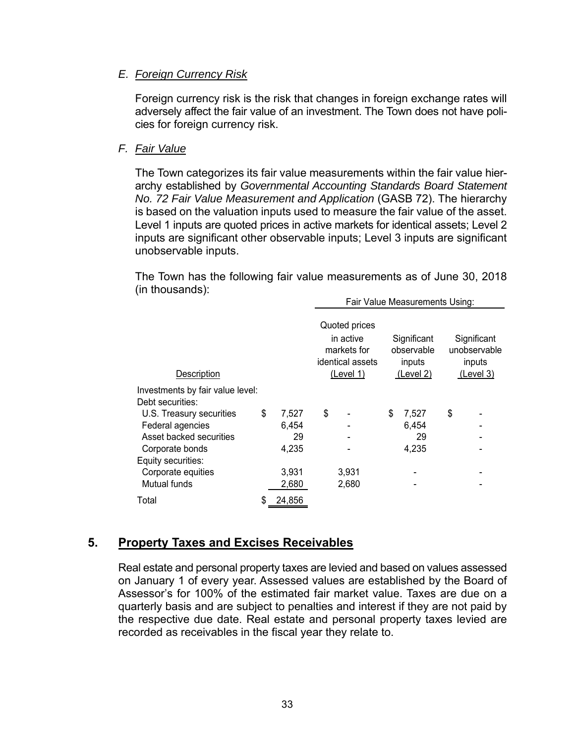*E. Foreign Currency Risk*

Foreign currency risk is the risk that changes in foreign exchange rates will adversely affect the fair value of an investment. The Town does not have policies for foreign currency risk.

*F. Fair Value*

The Town categorizes its fair value measurements within the fair value hierarchy established by *Governmental Accounting Standards Board Statement No. 72 Fair Value Measurement and Application* (GASB 72). The hierarchy is based on the valuation inputs used to measure the fair value of the asset. Level 1 inputs are quoted prices in active markets for identical assets; Level 2 inputs are significant other observable inputs; Level 3 inputs are significant unobservable inputs.

The Town has the following fair value measurements as of June 30, 2018 (in thousands):

| | | Fair Value Measurements Using: | | |
|---|---|---|---|---|
| Description | | Quoted prices in active markets for identical assets (Level 1) | Significant observable inputs (Level 2) | Significant unobservable inputs (Level 3) |
| Investments by fair value level: | | | | |
| Debt securities: | | | | |
| U.S. Treasury securities | $ 7,527 | $ - | $ 7,527 | $ - |
| Federal agencies | 6,454 | - | 6,454 | - |
| Asset backed securities | 29 | - | 29 | - |
| Corporate bonds | 4,235 | - | 4,235 | - |
| Equity securities: | | | | |
| Corporate equities | 3,931 | 3,931 | - | - |
| Mutual funds | 2,680 | 2,680 | - | - |
| Total | $ 24,856 | | | |

## 5. Property Taxes and Excises Receivables

Real estate and personal property taxes are levied and based on values assessed on January 1 of every year. Assessed values are established by the Board of Assessor's for 100% of the estimated fair market value. Taxes are due on a quarterly basis and are subject to penalties and interest if they are not paid by the respective due date. Real estate and personal property taxes levied are recorded as receivables in the fiscal year they relate to.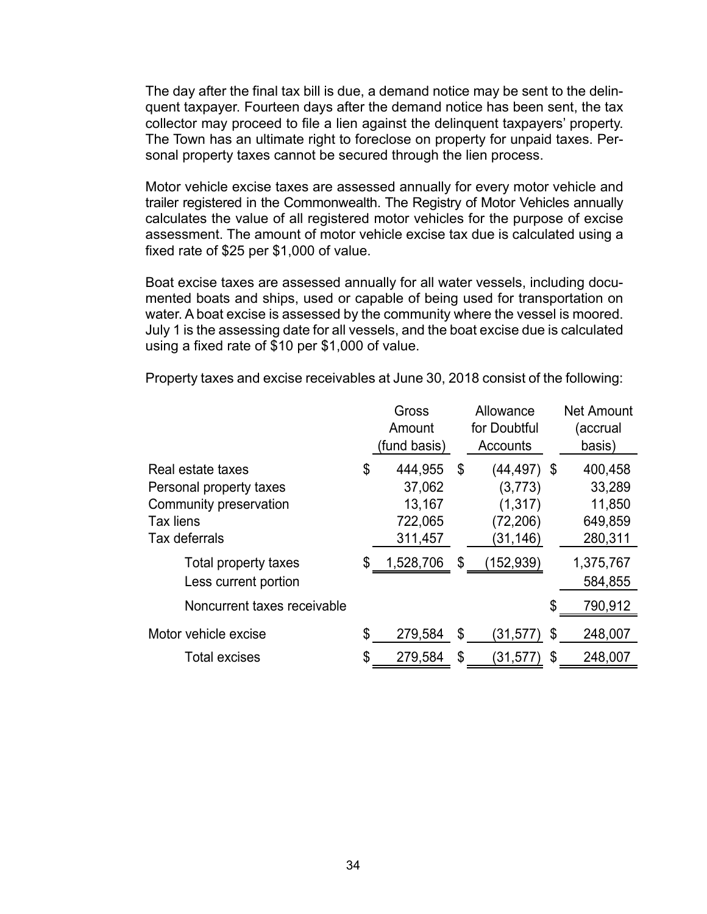The day after the final tax bill is due, a demand notice may be sent to the delinquent taxpayer. Fourteen days after the demand notice has been sent, the tax collector may proceed to file a lien against the delinquent taxpayers' property. The Town has an ultimate right to foreclose on property for unpaid taxes. Personal property taxes cannot be secured through the lien process.

Motor vehicle excise taxes are assessed annually for every motor vehicle and trailer registered in the Commonwealth. The Registry of Motor Vehicles annually calculates the value of all registered motor vehicles for the purpose of excise assessment. The amount of motor vehicle excise tax due is calculated using a fixed rate of $25 per $1,000 of value.

Boat excise taxes are assessed annually for all water vessels, including documented boats and ships, used or capable of being used for transportation on water. A boat excise is assessed by the community where the vessel is moored. July 1 is the assessing date for all vessels, and the boat excise due is calculated using a fixed rate of $10 per $1,000 of value.

Property taxes and excise receivables at June 30, 2018 consist of the following:

| | Gross Amount (fund basis) | Allowance for Doubtful Accounts | Net Amount (accrual basis) |
|---|---|---|---|
| Real estate taxes | $ 444,955 | $ (44,497) | $ 400,458 |
| Personal property taxes | 37,062 | (3,773) | 33,289 |
| Community preservation | 13,167 | (1,317) | 11,850 |
| Tax liens | 722,065 | (72,206) | 649,859 |
| Tax deferrals | 311,457 | (31,146) | 280,311 |
| Total property taxes | $ 1,528,706 | $ (152,939) | 1,375,767 |
| Less current portion | | | 584,855 |
| Noncurrent taxes receivable | | | $ 790,912 |
| Motor vehicle excise | $ 279,584 | $ (31,577) | $ 248,007 |
| Total excises | $ 279,584 | $ (31,577) | $ 248,007 |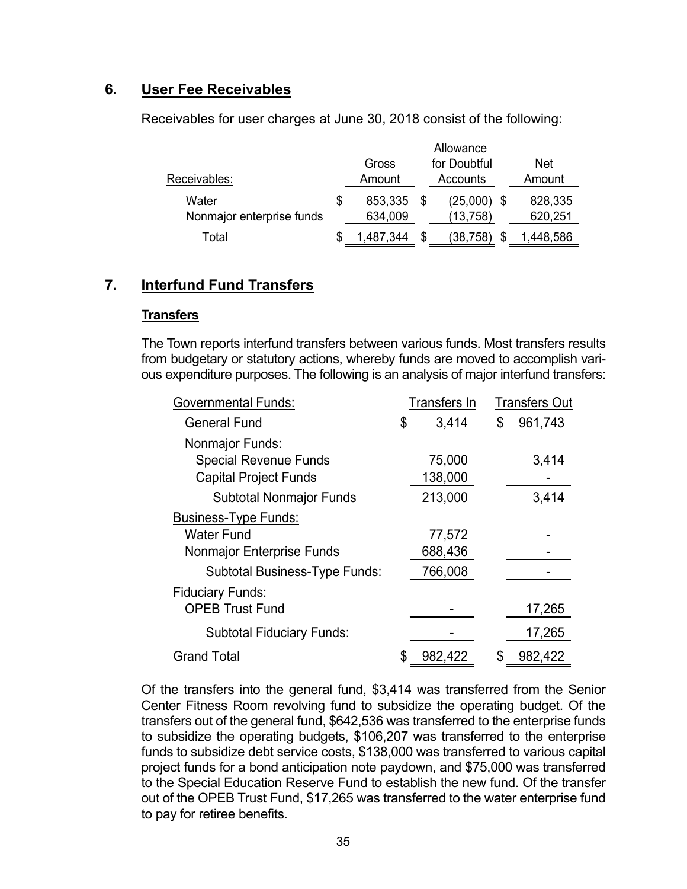## 6. User Fee Receivables

Receivables for user charges at June 30, 2018 consist of the following:

| Receivables: | Gross Amount | Allowance for Doubtful Accounts | Net Amount |
|---|---|---|---|
| Water | $ 853,335 | $ (25,000) | $ 828,335 |
| Nonmajor enterprise funds | 634,009 | (13,758) | 620,251 |
| Total | $ 1,487,344 | $ (38,758) | $ 1,448,586 |

## 7. Interfund Fund Transfers

### Transfers

The Town reports interfund transfers between various funds. Most transfers results from budgetary or statutory actions, whereby funds are moved to accomplish various expenditure purposes. The following is an analysis of major interfund transfers:

| Governmental Funds: | Transfers In | Transfers Out |
|---|---|---|
| General Fund | $ 3,414 | $ 961,743 |
| Nonmajor Funds: | | |
| Special Revenue Funds | 75,000 | 3,414 |
| Capital Project Funds | 138,000 | - |
| Subtotal Nonmajor Funds | 213,000 | 3,414 |
| Business-Type Funds: | | |
| Water Fund | 77,572 | - |
| Nonmajor Enterprise Funds | 688,436 | - |
| Subtotal Business-Type Funds: | 766,008 | - |
| Fiduciary Funds: | | |
| OPEB Trust Fund | - | 17,265 |
| Subtotal Fiduciary Funds: | - | 17,265 |
| Grand Total | $ 982,422 | $ 982,422 |

Of the transfers into the general fund, $3,414 was transferred from the Senior Center Fitness Room revolving fund to subsidize the operating budget. Of the transfers out of the general fund, $642,536 was transferred to the enterprise funds to subsidize the operating budgets, $106,207 was transferred to the enterprise funds to subsidize debt service costs, $138,000 was transferred to various capital project funds for a bond anticipation note paydown, and $75,000 was transferred to the Special Education Reserve Fund to establish the new fund. Of the transfer out of the OPEB Trust Fund, $17,265 was transferred to the water enterprise fund to pay for retiree benefits.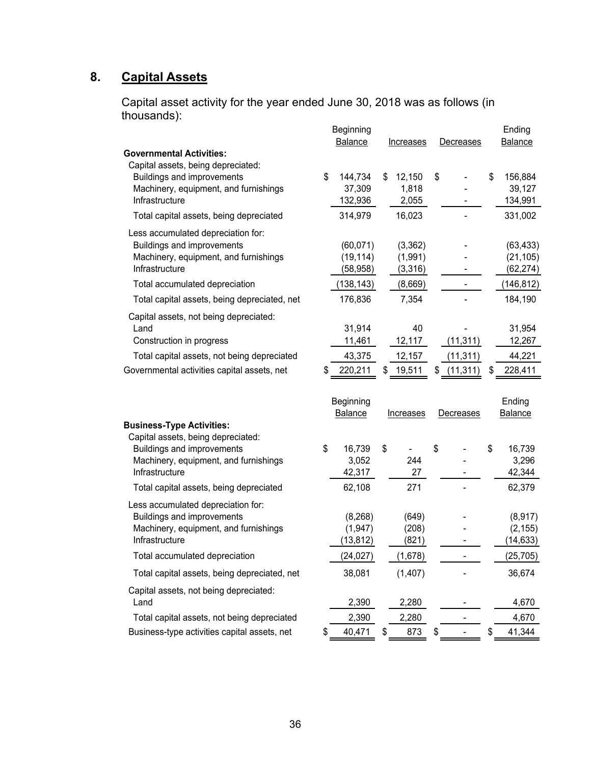## 8. Capital Assets

Capital asset activity for the year ended June 30, 2018 was as follows (in thousands):

| | Beginning Balance | Increases | Decreases | Ending Balance |
|---|---|---|---|---|
| **Governmental Activities:** | | | | |
| Capital assets, being depreciated: | | | | |
| Buildings and improvements | $ 144,734 | $ 12,150 | $ - | $ 156,884 |
| Machinery, equipment, and furnishings | 37,309 | 1,818 | - | 39,127 |
| Infrastructure | 132,936 | 2,055 | - | 134,991 |
| Total capital assets, being depreciated | 314,979 | 16,023 | - | 331,002 |
| Less accumulated depreciation for: | | | | |
| Buildings and improvements | (60,071) | (3,362) | - | (63,433) |
| Machinery, equipment, and furnishings | (19,114) | (1,991) | - | (21,105) |
| Infrastructure | (58,958) | (3,316) | - | (62,274) |
| Total accumulated depreciation | (138,143) | (8,669) | - | (146,812) |
| Total capital assets, being depreciated, net | 176,836 | 7,354 | - | 184,190 |
| Capital assets, not being depreciated: | | | | |
| Land | 31,914 | 40 | - | 31,954 |
| Construction in progress | 11,461 | 12,117 | (11,311) | 12,267 |
| Total capital assets, not being depreciated | 43,375 | 12,157 | (11,311) | 44,221 |
| Governmental activities capital assets, net | $ 220,211 | $ 19,511 | $ (11,311) | $ 228,411 |

| | Beginning Balance | Increases | Decreases | Ending Balance |
|---|---|---|---|---|
| **Business-Type Activities:** | | | | |
| Capital assets, being depreciated: | | | | |
| Buildings and improvements | $ 16,739 | $ - | $ - | $ 16,739 |
| Machinery, equipment, and furnishings | 3,052 | 244 | - | 3,296 |
| Infrastructure | 42,317 | 27 | - | 42,344 |
| Total capital assets, being depreciated | 62,108 | 271 | - | 62,379 |
| Less accumulated depreciation for: | | | | |
| Buildings and improvements | (8,268) | (649) | - | (8,917) |
| Machinery, equipment, and furnishings | (1,947) | (208) | - | (2,155) |
| Infrastructure | (13,812) | (821) | - | (14,633) |
| Total accumulated depreciation | (24,027) | (1,678) | - | (25,705) |
| Total capital assets, being depreciated, net | 38,081 | (1,407) | - | 36,674 |
| Capital assets, not being depreciated: | | | | |
| Land | 2,390 | 2,280 | - | 4,670 |
| Total capital assets, not being depreciated | 2,390 | 2,280 | - | 4,670 |
| Business-type activities capital assets, net | $ 40,471 | $ 873 | $ - | $ 41,344 |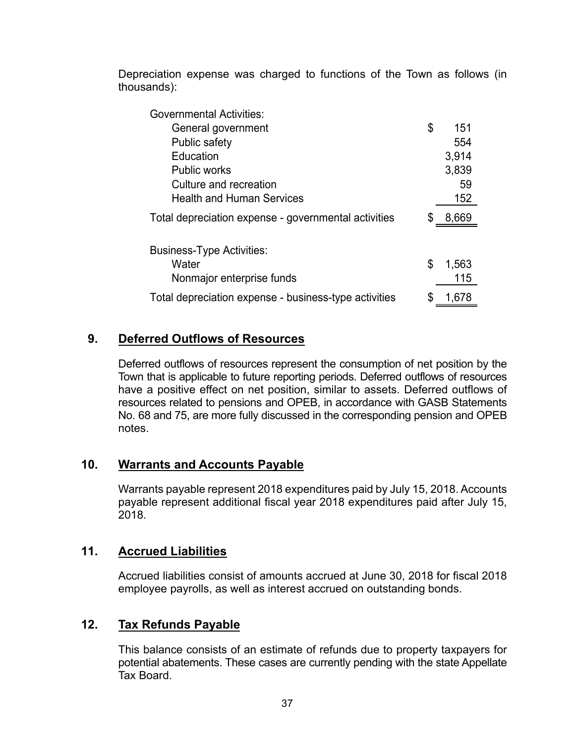Depreciation expense was charged to functions of the Town as follows (in thousands):

| | |
|---|---|
| Governmental Activities: | |
| General government | $ 151 |
| Public safety | 554 |
| Education | 3,914 |
| Public works | 3,839 |
| Culture and recreation | 59 |
| Health and Human Services | 152 |
| Total depreciation expense - governmental activities | $ 8,669 |
| | |
| Business-Type Activities: | |
| Water | $ 1,563 |
| Nonmajor enterprise funds | 115 |
| Total depreciation expense - business-type activities | $ 1,678 |

## 9. Deferred Outflows of Resources

Deferred outflows of resources represent the consumption of net position by the Town that is applicable to future reporting periods. Deferred outflows of resources have a positive effect on net position, similar to assets. Deferred outflows of resources related to pensions and OPEB, in accordance with GASB Statements No. 68 and 75, are more fully discussed in the corresponding pension and OPEB notes.

## 10. Warrants and Accounts Payable

Warrants payable represent 2018 expenditures paid by July 15, 2018. Accounts payable represent additional fiscal year 2018 expenditures paid after July 15, 2018.

## 11. Accrued Liabilities

Accrued liabilities consist of amounts accrued at June 30, 2018 for fiscal 2018 employee payrolls, as well as interest accrued on outstanding bonds.

## 12. Tax Refunds Payable

This balance consists of an estimate of refunds due to property taxpayers for potential abatements. These cases are currently pending with the state Appellate Tax Board.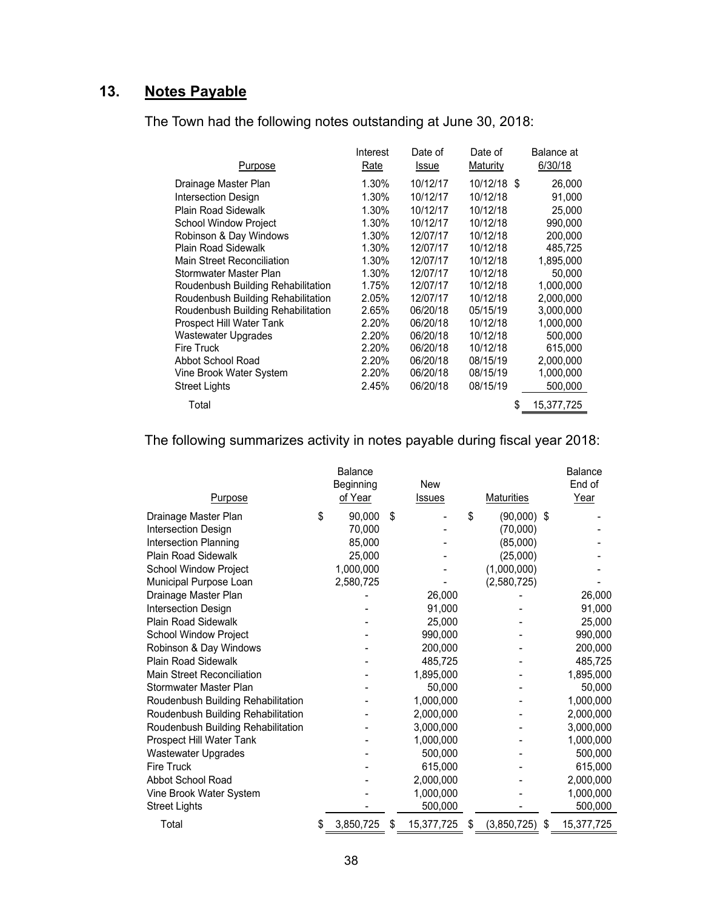## 13. Notes Payable

The Town had the following notes outstanding at June 30, 2018:

| Purpose | Interest Rate | Date of Issue | Date of Maturity | Balance at 6/30/18 |
|---|---|---|---|---|
| Drainage Master Plan | 1.30% | 10/12/17 | 10/12/18 | $ 26,000 |
| Intersection Design | 1.30% | 10/12/17 | 10/12/18 | 91,000 |
| Plain Road Sidewalk | 1.30% | 10/12/17 | 10/12/18 | 25,000 |
| School Window Project | 1.30% | 10/12/17 | 10/12/18 | 990,000 |
| Robinson & Day Windows | 1.30% | 12/07/17 | 10/12/18 | 200,000 |
| Plain Road Sidewalk | 1.30% | 12/07/17 | 10/12/18 | 485,725 |
| Main Street Reconciliation | 1.30% | 12/07/17 | 10/12/18 | 1,895,000 |
| Stormwater Master Plan | 1.30% | 12/07/17 | 10/12/18 | 50,000 |
| Roudenbush Building Rehabilitation | 1.75% | 12/07/17 | 10/12/18 | 1,000,000 |
| Roudenbush Building Rehabilitation | 2.05% | 12/07/17 | 10/12/18 | 2,000,000 |
| Roudenbush Building Rehabilitation | 2.65% | 06/20/18 | 05/15/19 | 3,000,000 |
| Prospect Hill Water Tank | 2.20% | 06/20/18 | 10/12/18 | 1,000,000 |
| Wastewater Upgrades | 2.20% | 06/20/18 | 10/12/18 | 500,000 |
| Fire Truck | 2.20% | 06/20/18 | 10/12/18 | 615,000 |
| Abbot School Road | 2.20% | 06/20/18 | 08/15/19 | 2,000,000 |
| Vine Brook Water System | 2.20% | 06/20/18 | 08/15/19 | 1,000,000 |
| Street Lights | 2.45% | 06/20/18 | 08/15/19 | 500,000 |
| Total | | | | $ 15,377,725 |

The following summarizes activity in notes payable during fiscal year 2018:

| Purpose | Balance Beginning of Year | New Issues | Maturities | Balance End of Year |
|---|---|---|---|---|
| Drainage Master Plan | $ 90,000 | $ - | $ (90,000) | $ - |
| Intersection Design | 70,000 | - | (70,000) | - |
| Intersection Planning | 85,000 | - | (85,000) | - |
| Plain Road Sidewalk | 25,000 | - | (25,000) | - |
| School Window Project | 1,000,000 | - | (1,000,000) | - |
| Municipal Purpose Loan | 2,580,725 | - | (2,580,725) | - |
| Drainage Master Plan | - | 26,000 | - | 26,000 |
| Intersection Design | - | 91,000 | - | 91,000 |
| Plain Road Sidewalk | - | 25,000 | - | 25,000 |
| School Window Project | - | 990,000 | - | 990,000 |
| Robinson & Day Windows | - | 200,000 | - | 200,000 |
| Plain Road Sidewalk | - | 485,725 | - | 485,725 |
| Main Street Reconciliation | - | 1,895,000 | - | 1,895,000 |
| Stormwater Master Plan | - | 50,000 | - | 50,000 |
| Roudenbush Building Rehabilitation | - | 1,000,000 | - | 1,000,000 |
| Roudenbush Building Rehabilitation | - | 2,000,000 | - | 2,000,000 |
| Roudenbush Building Rehabilitation | - | 3,000,000 | - | 3,000,000 |
| Prospect Hill Water Tank | - | 1,000,000 | - | 1,000,000 |
| Wastewater Upgrades | - | 500,000 | - | 500,000 |
| Fire Truck | - | 615,000 | - | 615,000 |
| Abbot School Road | - | 2,000,000 | - | 2,000,000 |
| Vine Brook Water System | - | 1,000,000 | - | 1,000,000 |
| Street Lights | - | 500,000 | - | 500,000 |
| Total | $ 3,850,725 | $ 15,377,725 | $ (3,850,725) | $ 15,377,725 |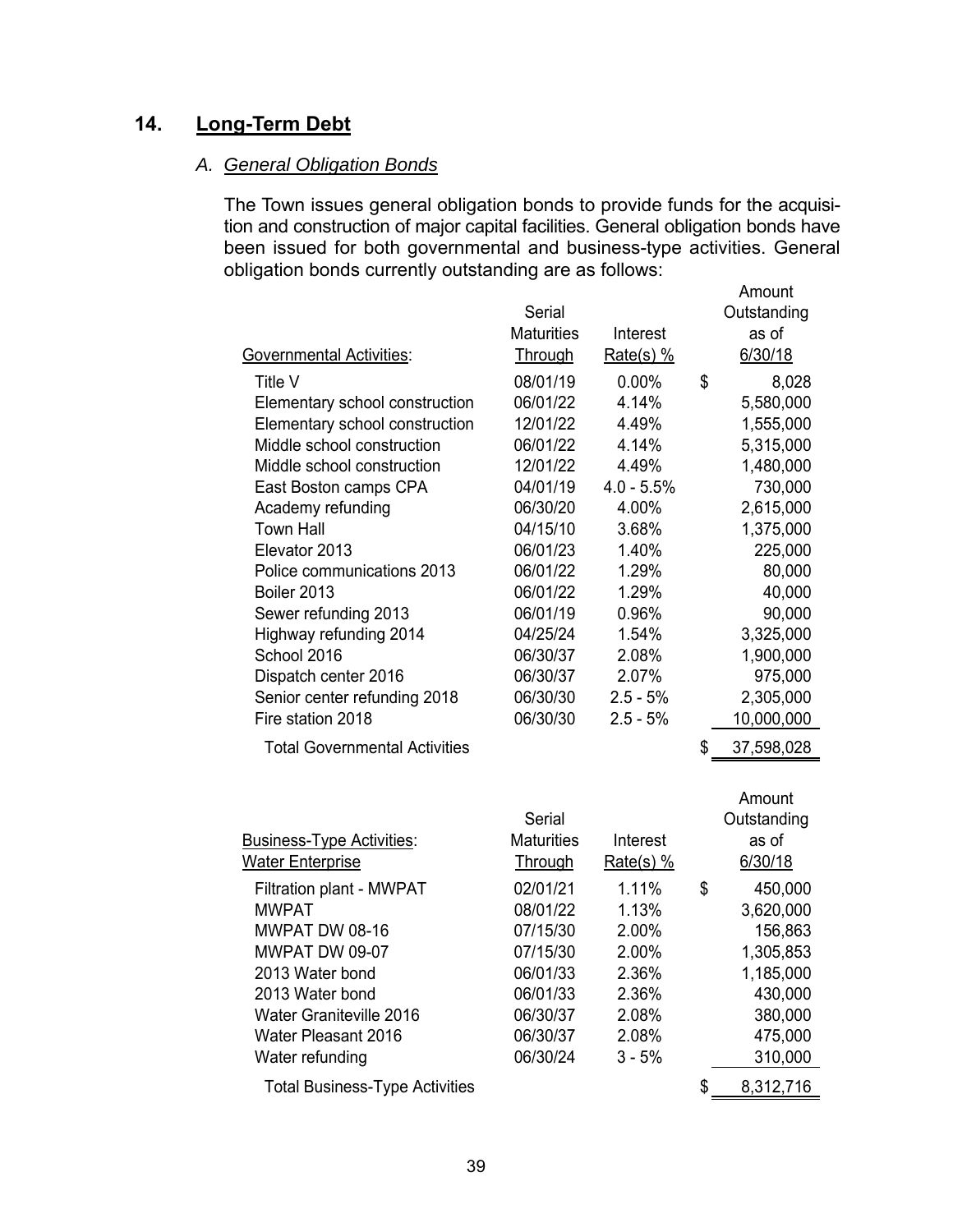## 14. Long-Term Debt

### A. *General Obligation Bonds*

The Town issues general obligation bonds to provide funds for the acquisition and construction of major capital facilities. General obligation bonds have been issued for both governmental and business-type activities. General obligation bonds currently outstanding are as follows:

| Governmental Activities: | Serial Maturities Through | Interest Rate(s) % | | Amount Outstanding as of 6/30/18 |
|---|---|---|---|---|
| Title V | 08/01/19 | 0.00% | $ | 8,028 |
| Elementary school construction | 06/01/22 | 4.14% | | 5,580,000 |
| Elementary school construction | 12/01/22 | 4.49% | | 1,555,000 |
| Middle school construction | 06/01/22 | 4.14% | | 5,315,000 |
| Middle school construction | 12/01/22 | 4.49% | | 1,480,000 |
| East Boston camps CPA | 04/01/19 | 4.0 - 5.5% | | 730,000 |
| Academy refunding | 06/30/20 | 4.00% | | 2,615,000 |
| Town Hall | 04/15/10 | 3.68% | | 1,375,000 |
| Elevator 2013 | 06/01/23 | 1.40% | | 225,000 |
| Police communications 2013 | 06/01/22 | 1.29% | | 80,000 |
| Boiler 2013 | 06/01/22 | 1.29% | | 40,000 |
| Sewer refunding 2013 | 06/01/19 | 0.96% | | 90,000 |
| Highway refunding 2014 | 04/25/24 | 1.54% | | 3,325,000 |
| School 2016 | 06/30/37 | 2.08% | | 1,900,000 |
| Dispatch center 2016 | 06/30/37 | 2.07% | | 975,000 |
| Senior center refunding 2018 | 06/30/30 | 2.5 - 5% | | 2,305,000 |
| Fire station 2018 | 06/30/30 | 2.5 - 5% | | 10,000,000 |
| Total Governmental Activities | | | $ | 37,598,028 |

| Business-Type Activities: Water Enterprise | Serial Maturities Through | Interest Rate(s) % | | Amount Outstanding as of 6/30/18 |
|---|---|---|---|---|
| Filtration plant - MWPAT | 02/01/21 | 1.11% | $ | 450,000 |
| MWPAT | 08/01/22 | 1.13% | | 3,620,000 |
| MWPAT DW 08-16 | 07/15/30 | 2.00% | | 156,863 |
| MWPAT DW 09-07 | 07/15/30 | 2.00% | | 1,305,853 |
| 2013 Water bond | 06/01/33 | 2.36% | | 1,185,000 |
| 2013 Water bond | 06/01/33 | 2.36% | | 430,000 |
| Water Graniteville 2016 | 06/30/37 | 2.08% | | 380,000 |
| Water Pleasant 2016 | 06/30/37 | 2.08% | | 475,000 |
| Water refunding | 06/30/24 | 3 - 5% | | 310,000 |
| Total Business-Type Activities | | | $ | 8,312,716 |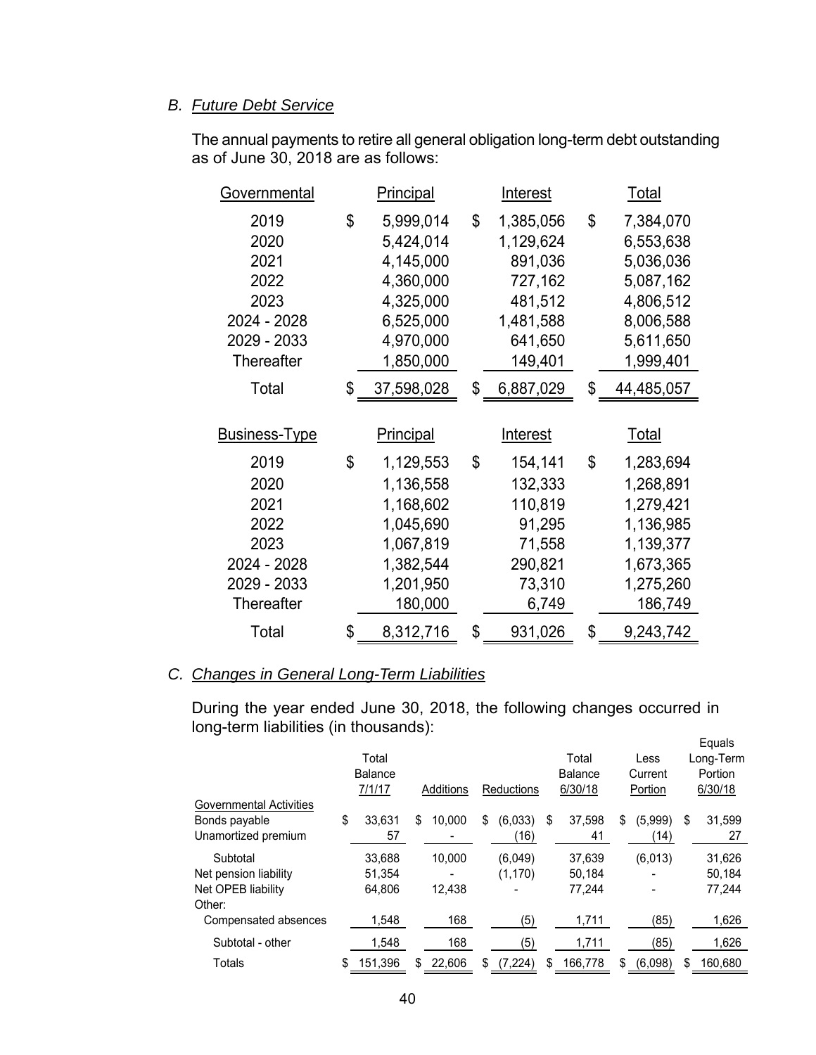### B. *Future Debt Service*

The annual payments to retire all general obligation long-term debt outstanding as of June 30, 2018 are as follows:

| Governmental | Principal | Interest | Total |
|---|---|---|---|
| 2019 | $ 5,999,014 | $ 1,385,056 | $ 7,384,070 |
| 2020 | 5,424,014 | 1,129,624 | 6,553,638 |
| 2021 | 4,145,000 | 891,036 | 5,036,036 |
| 2022 | 4,360,000 | 727,162 | 5,087,162 |
| 2023 | 4,325,000 | 481,512 | 4,806,512 |
| 2024 - 2028 | 6,525,000 | 1,481,588 | 8,006,588 |
| 2029 - 2033 | 4,970,000 | 641,650 | 5,611,650 |
| Thereafter | 1,850,000 | 149,401 | 1,999,401 |
| Total | $ 37,598,028 | $ 6,887,029 | $ 44,485,057 |

| Business-Type | Principal | Interest | Total |
|---|---|---|---|
| 2019 | $ 1,129,553 | $ 154,141 | $ 1,283,694 |
| 2020 | 1,136,558 | 132,333 | 1,268,891 |
| 2021 | 1,168,602 | 110,819 | 1,279,421 |
| 2022 | 1,045,690 | 91,295 | 1,136,985 |
| 2023 | 1,067,819 | 71,558 | 1,139,377 |
| 2024 - 2028 | 1,382,544 | 290,821 | 1,673,365 |
| 2029 - 2033 | 1,201,950 | 73,310 | 1,275,260 |
| Thereafter | 180,000 | 6,749 | 186,749 |
| Total | $ 8,312,716 | $ 931,026 | $ 9,243,742 |

### C. *Changes in General Long-Term Liabilities*

During the year ended June 30, 2018, the following changes occurred in long-term liabilities (in thousands):

| | Total Balance 7/1/17 | Additions | Reductions | Total Balance 6/30/18 | Less Current Portion | Equals Long-Term Portion 6/30/18 |
|---|---|---|---|---|---|---|
| Governmental Activities | | | | | | |
| Bonds payable | $ 33,631 | $ 10,000 | $ (6,033) | $ 37,598 | $ (5,999) | $ 31,599 |
| Unamortized premium | 57 | - | (16) | 41 | (14) | 27 |
| Subtotal | 33,688 | 10,000 | (6,049) | 37,639 | (6,013) | 31,626 |
| Net pension liability | 51,354 | - | (1,170) | 50,184 | - | 50,184 |
| Net OPEB liability | 64,806 | 12,438 | - | 77,244 | - | 77,244 |
| Other: | | | | | | |
| Compensated absences | 1,548 | 168 | (5) | 1,711 | (85) | 1,626 |
| Subtotal - other | 1,548 | 168 | (5) | 1,711 | (85) | 1,626 |
| Totals | $ 151,396 | $ 22,606 | $ (7,224) | $ 166,778 | $ (6,098) | $ 160,680 |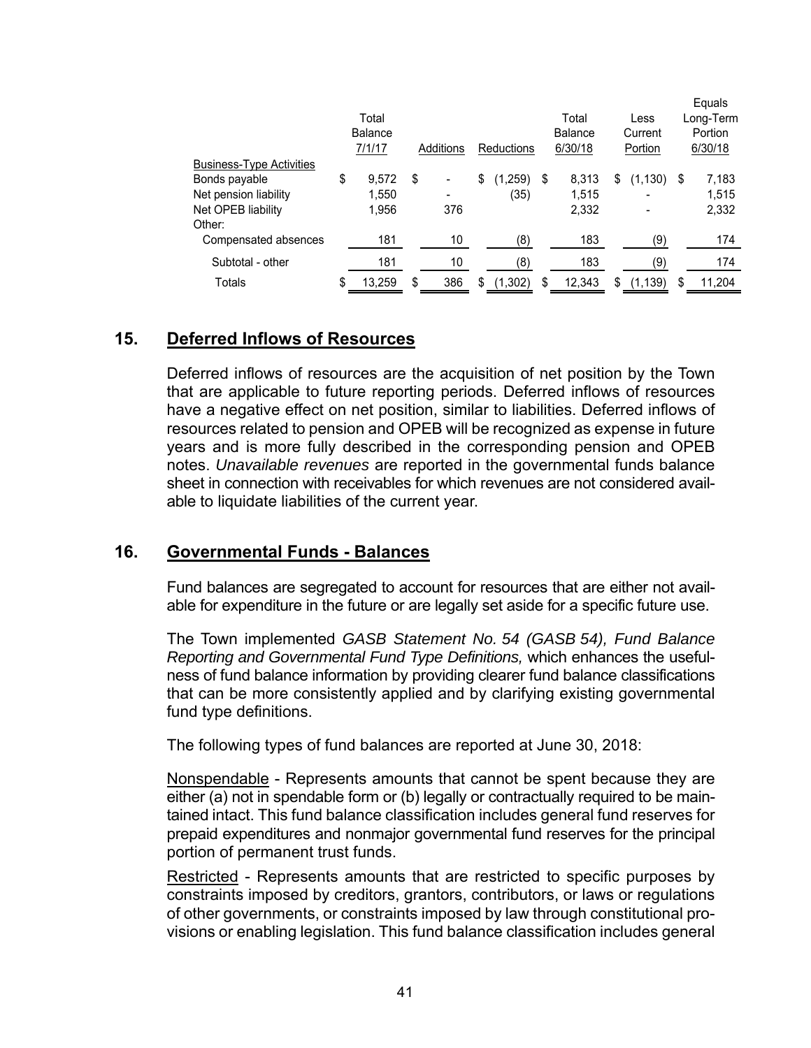| | Total Balance 7/1/17 | Additions | Reductions | Total Balance 6/30/18 | Less Current Portion | Equals Long-Term Portion 6/30/18 |
|---|---|---|---|---|---|---|
| Business-Type Activities | | | | | | |
| Bonds payable | $ 9,572 | $ - | $ (1,259) | $ 8,313 | $ (1,130) | $ 7,183 |
| Net pension liability | 1,550 | - | (35) | 1,515 | - | 1,515 |
| Net OPEB liability | 1,956 | 376 | | 2,332 | - | 2,332 |
| Other: | | | | | | |
| Compensated absences | 181 | 10 | (8) | 183 | (9) | 174 |
| Subtotal - other | 181 | 10 | (8) | 183 | (9) | 174 |
| Totals | $ 13,259 | $ 386 | $ (1,302) | $ 12,343 | $ (1,139) | $ 11,204 |

## 15. Deferred Inflows of Resources

Deferred inflows of resources are the acquisition of net position by the Town that are applicable to future reporting periods. Deferred inflows of resources have a negative effect on net position, similar to liabilities. Deferred inflows of resources related to pension and OPEB will be recognized as expense in future years and is more fully described in the corresponding pension and OPEB notes. *Unavailable revenues* are reported in the governmental funds balance sheet in connection with receivables for which revenues are not considered available to liquidate liabilities of the current year.

## 16. Governmental Funds - Balances

Fund balances are segregated to account for resources that are either not available for expenditure in the future or are legally set aside for a specific future use.

The Town implemented *GASB Statement No. 54 (GASB 54), Fund Balance Reporting and Governmental Fund Type Definitions,* which enhances the usefulness of fund balance information by providing clearer fund balance classifications that can be more consistently applied and by clarifying existing governmental fund type definitions.

The following types of fund balances are reported at June 30, 2018:

Nonspendable - Represents amounts that cannot be spent because they are either (a) not in spendable form or (b) legally or contractually required to be maintained intact. This fund balance classification includes general fund reserves for prepaid expenditures and nonmajor governmental fund reserves for the principal portion of permanent trust funds.

Restricted - Represents amounts that are restricted to specific purposes by constraints imposed by creditors, grantors, contributors, or laws or regulations of other governments, or constraints imposed by law through constitutional provisions or enabling legislation. This fund balance classification includes general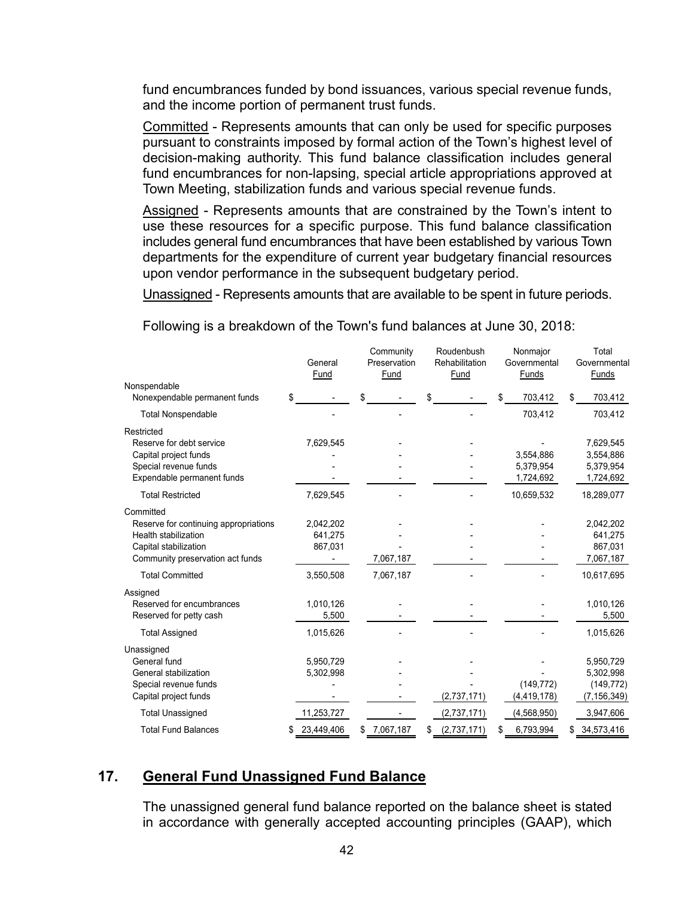fund encumbrances funded by bond issuances, various special revenue funds, and the income portion of permanent trust funds.

Committed - Represents amounts that can only be used for specific purposes pursuant to constraints imposed by formal action of the Town's highest level of decision-making authority. This fund balance classification includes general fund encumbrances for non-lapsing, special article appropriations approved at Town Meeting, stabilization funds and various special revenue funds.

Assigned - Represents amounts that are constrained by the Town's intent to use these resources for a specific purpose. This fund balance classification includes general fund encumbrances that have been established by various Town departments for the expenditure of current year budgetary financial resources upon vendor performance in the subsequent budgetary period.

Unassigned - Represents amounts that are available to be spent in future periods.

Following is a breakdown of the Town's fund balances at June 30, 2018:

| | General Fund | Community Preservation Fund | Roudenbush Rehabilitation Fund | Nonmajor Governmental Funds | Total Governmental Funds |
|---|---|---|---|---|---|
| Nonspendable | | | | | |
| Nonexpendable permanent funds | $ - | $ - | $ - | $ 703,412 | $ 703,412 |
| Total Nonspendable | - | - | - | 703,412 | 703,412 |
| Restricted | | | | | |
| Reserve for debt service | 7,629,545 | - | - | - | 7,629,545 |
| Capital project funds | - | - | - | 3,554,886 | 3,554,886 |
| Special revenue funds | - | - | - | 5,379,954 | 5,379,954 |
| Expendable permanent funds | - | - | - | 1,724,692 | 1,724,692 |
| Total Restricted | 7,629,545 | - | - | 10,659,532 | 18,289,077 |
| Committed | | | | | |
| Reserve for continuing appropriations | 2,042,202 | - | - | - | 2,042,202 |
| Health stabilization | 641,275 | - | - | - | 641,275 |
| Capital stabilization | 867,031 | - | - | - | 867,031 |
| Community preservation act funds | - | 7,067,187 | - | - | 7,067,187 |
| Total Committed | 3,550,508 | 7,067,187 | - | - | 10,617,695 |
| Assigned | | | | | |
| Reserved for encumbrances | 1,010,126 | - | - | - | 1,010,126 |
| Reserved for petty cash | 5,500 | - | - | - | 5,500 |
| Total Assigned | 1,015,626 | - | - | - | 1,015,626 |
| Unassigned | | | | | |
| General fund | 5,950,729 | - | - | - | 5,950,729 |
| General stabilization | 5,302,998 | - | - | - | 5,302,998 |
| Special revenue funds | - | - | - | (149,772) | (149,772) |
| Capital project funds | - | - | (2,737,171) | (4,419,178) | (7,156,349) |
| Total Unassigned | 11,253,727 | - | (2,737,171) | (4,568,950) | 3,947,606 |
| Total Fund Balances | $ 23,449,406 | $ 7,067,187 | $ (2,737,171) | $ 6,793,994 | $ 34,573,416 |

## 17. General Fund Unassigned Fund Balance

The unassigned general fund balance reported on the balance sheet is stated in accordance with generally accepted accounting principles (GAAP), which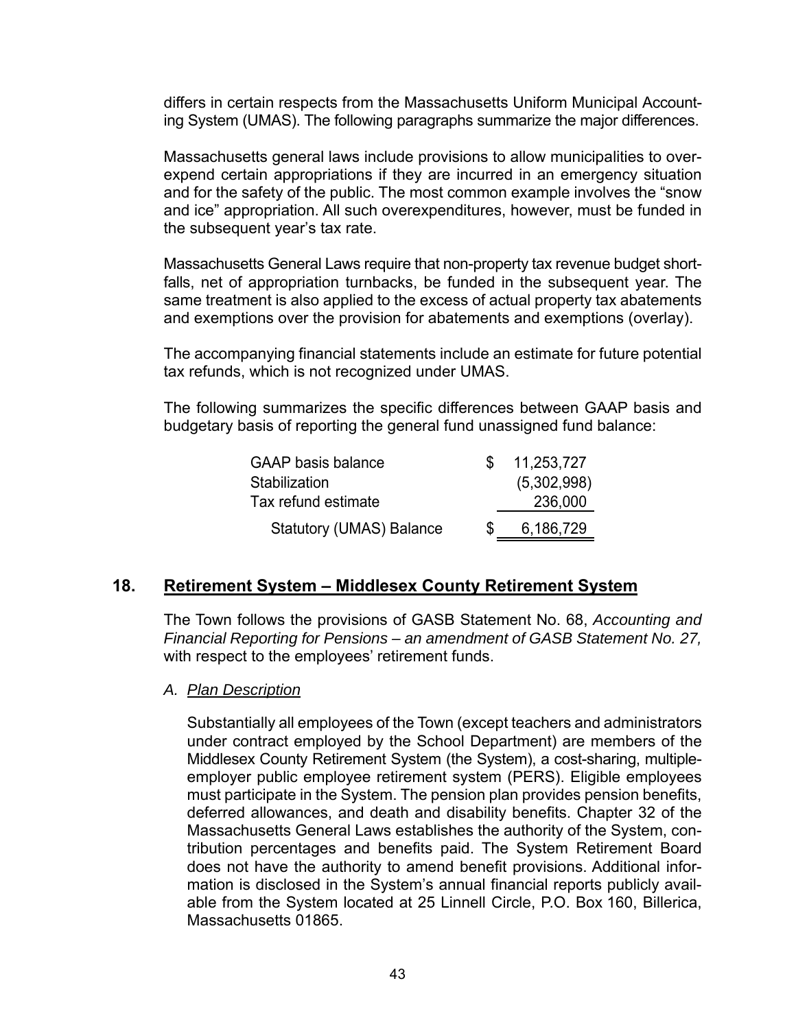differs in certain respects from the Massachusetts Uniform Municipal Accounting System (UMAS). The following paragraphs summarize the major differences.

Massachusetts general laws include provisions to allow municipalities to overexpend certain appropriations if they are incurred in an emergency situation and for the safety of the public. The most common example involves the "snow and ice" appropriation. All such overexpenditures, however, must be funded in the subsequent year's tax rate.

Massachusetts General Laws require that non-property tax revenue budget shortfalls, net of appropriation turnbacks, be funded in the subsequent year. The same treatment is also applied to the excess of actual property tax abatements and exemptions over the provision for abatements and exemptions (overlay).

The accompanying financial statements include an estimate for future potential tax refunds, which is not recognized under UMAS.

The following summarizes the specific differences between GAAP basis and budgetary basis of reporting the general fund unassigned fund balance:

| | | |
|---|---|---|
| GAAP basis balance | $ | 11,253,727 |
| Stabilization | | (5,302,998) |
| Tax refund estimate | | 236,000 |
| Statutory (UMAS) Balance | $ | 6,186,729 |

## 18. Retirement System – Middlesex County Retirement System

The Town follows the provisions of GASB Statement No. 68, *Accounting and Financial Reporting for Pensions – an amendment of GASB Statement No. 27,* with respect to the employees' retirement funds.

### A. Plan Description

Substantially all employees of the Town (except teachers and administrators under contract employed by the School Department) are members of the Middlesex County Retirement System (the System), a cost-sharing, multiple-employer public employee retirement system (PERS). Eligible employees must participate in the System. The pension plan provides pension benefits, deferred allowances, and death and disability benefits. Chapter 32 of the Massachusetts General Laws establishes the authority of the System, contribution percentages and benefits paid. The System Retirement Board does not have the authority to amend benefit provisions. Additional information is disclosed in the System's annual financial reports publicly available from the System located at 25 Linnell Circle, P.O. Box 160, Billerica, Massachusetts 01865.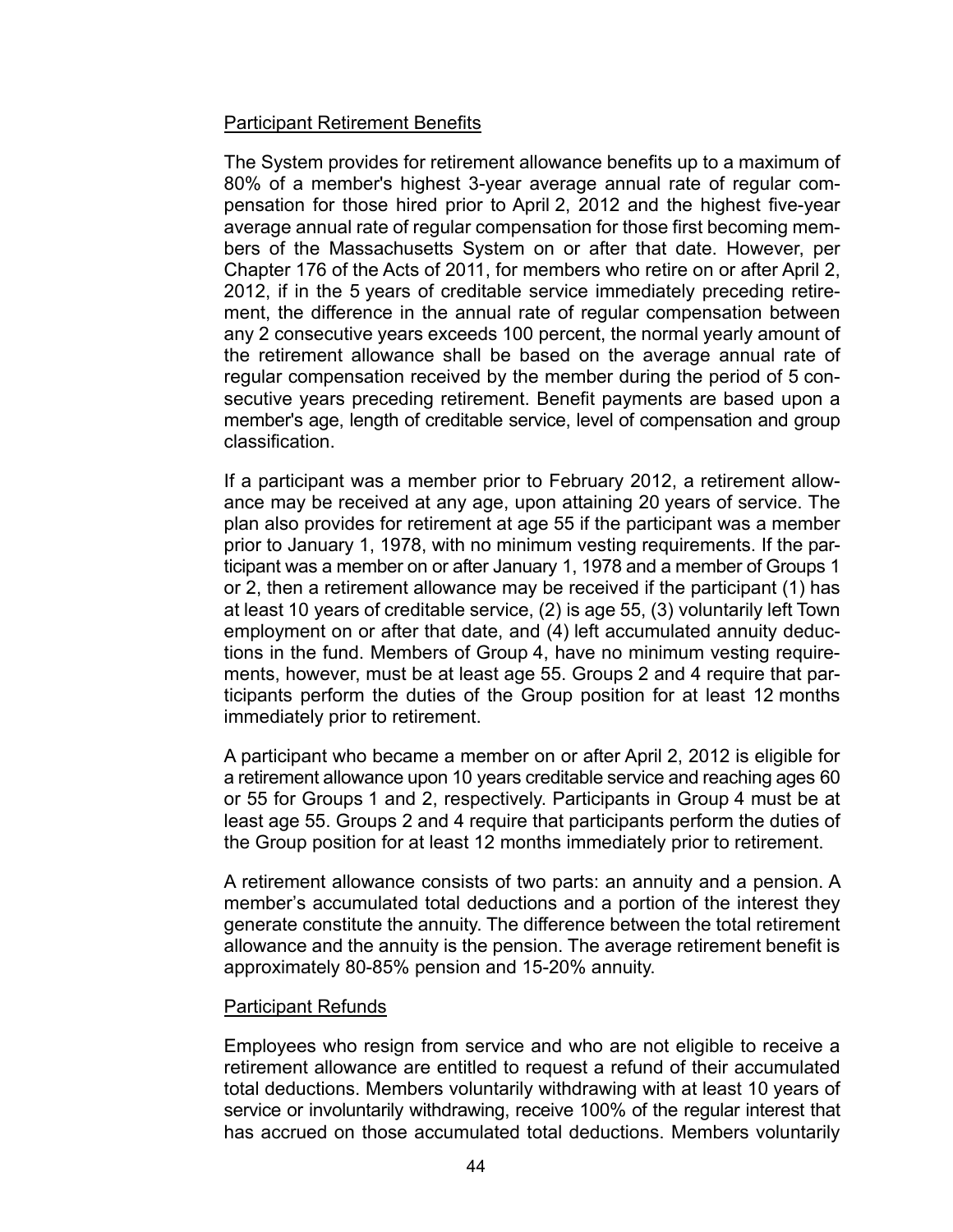Participant Retirement Benefits

The System provides for retirement allowance benefits up to a maximum of 80% of a member's highest 3-year average annual rate of regular compensation for those hired prior to April 2, 2012 and the highest five-year average annual rate of regular compensation for those first becoming members of the Massachusetts System on or after that date. However, per Chapter 176 of the Acts of 2011, for members who retire on or after April 2, 2012, if in the 5 years of creditable service immediately preceding retirement, the difference in the annual rate of regular compensation between any 2 consecutive years exceeds 100 percent, the normal yearly amount of the retirement allowance shall be based on the average annual rate of regular compensation received by the member during the period of 5 consecutive years preceding retirement. Benefit payments are based upon a member's age, length of creditable service, level of compensation and group classification.

If a participant was a member prior to February 2012, a retirement allowance may be received at any age, upon attaining 20 years of service. The plan also provides for retirement at age 55 if the participant was a member prior to January 1, 1978, with no minimum vesting requirements. If the participant was a member on or after January 1, 1978 and a member of Groups 1 or 2, then a retirement allowance may be received if the participant (1) has at least 10 years of creditable service, (2) is age 55, (3) voluntarily left Town employment on or after that date, and (4) left accumulated annuity deductions in the fund. Members of Group 4, have no minimum vesting requirements, however, must be at least age 55. Groups 2 and 4 require that participants perform the duties of the Group position for at least 12 months immediately prior to retirement.

A participant who became a member on or after April 2, 2012 is eligible for a retirement allowance upon 10 years creditable service and reaching ages 60 or 55 for Groups 1 and 2, respectively. Participants in Group 4 must be at least age 55. Groups 2 and 4 require that participants perform the duties of the Group position for at least 12 months immediately prior to retirement.

A retirement allowance consists of two parts: an annuity and a pension. A member's accumulated total deductions and a portion of the interest they generate constitute the annuity. The difference between the total retirement allowance and the annuity is the pension. The average retirement benefit is approximately 80-85% pension and 15-20% annuity.

Participant Refunds

Employees who resign from service and who are not eligible to receive a retirement allowance are entitled to request a refund of their accumulated total deductions. Members voluntarily withdrawing with at least 10 years of service or involuntarily withdrawing, receive 100% of the regular interest that has accrued on those accumulated total deductions. Members voluntarily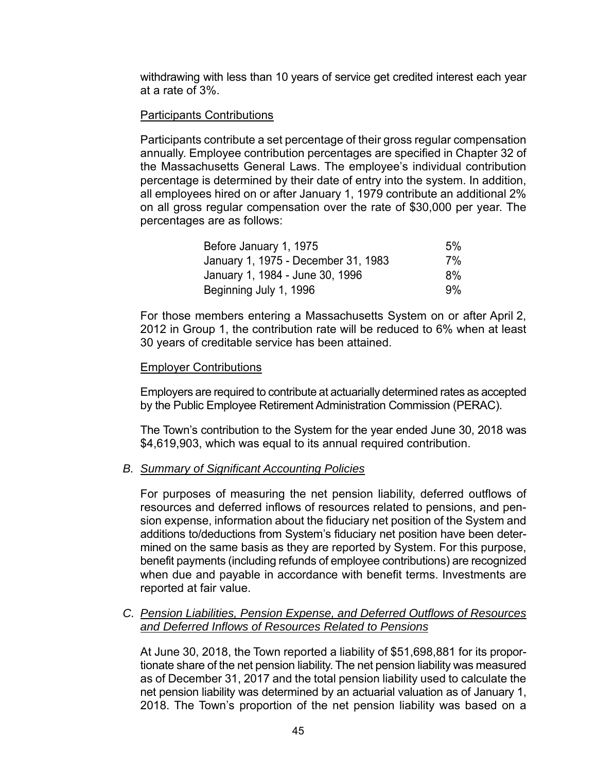withdrawing with less than 10 years of service get credited interest each year at a rate of 3%.

Participants Contributions

Participants contribute a set percentage of their gross regular compensation annually. Employee contribution percentages are specified in Chapter 32 of the Massachusetts General Laws. The employee's individual contribution percentage is determined by their date of entry into the system. In addition, all employees hired on or after January 1, 1979 contribute an additional 2% on all gross regular compensation over the rate of $30,000 per year. The percentages are as follows:

| | |
|---|---|
| Before January 1, 1975 | 5% |
| January 1, 1975 - December 31, 1983 | 7% |
| January 1, 1984 - June 30, 1996 | 8% |
| Beginning July 1, 1996 | 9% |

For those members entering a Massachusetts System on or after April 2, 2012 in Group 1, the contribution rate will be reduced to 6% when at least 30 years of creditable service has been attained.

Employer Contributions

Employers are required to contribute at actuarially determined rates as accepted by the Public Employee Retirement Administration Commission (PERAC).

The Town's contribution to the System for the year ended June 30, 2018 was $4,619,903, which was equal to its annual required contribution.

*B. Summary of Significant Accounting Policies*

For purposes of measuring the net pension liability, deferred outflows of resources and deferred inflows of resources related to pensions, and pension expense, information about the fiduciary net position of the System and additions to/deductions from System's fiduciary net position have been determined on the same basis as they are reported by System. For this purpose, benefit payments (including refunds of employee contributions) are recognized when due and payable in accordance with benefit terms. Investments are reported at fair value.

*C. Pension Liabilities, Pension Expense, and Deferred Outflows of Resources and Deferred Inflows of Resources Related to Pensions*

At June 30, 2018, the Town reported a liability of $51,698,881 for its proportionate share of the net pension liability. The net pension liability was measured as of December 31, 2017 and the total pension liability used to calculate the net pension liability was determined by an actuarial valuation as of January 1, 2018. The Town's proportion of the net pension liability was based on a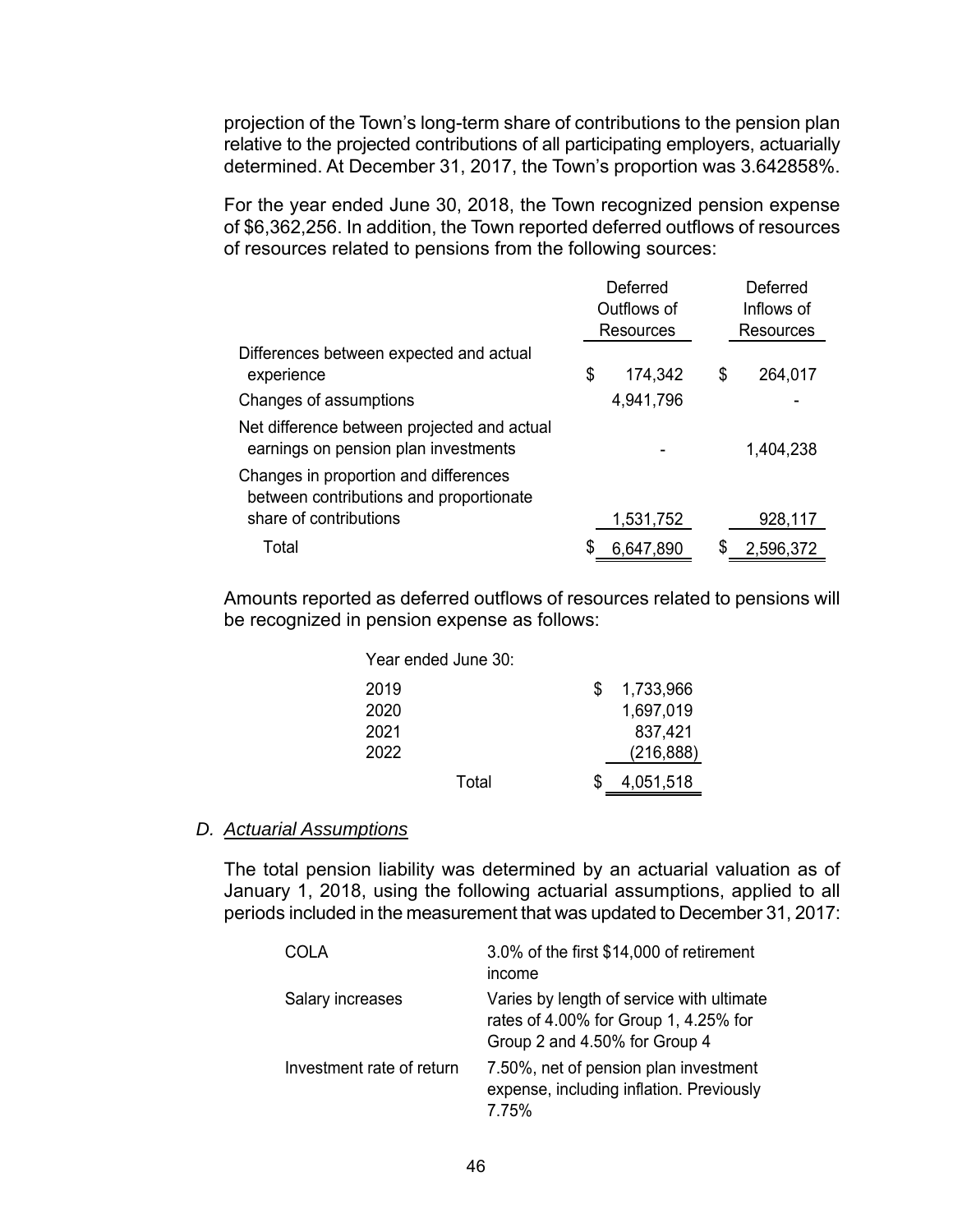projection of the Town's long-term share of contributions to the pension plan relative to the projected contributions of all participating employers, actuarially determined. At December 31, 2017, the Town's proportion was 3.642858%.

For the year ended June 30, 2018, the Town recognized pension expense of $6,362,256. In addition, the Town reported deferred outflows of resources of resources related to pensions from the following sources:

| | Deferred Outflows of Resources | Deferred Inflows of Resources |
|---|---|---|
| Differences between expected and actual experience | $ 174,342 | $ 264,017 |
| Changes of assumptions | 4,941,796 | - |
| Net difference between projected and actual earnings on pension plan investments | - | 1,404,238 |
| Changes in proportion and differences between contributions and proportionate share of contributions | 1,531,752 | 928,117 |
| Total | $ 6,647,890 | $ 2,596,372 |

Amounts reported as deferred outflows of resources related to pensions will be recognized in pension expense as follows:

| Year ended June 30: | |
|---|---|
| 2019 | $ 1,733,966 |
| 2020 | 1,697,019 |
| 2021 | 837,421 |
| 2022 | (216,888) |
| Total | $ 4,051,518 |

## D. *Actuarial Assumptions*

The total pension liability was determined by an actuarial valuation as of January 1, 2018, using the following actuarial assumptions, applied to all periods included in the measurement that was updated to December 31, 2017:

| | |
|---|---|
| COLA | 3.0% of the first $14,000 of retirement income |
| Salary increases | Varies by length of service with ultimate rates of 4.00% for Group 1, 4.25% for Group 2 and 4.50% for Group 4 |
| Investment rate of return | 7.50%, net of pension plan investment expense, including inflation. Previously 7.75% |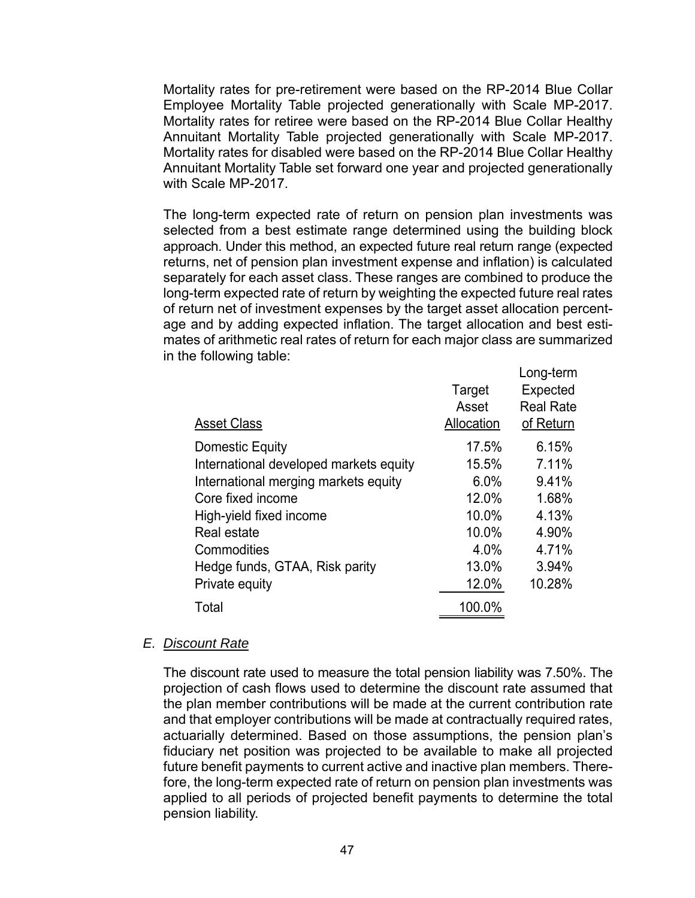Mortality rates for pre-retirement were based on the RP-2014 Blue Collar Employee Mortality Table projected generationally with Scale MP-2017. Mortality rates for retiree were based on the RP-2014 Blue Collar Healthy Annuitant Mortality Table projected generationally with Scale MP-2017. Mortality rates for disabled were based on the RP-2014 Blue Collar Healthy Annuitant Mortality Table set forward one year and projected generationally with Scale MP-2017.

The long-term expected rate of return on pension plan investments was selected from a best estimate range determined using the building block approach. Under this method, an expected future real return range (expected returns, net of pension plan investment expense and inflation) is calculated separately for each asset class. These ranges are combined to produce the long-term expected rate of return by weighting the expected future real rates of return net of investment expenses by the target asset allocation percentage and by adding expected inflation. The target allocation and best estimates of arithmetic real rates of return for each major class are summarized in the following table:

| Asset Class | Target Asset Allocation | Long-term Expected Real Rate of Return |
|---|---|---|
| Domestic Equity | 17.5% | 6.15% |
| International developed markets equity | 15.5% | 7.11% |
| International merging markets equity | 6.0% | 9.41% |
| Core fixed income | 12.0% | 1.68% |
| High-yield fixed income | 10.0% | 4.13% |
| Real estate | 10.0% | 4.90% |
| Commodities | 4.0% | 4.71% |
| Hedge funds, GTAA, Risk parity | 13.0% | 3.94% |
| Private equity | 12.0% | 10.28% |
| Total | 100.0% | |

E. *Discount Rate*

The discount rate used to measure the total pension liability was 7.50%. The projection of cash flows used to determine the discount rate assumed that the plan member contributions will be made at the current contribution rate and that employer contributions will be made at contractually required rates, actuarially determined. Based on those assumptions, the pension plan's fiduciary net position was projected to be available to make all projected future benefit payments to current active and inactive plan members. Therefore, the long-term expected rate of return on pension plan investments was applied to all periods of projected benefit payments to determine the total pension liability.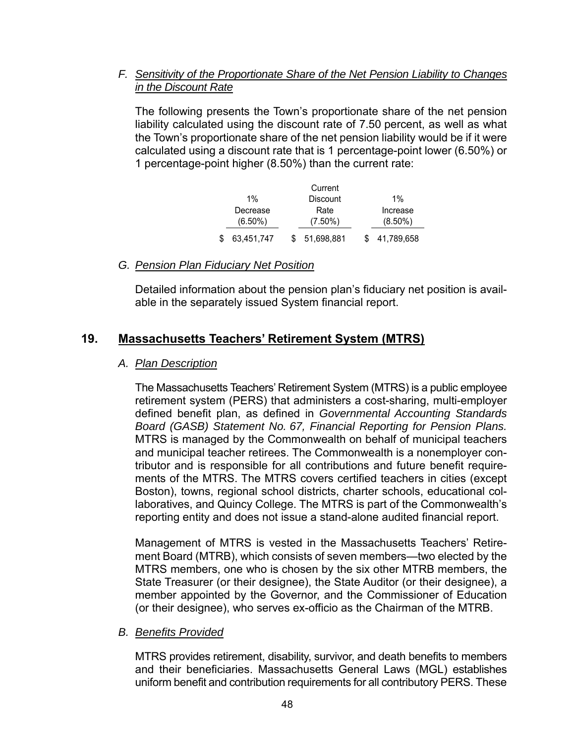*F. Sensitivity of the Proportionate Share of the Net Pension Liability to Changes in the Discount Rate*

The following presents the Town's proportionate share of the net pension liability calculated using the discount rate of 7.50 percent, as well as what the Town's proportionate share of the net pension liability would be if it were calculated using a discount rate that is 1 percentage-point lower (6.50%) or 1 percentage-point higher (8.50%) than the current rate:

| 1% Decrease (6.50%) | Current Discount Rate (7.50%) | 1% Increase (8.50%) |
|---|---|---|
| $ 63,451,747 | $ 51,698,881 | $ 41,789,658 |

*G. Pension Plan Fiduciary Net Position*

Detailed information about the pension plan's fiduciary net position is available in the separately issued System financial report.

## 19. Massachusetts Teachers' Retirement System (MTRS)

*A. Plan Description*

The Massachusetts Teachers' Retirement System (MTRS) is a public employee retirement system (PERS) that administers a cost-sharing, multi-employer defined benefit plan, as defined in *Governmental Accounting Standards Board (GASB) Statement No. 67, Financial Reporting for Pension Plans.* MTRS is managed by the Commonwealth on behalf of municipal teachers and municipal teacher retirees. The Commonwealth is a nonemployer contributor and is responsible for all contributions and future benefit requirements of the MTRS. The MTRS covers certified teachers in cities (except Boston), towns, regional school districts, charter schools, educational collaboratives, and Quincy College. The MTRS is part of the Commonwealth's reporting entity and does not issue a stand-alone audited financial report.

Management of MTRS is vested in the Massachusetts Teachers' Retirement Board (MTRB), which consists of seven members—two elected by the MTRS members, one who is chosen by the six other MTRB members, the State Treasurer (or their designee), the State Auditor (or their designee), a member appointed by the Governor, and the Commissioner of Education (or their designee), who serves ex-officio as the Chairman of the MTRB.

*B. Benefits Provided*

MTRS provides retirement, disability, survivor, and death benefits to members and their beneficiaries. Massachusetts General Laws (MGL) establishes uniform benefit and contribution requirements for all contributory PERS. These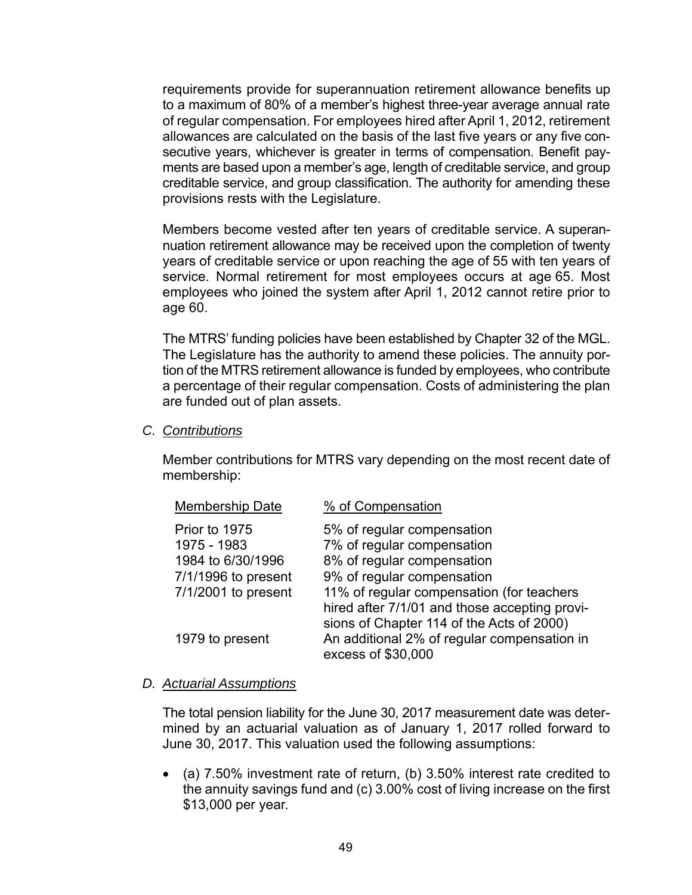requirements provide for superannuation retirement allowance benefits up to a maximum of 80% of a member's highest three-year average annual rate of regular compensation. For employees hired after April 1, 2012, retirement allowances are calculated on the basis of the last five years or any five consecutive years, whichever is greater in terms of compensation. Benefit payments are based upon a member's age, length of creditable service, and group creditable service, and group classification. The authority for amending these provisions rests with the Legislature.

Members become vested after ten years of creditable service. A superannuation retirement allowance may be received upon the completion of twenty years of creditable service or upon reaching the age of 55 with ten years of service. Normal retirement for most employees occurs at age 65. Most employees who joined the system after April 1, 2012 cannot retire prior to age 60.

The MTRS' funding policies have been established by Chapter 32 of the MGL. The Legislature has the authority to amend these policies. The annuity portion of the MTRS retirement allowance is funded by employees, who contribute a percentage of their regular compensation. Costs of administering the plan are funded out of plan assets.

### C. *Contributions*

Member contributions for MTRS vary depending on the most recent date of membership:

| Membership Date | % of Compensation |
|---|---|
| Prior to 1975 | 5% of regular compensation |
| 1975 - 1983 | 7% of regular compensation |
| 1984 to 6/30/1996 | 8% of regular compensation |
| 7/1/1996 to present | 9% of regular compensation |
| 7/1/2001 to present | 11% of regular compensation (for teachers hired after 7/1/01 and those accepting provisions of Chapter 114 of the Acts of 2000) |
| 1979 to present | An additional 2% of regular compensation in excess of $30,000 |

### D. *Actuarial Assumptions*

The total pension liability for the June 30, 2017 measurement date was determined by an actuarial valuation as of January 1, 2017 rolled forward to June 30, 2017. This valuation used the following assumptions:

- (a) 7.50% investment rate of return, (b) 3.50% interest rate credited to the annuity savings fund and (c) 3.00% cost of living increase on the first $13,000 per year.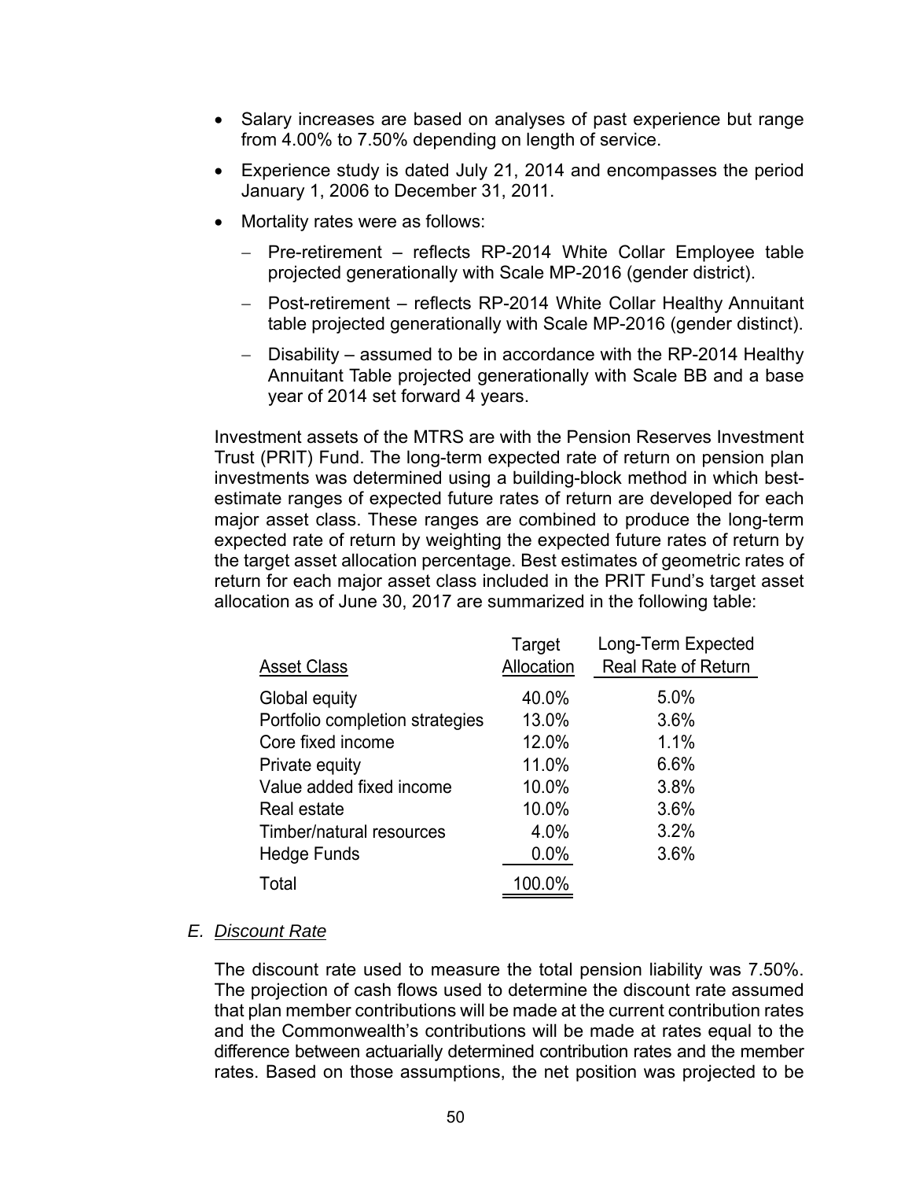- Salary increases are based on analyses of past experience but range from 4.00% to 7.50% depending on length of service.
- Experience study is dated July 21, 2014 and encompasses the period January 1, 2006 to December 31, 2011.
- Mortality rates were as follows:
  - Pre-retirement – reflects RP-2014 White Collar Employee table projected generationally with Scale MP-2016 (gender district).
  - Post-retirement – reflects RP-2014 White Collar Healthy Annuitant table projected generationally with Scale MP-2016 (gender distinct).
  - Disability – assumed to be in accordance with the RP-2014 Healthy Annuitant Table projected generationally with Scale BB and a base year of 2014 set forward 4 years.

Investment assets of the MTRS are with the Pension Reserves Investment Trust (PRIT) Fund. The long-term expected rate of return on pension plan investments was determined using a building-block method in which best-estimate ranges of expected future rates of return are developed for each major asset class. These ranges are combined to produce the long-term expected rate of return by weighting the expected future rates of return by the target asset allocation percentage. Best estimates of geometric rates of return for each major asset class included in the PRIT Fund's target asset allocation as of June 30, 2017 are summarized in the following table:

| Asset Class | Target Allocation | Long-Term Expected Real Rate of Return |
|---|---|---|
| Global equity | 40.0% | 5.0% |
| Portfolio completion strategies | 13.0% | 3.6% |
| Core fixed income | 12.0% | 1.1% |
| Private equity | 11.0% | 6.6% |
| Value added fixed income | 10.0% | 3.8% |
| Real estate | 10.0% | 3.6% |
| Timber/natural resources | 4.0% | 3.2% |
| Hedge Funds | 0.0% | 3.6% |
| Total | 100.0% | |

### E. *Discount Rate*

The discount rate used to measure the total pension liability was 7.50%. The projection of cash flows used to determine the discount rate assumed that plan member contributions will be made at the current contribution rates and the Commonwealth's contributions will be made at rates equal to the difference between actuarially determined contribution rates and the member rates. Based on those assumptions, the net position was projected to be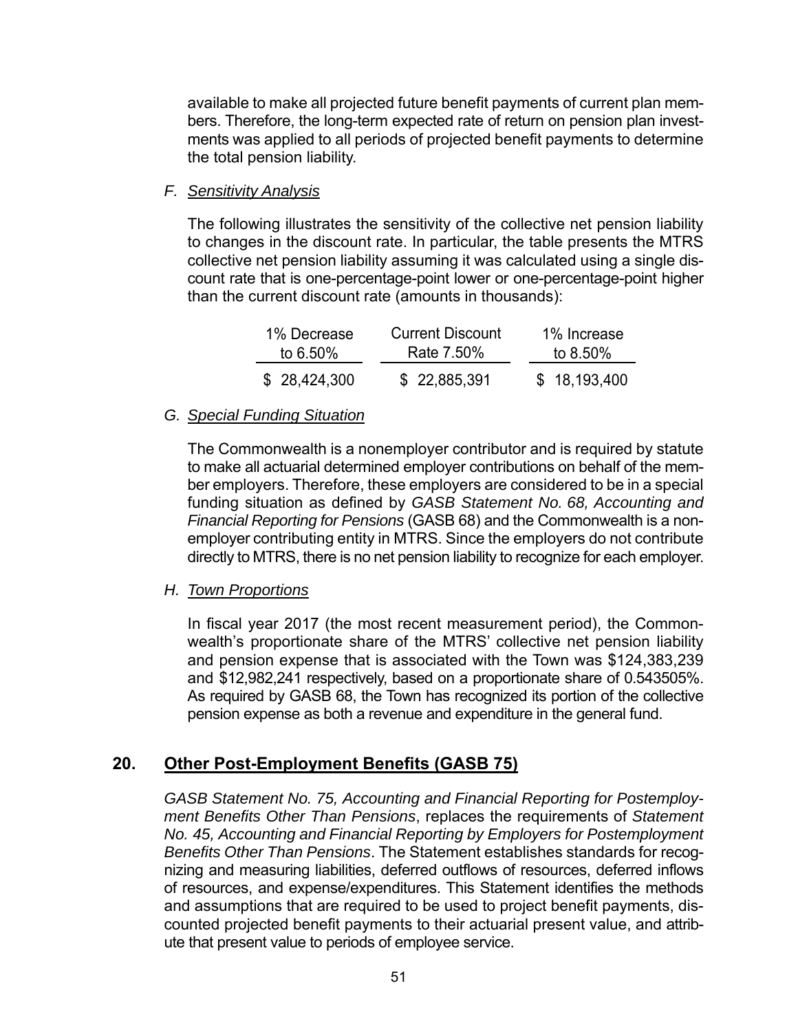available to make all projected future benefit payments of current plan members. Therefore, the long-term expected rate of return on pension plan investments was applied to all periods of projected benefit payments to determine the total pension liability.

*F. Sensitivity Analysis*

The following illustrates the sensitivity of the collective net pension liability to changes in the discount rate. In particular, the table presents the MTRS collective net pension liability assuming it was calculated using a single discount rate that is one-percentage-point lower or one-percentage-point higher than the current discount rate (amounts in thousands):

| 1% Decrease to 6.50% | Current Discount Rate 7.50% | 1% Increase to 8.50% |
|---|---|---|
| $ 28,424,300 | $ 22,885,391 | $ 18,193,400 |

*G. Special Funding Situation*

The Commonwealth is a nonemployer contributor and is required by statute to make all actuarial determined employer contributions on behalf of the member employers. Therefore, these employers are considered to be in a special funding situation as defined by *GASB Statement No. 68, Accounting and Financial Reporting for Pensions* (GASB 68) and the Commonwealth is a nonemployer contributing entity in MTRS. Since the employers do not contribute directly to MTRS, there is no net pension liability to recognize for each employer.

*H. Town Proportions*

In fiscal year 2017 (the most recent measurement period), the Commonwealth's proportionate share of the MTRS' collective net pension liability and pension expense that is associated with the Town was $124,383,239 and $12,982,241 respectively, based on a proportionate share of 0.543505%. As required by GASB 68, the Town has recognized its portion of the collective pension expense as both a revenue and expenditure in the general fund.

## 20. Other Post-Employment Benefits (GASB 75)

*GASB Statement No. 75, Accounting and Financial Reporting for Postemployment Benefits Other Than Pensions*, replaces the requirements of *Statement No. 45, Accounting and Financial Reporting by Employers for Postemployment Benefits Other Than Pensions*. The Statement establishes standards for recognizing and measuring liabilities, deferred outflows of resources, deferred inflows of resources, and expense/expenditures. This Statement identifies the methods and assumptions that are required to be used to project benefit payments, discounted projected benefit payments to their actuarial present value, and attribute that present value to periods of employee service.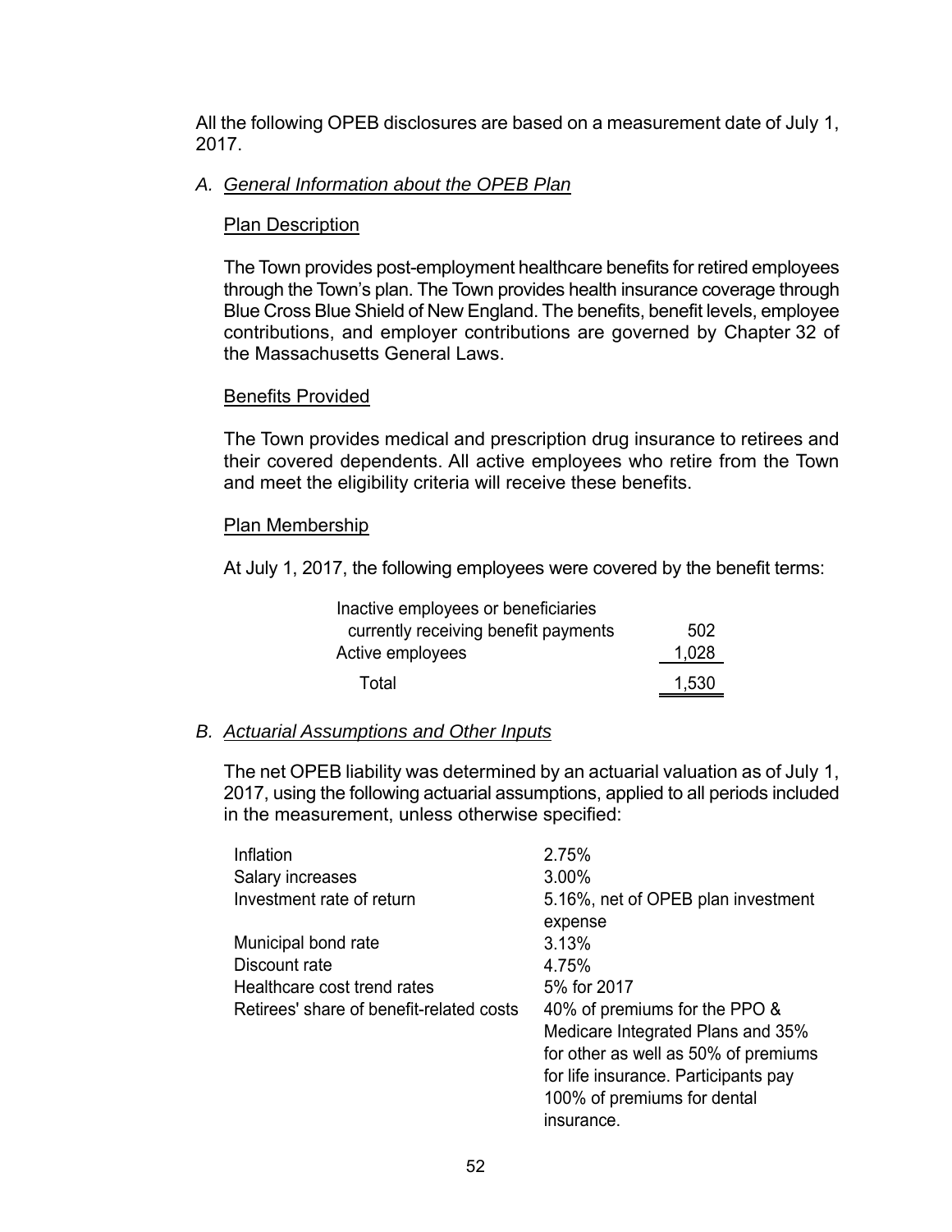All the following OPEB disclosures are based on a measurement date of July 1, 2017.

### A. *General Information about the OPEB Plan*

#### Plan Description

The Town provides post-employment healthcare benefits for retired employees through the Town's plan. The Town provides health insurance coverage through Blue Cross Blue Shield of New England. The benefits, benefit levels, employee contributions, and employer contributions are governed by Chapter 32 of the Massachusetts General Laws.

#### Benefits Provided

The Town provides medical and prescription drug insurance to retirees and their covered dependents. All active employees who retire from the Town and meet the eligibility criteria will receive these benefits.

#### Plan Membership

At July 1, 2017, the following employees were covered by the benefit terms:

| | |
|---|---|
| Inactive employees or beneficiaries currently receiving benefit payments | 502 |
| Active employees | 1,028 |
| Total | 1,530 |

### B. *Actuarial Assumptions and Other Inputs*

The net OPEB liability was determined by an actuarial valuation as of July 1, 2017, using the following actuarial assumptions, applied to all periods included in the measurement, unless otherwise specified:

| | |
|---|---|
| Inflation | 2.75% |
| Salary increases | 3.00% |
| Investment rate of return | 5.16%, net of OPEB plan investment expense |
| Municipal bond rate | 3.13% |
| Discount rate | 4.75% |
| Healthcare cost trend rates | 5% for 2017 |
| Retirees' share of benefit-related costs | 40% of premiums for the PPO & Medicare Integrated Plans and 35% for other as well as 50% of premiums for life insurance. Participants pay 100% of premiums for dental insurance. |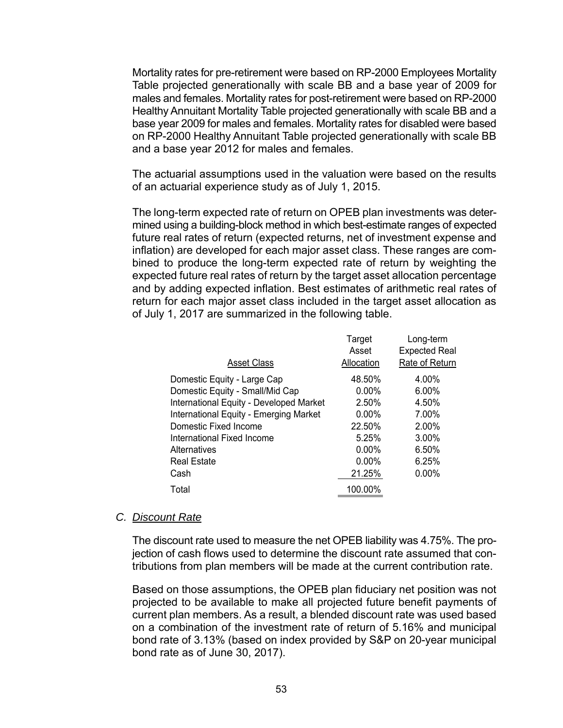Mortality rates for pre-retirement were based on RP-2000 Employees Mortality Table projected generationally with scale BB and a base year of 2009 for males and females. Mortality rates for post-retirement were based on RP-2000 Healthy Annuitant Mortality Table projected generationally with scale BB and a base year 2009 for males and females. Mortality rates for disabled were based on RP-2000 Healthy Annuitant Table projected generationally with scale BB and a base year 2012 for males and females.

The actuarial assumptions used in the valuation were based on the results of an actuarial experience study as of July 1, 2015.

The long-term expected rate of return on OPEB plan investments was determined using a building-block method in which best-estimate ranges of expected future real rates of return (expected returns, net of investment expense and inflation) are developed for each major asset class. These ranges are combined to produce the long-term expected rate of return by weighting the expected future real rates of return by the target asset allocation percentage and by adding expected inflation. Best estimates of arithmetic real rates of return for each major asset class included in the target asset allocation as of July 1, 2017 are summarized in the following table.

| Asset Class | Target Asset Allocation | Long-term Expected Real Rate of Return |
|---|---|---|
| Domestic Equity - Large Cap | 48.50% | 4.00% |
| Domestic Equity - Small/Mid Cap | 0.00% | 6.00% |
| International Equity - Developed Market | 2.50% | 4.50% |
| International Equity - Emerging Market | 0.00% | 7.00% |
| Domestic Fixed Income | 22.50% | 2.00% |
| International Fixed Income | 5.25% | 3.00% |
| Alternatives | 0.00% | 6.50% |
| Real Estate | 0.00% | 6.25% |
| Cash | 21.25% | 0.00% |
| Total | 100.00% | |

## C. *Discount Rate*

The discount rate used to measure the net OPEB liability was 4.75%. The projection of cash flows used to determine the discount rate assumed that contributions from plan members will be made at the current contribution rate.

Based on those assumptions, the OPEB plan fiduciary net position was not projected to be available to make all projected future benefit payments of current plan members. As a result, a blended discount rate was used based on a combination of the investment rate of return of 5.16% and municipal bond rate of 3.13% (based on index provided by S&P on 20-year municipal bond rate as of June 30, 2017).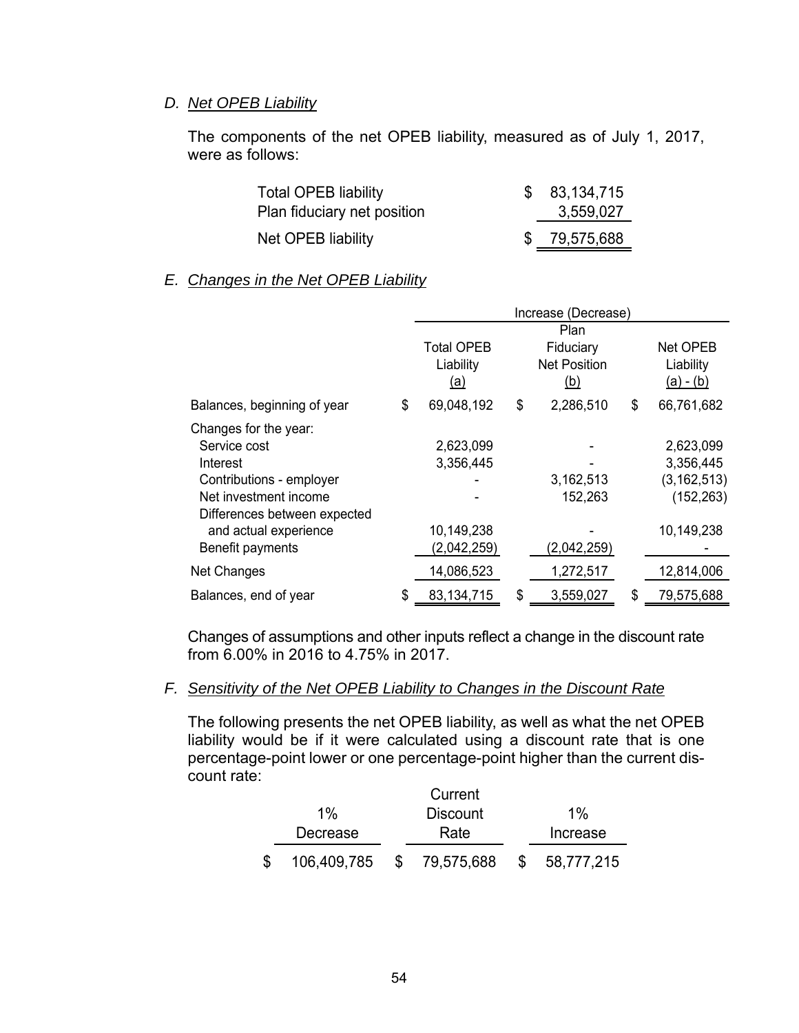### D. *Net OPEB Liability*

The components of the net OPEB liability, measured as of July 1, 2017, were as follows:

| | |
|---|---|
| Total OPEB liability | $ 83,134,715 |
| Plan fiduciary net position | 3,559,027 |
| Net OPEB liability | $ 79,575,688 |

### E. *Changes in the Net OPEB Liability*

| | Increase (Decrease) | | |
|---|---|---|---|
| | Total OPEB Liability (a) | Plan Fiduciary Net Position (b) | Net OPEB Liability (a) - (b) |
| Balances, beginning of year | $ 69,048,192 | $ 2,286,510 | $ 66,761,682 |
| Changes for the year: | | | |
| Service cost | 2,623,099 | - | 2,623,099 |
| Interest | 3,356,445 | - | 3,356,445 |
| Contributions - employer | - | 3,162,513 | (3,162,513) |
| Net investment income | - | 152,263 | (152,263) |
| Differences between expected and actual experience | 10,149,238 | - | 10,149,238 |
| Benefit payments | (2,042,259) | (2,042,259) | - |
| Net Changes | 14,086,523 | 1,272,517 | 12,814,006 |
| Balances, end of year | $ 83,134,715 | $ 3,559,027 | $ 79,575,688 |

Changes of assumptions and other inputs reflect a change in the discount rate from 6.00% in 2016 to 4.75% in 2017.

### F. *Sensitivity of the Net OPEB Liability to Changes in the Discount Rate*

The following presents the net OPEB liability, as well as what the net OPEB liability would be if it were calculated using a discount rate that is one percentage-point lower or one percentage-point higher than the current discount rate:

| 1% Decrease | Current Discount Rate | 1% Increase |
|---|---|---|
| $ 106,409,785 | $ 79,575,688 | $ 58,777,215 |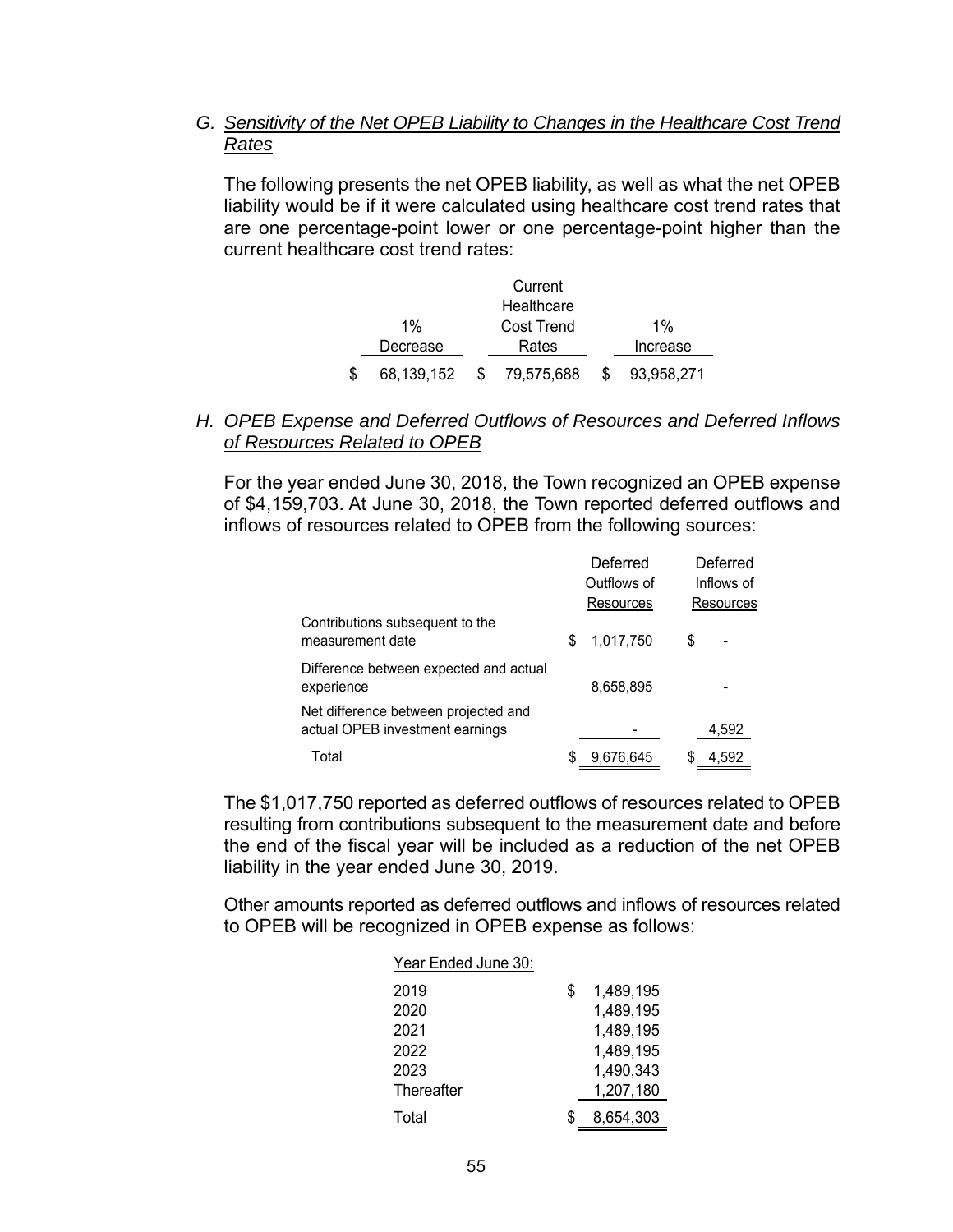### G. *Sensitivity of the Net OPEB Liability to Changes in the Healthcare Cost Trend Rates*

The following presents the net OPEB liability, as well as what the net OPEB liability would be if it were calculated using healthcare cost trend rates that are one percentage-point lower or one percentage-point higher than the current healthcare cost trend rates:

| 1% Decrease | Current Healthcare Cost Trend Rates | 1% Increase |
|---|---|---|
| $ 68,139,152 | $ 79,575,688 | $ 93,958,271 |

### H. *OPEB Expense and Deferred Outflows of Resources and Deferred Inflows of Resources Related to OPEB*

For the year ended June 30, 2018, the Town recognized an OPEB expense of $4,159,703. At June 30, 2018, the Town reported deferred outflows and inflows of resources related to OPEB from the following sources:

| | Deferred Outflows of Resources | Deferred Inflows of Resources |
|---|---|---|
| Contributions subsequent to the measurement date | $ 1,017,750 | $ - |
| Difference between expected and actual experience | 8,658,895 | - |
| Net difference between projected and actual OPEB investment earnings | - | 4,592 |
| Total | $ 9,676,645 | $ 4,592 |

The $1,017,750 reported as deferred outflows of resources related to OPEB resulting from contributions subsequent to the measurement date and before the end of the fiscal year will be included as a reduction of the net OPEB liability in the year ended June 30, 2019.

Other amounts reported as deferred outflows and inflows of resources related to OPEB will be recognized in OPEB expense as follows:

| Year Ended June 30: | |
|---|---|
| 2019 | $ 1,489,195 |
| 2020 | 1,489,195 |
| 2021 | 1,489,195 |
| 2022 | 1,489,195 |
| 2023 | 1,490,343 |
| Thereafter | 1,207,180 |
| Total | $ 8,654,303 |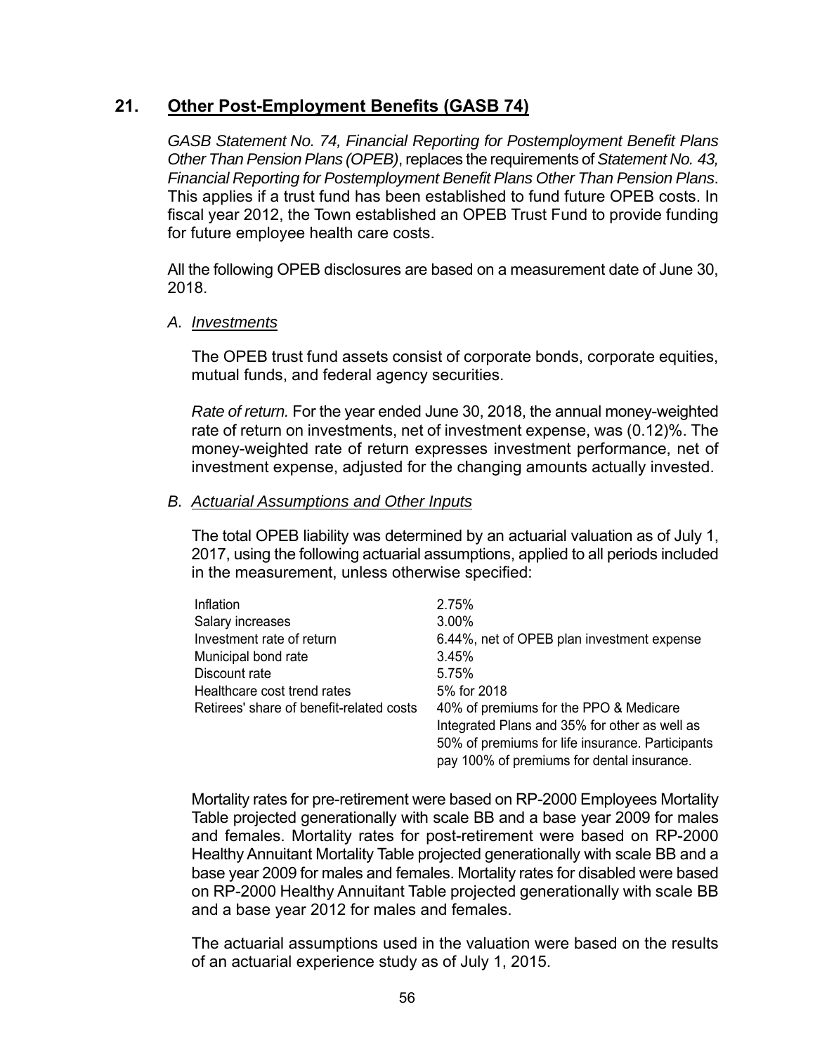## 21. Other Post-Employment Benefits (GASB 74)

*GASB Statement No. 74, Financial Reporting for Postemployment Benefit Plans Other Than Pension Plans (OPEB)*, replaces the requirements of *Statement No. 43, Financial Reporting for Postemployment Benefit Plans Other Than Pension Plans*. This applies if a trust fund has been established to fund future OPEB costs. In fiscal year 2012, the Town established an OPEB Trust Fund to provide funding for future employee health care costs.

All the following OPEB disclosures are based on a measurement date of June 30, 2018.

### A. Investments

The OPEB trust fund assets consist of corporate bonds, corporate equities, mutual funds, and federal agency securities.

*Rate of return.* For the year ended June 30, 2018, the annual money-weighted rate of return on investments, net of investment expense, was (0.12)%. The money-weighted rate of return expresses investment performance, net of investment expense, adjusted for the changing amounts actually invested.

### B. Actuarial Assumptions and Other Inputs

The total OPEB liability was determined by an actuarial valuation as of July 1, 2017, using the following actuarial assumptions, applied to all periods included in the measurement, unless otherwise specified:

| | |
|---|---|
| Inflation | 2.75% |
| Salary increases | 3.00% |
| Investment rate of return | 6.44%, net of OPEB plan investment expense |
| Municipal bond rate | 3.45% |
| Discount rate | 5.75% |
| Healthcare cost trend rates | 5% for 2018 |
| Retirees' share of benefit-related costs | 40% of premiums for the PPO & Medicare Integrated Plans and 35% for other as well as 50% of premiums for life insurance. Participants pay 100% of premiums for dental insurance. |

Mortality rates for pre-retirement were based on RP-2000 Employees Mortality Table projected generationally with scale BB and a base year 2009 for males and females. Mortality rates for post-retirement were based on RP-2000 Healthy Annuitant Mortality Table projected generationally with scale BB and a base year 2009 for males and females. Mortality rates for disabled were based on RP-2000 Healthy Annuitant Table projected generationally with scale BB and a base year 2012 for males and females.

The actuarial assumptions used in the valuation were based on the results of an actuarial experience study as of July 1, 2015.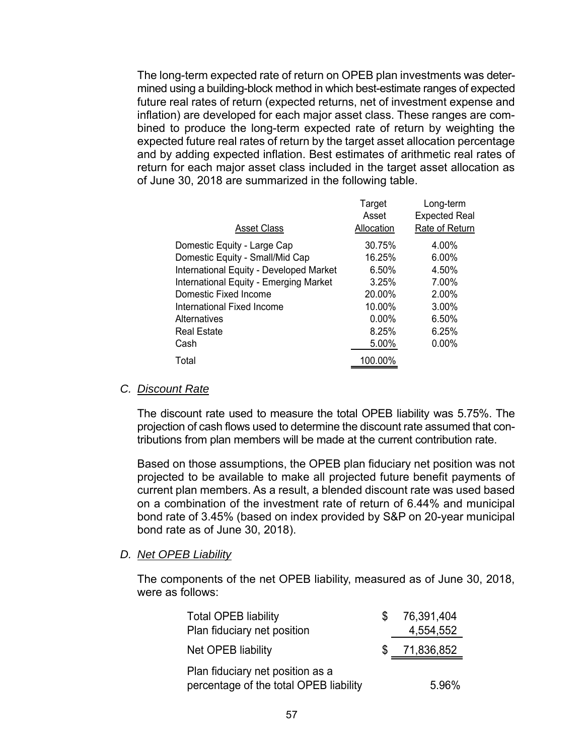The long-term expected rate of return on OPEB plan investments was determined using a building-block method in which best-estimate ranges of expected future real rates of return (expected returns, net of investment expense and inflation) are developed for each major asset class. These ranges are combined to produce the long-term expected rate of return by weighting the expected future real rates of return by the target asset allocation percentage and by adding expected inflation. Best estimates of arithmetic real rates of return for each major asset class included in the target asset allocation as of June 30, 2018 are summarized in the following table.

| Asset Class | Target Asset Allocation | Long-term Expected Real Rate of Return |
|---|---|---|
| Domestic Equity - Large Cap | 30.75% | 4.00% |
| Domestic Equity - Small/Mid Cap | 16.25% | 6.00% |
| International Equity - Developed Market | 6.50% | 4.50% |
| International Equity - Emerging Market | 3.25% | 7.00% |
| Domestic Fixed Income | 20.00% | 2.00% |
| International Fixed Income | 10.00% | 3.00% |
| Alternatives | 0.00% | 6.50% |
| Real Estate | 8.25% | 6.25% |
| Cash | 5.00% | 0.00% |
| Total | 100.00% | |

### C. *Discount Rate*

The discount rate used to measure the total OPEB liability was 5.75%. The projection of cash flows used to determine the discount rate assumed that contributions from plan members will be made at the current contribution rate.

Based on those assumptions, the OPEB plan fiduciary net position was not projected to be available to make all projected future benefit payments of current plan members. As a result, a blended discount rate was used based on a combination of the investment rate of return of 6.44% and municipal bond rate of 3.45% (based on index provided by S&P on 20-year municipal bond rate as of June 30, 2018).

### D. *Net OPEB Liability*

The components of the net OPEB liability, measured as of June 30, 2018, were as follows:

| | |
|---|---|
| Total OPEB liability | $ 76,391,404 |
| Plan fiduciary net position | 4,554,552 |
| Net OPEB liability | $ 71,836,852 |
| Plan fiduciary net position as a percentage of the total OPEB liability | 5.96% |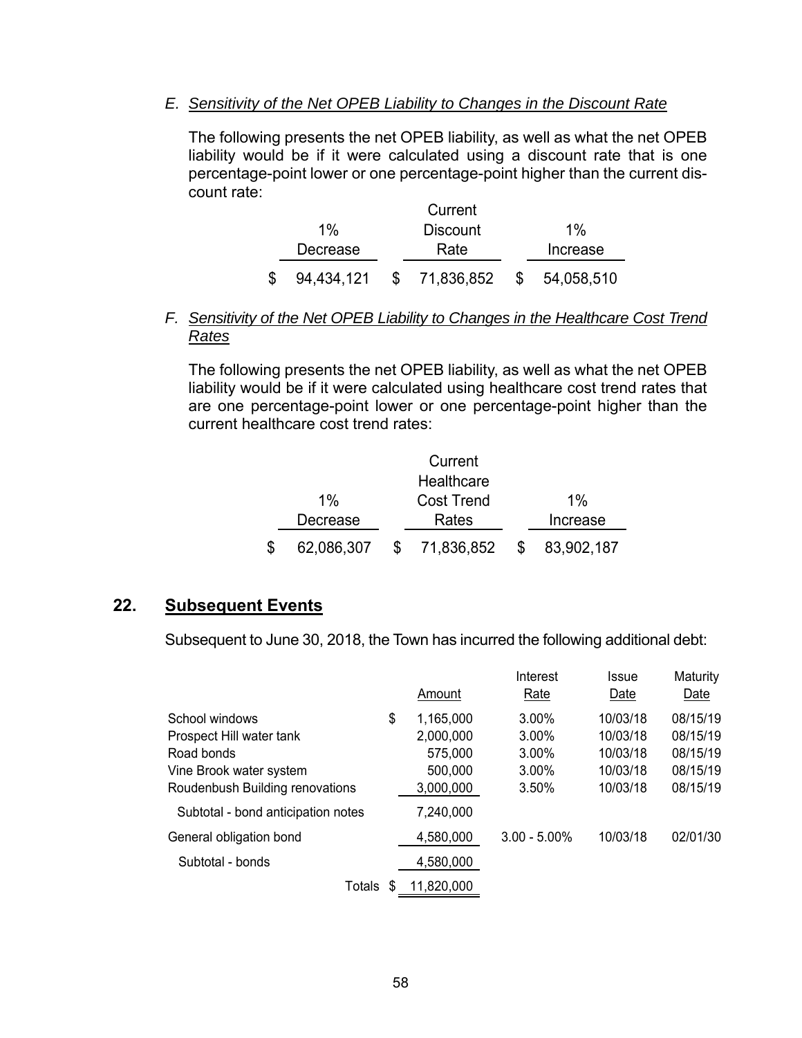*E. Sensitivity of the Net OPEB Liability to Changes in the Discount Rate*

The following presents the net OPEB liability, as well as what the net OPEB liability would be if it were calculated using a discount rate that is one percentage-point lower or one percentage-point higher than the current discount rate:

| 1% Decrease | Current Discount Rate | 1% Increase |
|---|---|---|
| $ 94,434,121 | $ 71,836,852 | $ 54,058,510 |

*F. Sensitivity of the Net OPEB Liability to Changes in the Healthcare Cost Trend Rates*

The following presents the net OPEB liability, as well as what the net OPEB liability would be if it were calculated using healthcare cost trend rates that are one percentage-point lower or one percentage-point higher than the current healthcare cost trend rates:

| 1% Decrease | Current Healthcare Cost Trend Rates | 1% Increase |
|---|---|---|
| $ 62,086,307 | $ 71,836,852 | $ 83,902,187 |

## 22. Subsequent Events

Subsequent to June 30, 2018, the Town has incurred the following additional debt:

| | Amount | Interest Rate | Issue Date | Maturity Date |
|---|---|---|---|---|
| School windows | $ 1,165,000 | 3.00% | 10/03/18 | 08/15/19 |
| Prospect Hill water tank | 2,000,000 | 3.00% | 10/03/18 | 08/15/19 |
| Road bonds | 575,000 | 3.00% | 10/03/18 | 08/15/19 |
| Vine Brook water system | 500,000 | 3.00% | 10/03/18 | 08/15/19 |
| Roudenbush Building renovations | 3,000,000 | 3.50% | 10/03/18 | 08/15/19 |
| Subtotal - bond anticipation notes | 7,240,000 | | | |
| General obligation bond | 4,580,000 | 3.00 - 5.00% | 10/03/18 | 02/01/30 |
| Subtotal - bonds | 4,580,000 | | | |
| Totals | $ 11,820,000 | | | |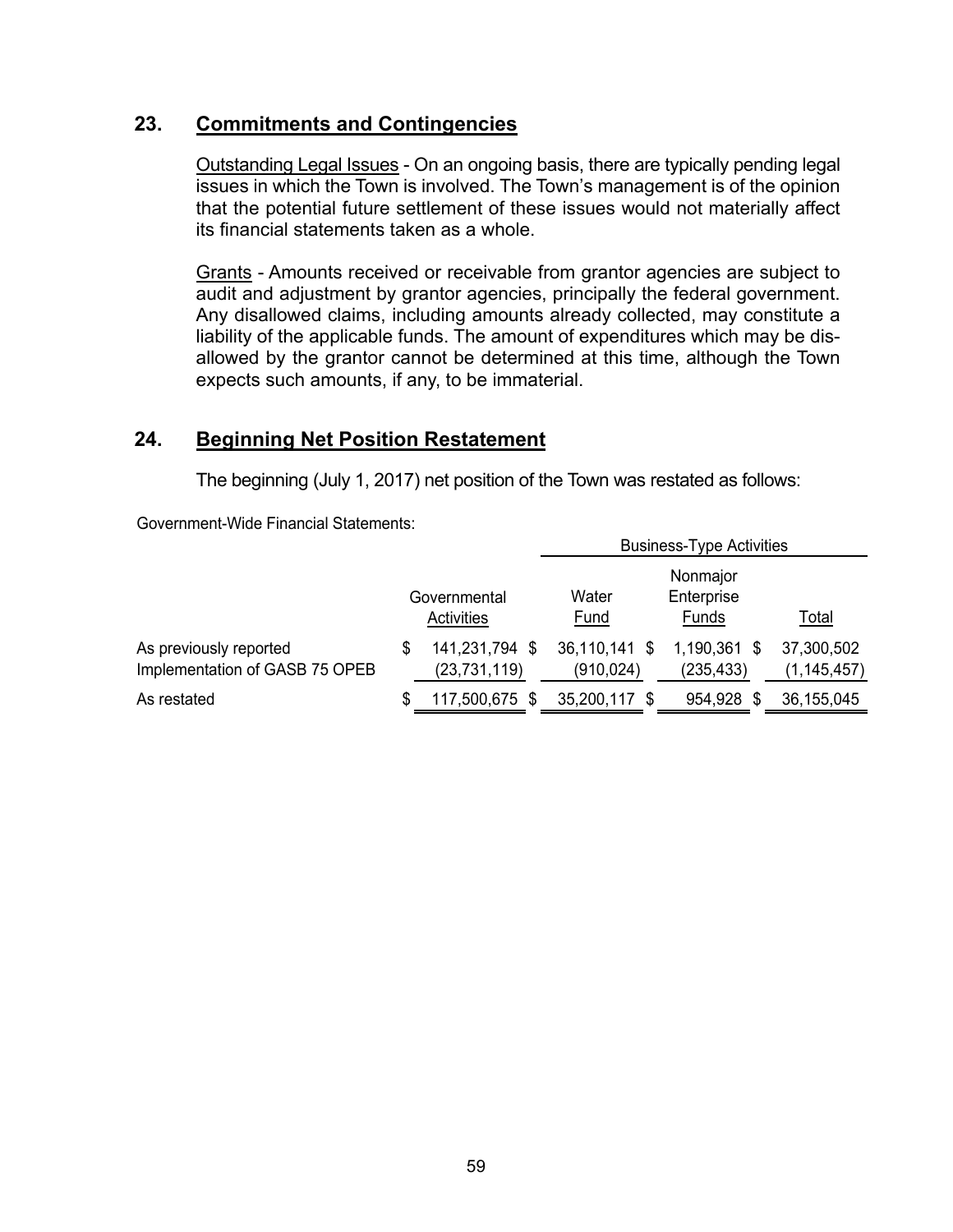## 23. Commitments and Contingencies

Outstanding Legal Issues - On an ongoing basis, there are typically pending legal issues in which the Town is involved. The Town's management is of the opinion that the potential future settlement of these issues would not materially affect its financial statements taken as a whole.

Grants - Amounts received or receivable from grantor agencies are subject to audit and adjustment by grantor agencies, principally the federal government. Any disallowed claims, including amounts already collected, may constitute a liability of the applicable funds. The amount of expenditures which may be disallowed by the grantor cannot be determined at this time, although the Town expects such amounts, if any, to be immaterial.

## 24. Beginning Net Position Restatement

The beginning (July 1, 2017) net position of the Town was restated as follows:

Government-Wide Financial Statements:

| | | Business-Type Activities | | |
|---|---|---|---|---|
| | Governmental Activities | Water Fund | Nonmajor Enterprise Funds | Total |
| As previously reported | $ 141,231,794 | $ 36,110,141 | $ 1,190,361 | $ 37,300,502 |
| Implementation of GASB 75 OPEB | (23,731,119) | (910,024) | (235,433) | (1,145,457) |
| As restated | $ 117,500,675 | $ 35,200,117 | $ 954,928 | $ 36,155,045 |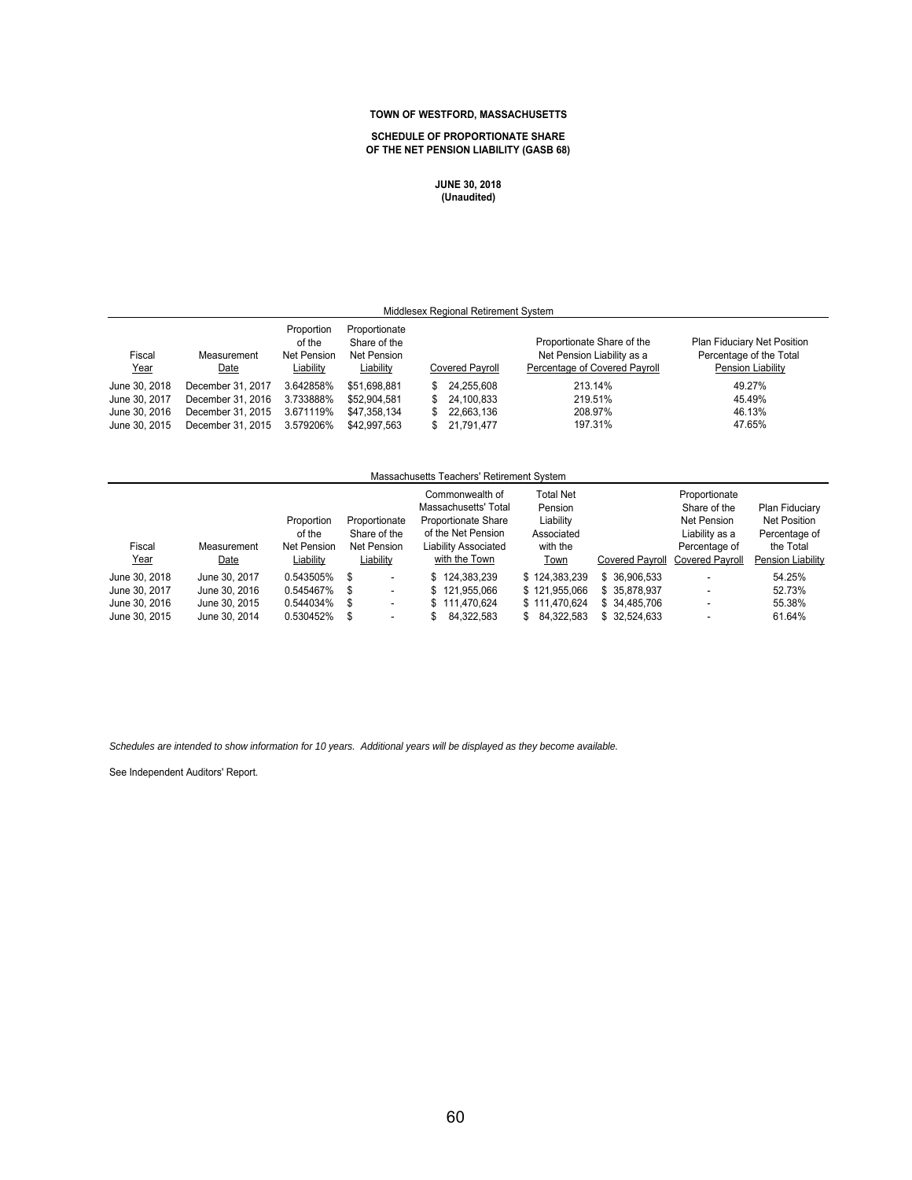**TOWN OF WESTFORD, MASSACHUSETTS**

**SCHEDULE OF PROPORTIONATE SHARE OF THE NET PENSION LIABILITY (GASB 68)**

**JUNE 30, 2018**
**(Unaudited)**

Middlesex Regional Retirement System

| Fiscal Year | Measurement Date | Proportion of the Net Pension Liability | Proportionate Share of the Net Pension Liability | Covered Payroll | Proportionate Share of the Net Pension Liability as a Percentage of Covered Payroll | Plan Fiduciary Net Position Percentage of the Total Pension Liability |
|---|---|---|---|---|---|---|
| June 30, 2018 | December 31, 2017 | 3.642858% | $51,698,881 | $ 24,255,608 | 213.14% | 49.27% |
| June 30, 2017 | December 31, 2016 | 3.733888% | $52,904,581 | $ 24,100,833 | 219.51% | 45.49% |
| June 30, 2016 | December 31, 2015 | 3.671119% | $47,358,134 | $ 22,663,136 | 208.97% | 46.13% |
| June 30, 2015 | December 31, 2015 | 3.579206% | $42,997,563 | $ 21,791,477 | 197.31% | 47.65% |

Massachusetts Teachers' Retirement System

| Fiscal Year | Measurement Date | Proportion of the Net Pension Liability | Proportionate Share of the Net Pension Liability | Commonwealth of Massachusetts' Total Proportionate Share of the Net Pension Liability Associated with the Town | Total Net Pension Liability Associated with the Town | Covered Payroll | Proportionate Share of the Net Pension Liability as a Percentage of Covered Payroll | Plan Fiduciary Net Position Percentage of the Total Pension Liability |
|---|---|---|---|---|---|---|---|---|
| June 30, 2018 | June 30, 2017 | 0.543505% | $ - | $ 124,383,239 | $ 124,383,239 | $ 36,906,533 | - | 54.25% |
| June 30, 2017 | June 30, 2016 | 0.545467% | $ - | $ 121,955,066 | $ 121,955,066 | $ 35,878,937 | - | 52.73% |
| June 30, 2016 | June 30, 2015 | 0.544034% | $ - | $ 111,470,624 | $ 111,470,624 | $ 34,485,706 | - | 55.38% |
| June 30, 2015 | June 30, 2014 | 0.530452% | $ - | $ 84,322,583 | $ 84,322,583 | $ 32,524,633 | - | 61.64% |

*Schedules are intended to show information for 10 years. Additional years will be displayed as they become available.*

See Independent Auditors' Report.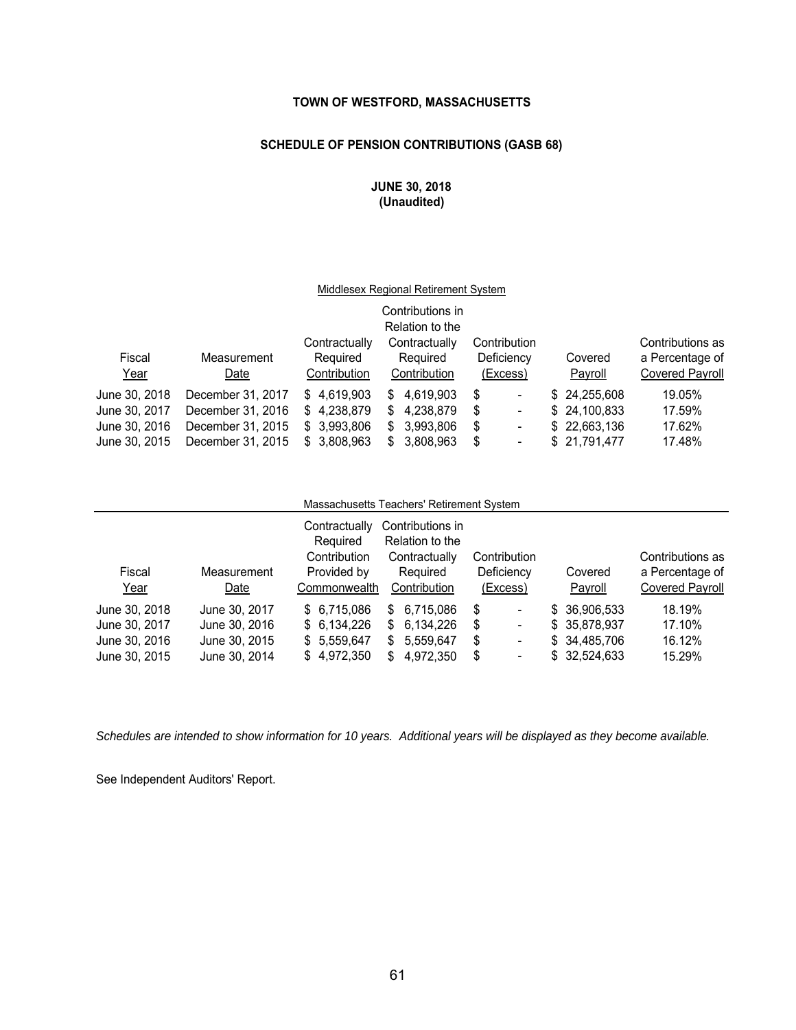**TOWN OF WESTFORD, MASSACHUSETTS**

**SCHEDULE OF PENSION CONTRIBUTIONS (GASB 68)**

**JUNE 30, 2018**
**(Unaudited)**

Middlesex Regional Retirement System

| Fiscal Year | Measurement Date | Contractually Required Contribution | Contributions in Relation to the Contractually Required Contribution | Contribution Deficiency (Excess) | Covered Payroll | Contributions as a Percentage of Covered Payroll |
|---|---|---|---|---|---|---|
| June 30, 2018 | December 31, 2017 | $ 4,619,903 | $ 4,619,903 | $ - | $ 24,255,608 | 19.05% |
| June 30, 2017 | December 31, 2016 | $ 4,238,879 | $ 4,238,879 | $ - | $ 24,100,833 | 17.59% |
| June 30, 2016 | December 31, 2015 | $ 3,993,806 | $ 3,993,806 | $ - | $ 22,663,136 | 17.62% |
| June 30, 2015 | December 31, 2015 | $ 3,808,963 | $ 3,808,963 | $ - | $ 21,791,477 | 17.48% |

Massachusetts Teachers' Retirement System

| Fiscal Year | Measurement Date | Contractually Required Contribution Provided by Commonwealth | Contributions in Relation to the Contractually Required Contribution | Contribution Deficiency (Excess) | Covered Payroll | Contributions as a Percentage of Covered Payroll |
|---|---|---|---|---|---|---|
| June 30, 2018 | June 30, 2017 | $ 6,715,086 | $ 6,715,086 | $ - | $ 36,906,533 | 18.19% |
| June 30, 2017 | June 30, 2016 | $ 6,134,226 | $ 6,134,226 | $ - | $ 35,878,937 | 17.10% |
| June 30, 2016 | June 30, 2015 | $ 5,559,647 | $ 5,559,647 | $ - | $ 34,485,706 | 16.12% |
| June 30, 2015 | June 30, 2014 | $ 4,972,350 | $ 4,972,350 | $ - | $ 32,524,633 | 15.29% |

*Schedules are intended to show information for 10 years. Additional years will be displayed as they become available.*

See Independent Auditors' Report.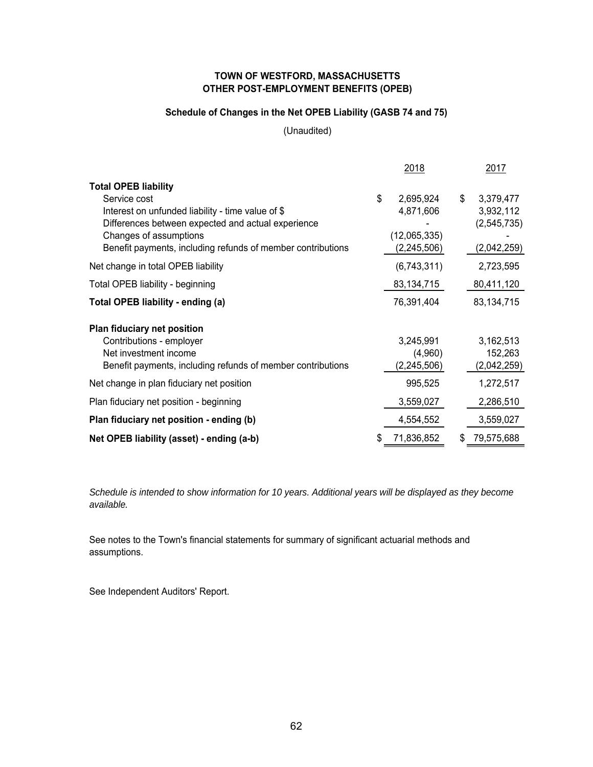# TOWN OF WESTFORD, MASSACHUSETTS
## OTHER POST-EMPLOYMENT BENEFITS (OPEB)

### Schedule of Changes in the Net OPEB Liability (GASB 74 and 75)

(Unaudited)

| | 2018 | 2017 |
|---|---|---|
| **Total OPEB liability** | | |
| Service cost | $ 2,695,924 | $ 3,379,477 |
| Interest on unfunded liability - time value of $ | 4,871,606 | 3,932,112 |
| Differences between expected and actual experience | - | (2,545,735) |
| Changes of assumptions | (12,065,335) | - |
| Benefit payments, including refunds of member contributions | (2,245,506) | (2,042,259) |
| Net change in total OPEB liability | (6,743,311) | 2,723,595 |
| Total OPEB liability - beginning | 83,134,715 | 80,411,120 |
| **Total OPEB liability - ending (a)** | 76,391,404 | 83,134,715 |
| **Plan fiduciary net position** | | |
| Contributions - employer | 3,245,991 | 3,162,513 |
| Net investment income | (4,960) | 152,263 |
| Benefit payments, including refunds of member contributions | (2,245,506) | (2,042,259) |
| Net change in plan fiduciary net position | 995,525 | 1,272,517 |
| Plan fiduciary net position - beginning | 3,559,027 | 2,286,510 |
| **Plan fiduciary net position - ending (b)** | 4,554,552 | 3,559,027 |
| **Net OPEB liability (asset) - ending (a-b)** | $ 71,836,852 | $ 79,575,688 |

*Schedule is intended to show information for 10 years. Additional years will be displayed as they become available.*

See notes to the Town's financial statements for summary of significant actuarial methods and assumptions.

See Independent Auditors' Report.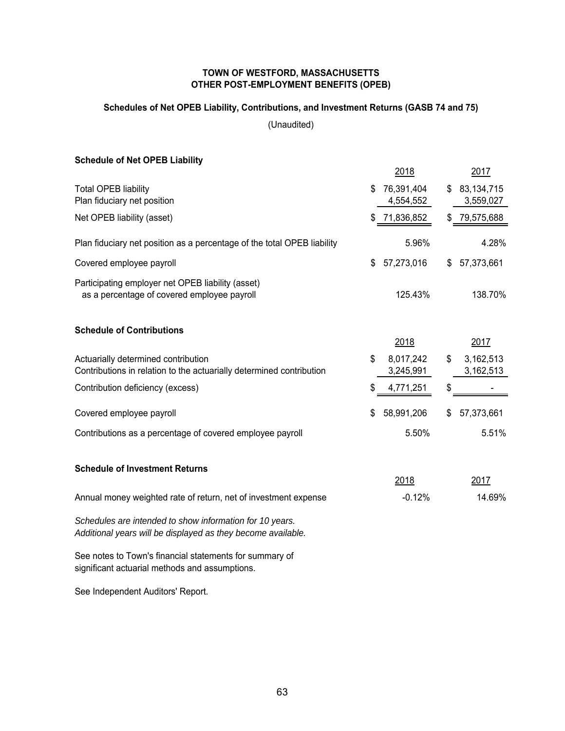# TOWN OF WESTFORD, MASSACHUSETTS
# OTHER POST-EMPLOYMENT BENEFITS (OPEB)

## Schedules of Net OPEB Liability, Contributions, and Investment Returns (GASB 74 and 75)

(Unaudited)

### Schedule of Net OPEB Liability

| | 2018 | 2017 |
|---|---|---|
| Total OPEB liability | $ 76,391,404 | $ 83,134,715 |
| Plan fiduciary net position | 4,554,552 | 3,559,027 |
| Net OPEB liability (asset) | $ 71,836,852 | $ 79,575,688 |
| Plan fiduciary net position as a percentage of the total OPEB liability | 5.96% | 4.28% |
| Covered employee payroll | $ 57,273,016 | $ 57,373,661 |
| Participating employer net OPEB liability (asset) as a percentage of covered employee payroll | 125.43% | 138.70% |

### Schedule of Contributions

| | 2018 | 2017 |
|---|---|---|
| Actuarially determined contribution | $ 8,017,242 | $ 3,162,513 |
| Contributions in relation to the actuarially determined contribution | 3,245,991 | 3,162,513 |
| Contribution deficiency (excess) | $ 4,771,251 | $ - |
| Covered employee payroll | $ 58,991,206 | $ 57,373,661 |
| Contributions as a percentage of covered employee payroll | 5.50% | 5.51% |

### Schedule of Investment Returns

| | 2018 | 2017 |
|---|---|---|
| Annual money weighted rate of return, net of investment expense | -0.12% | 14.69% |

*Schedules are intended to show information for 10 years.*
*Additional years will be displayed as they become available.*

See notes to Town's financial statements for summary of significant actuarial methods and assumptions.

See Independent Auditors' Report.